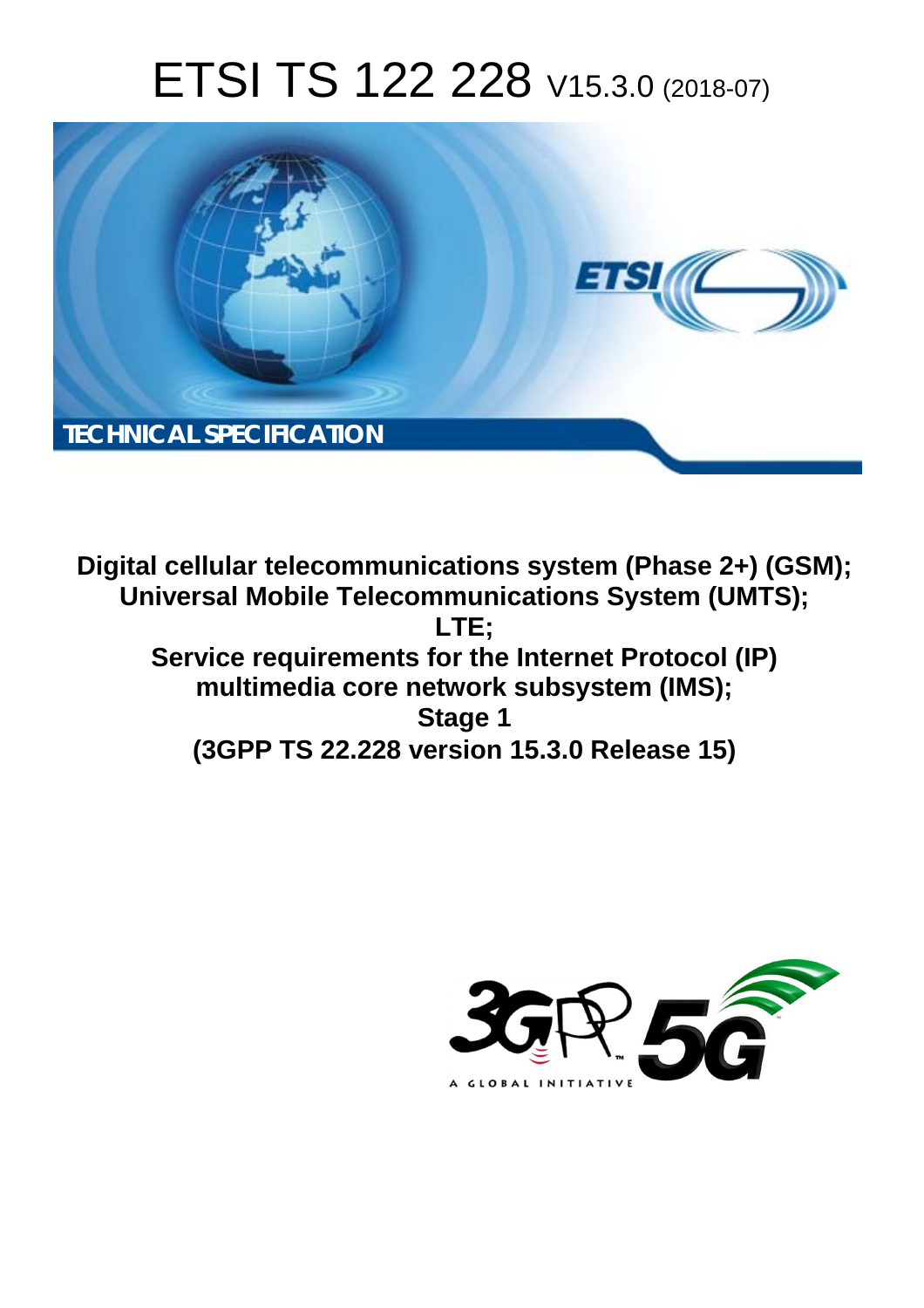# ETSI TS 122 228 V15.3.0 (2018-07)

TECHNICAL SPECIFICATION

**Digital cellular telecommunications system (Phase 2+) (GSM); Universal Mobile Telecommunications System (UMTS); LTE; Service requirements for the Internet Protocol (IP) multimedia core network subsystem (IMS); Stage 1 (3GPP TS 22.228 version 15.3.0 Release 15)**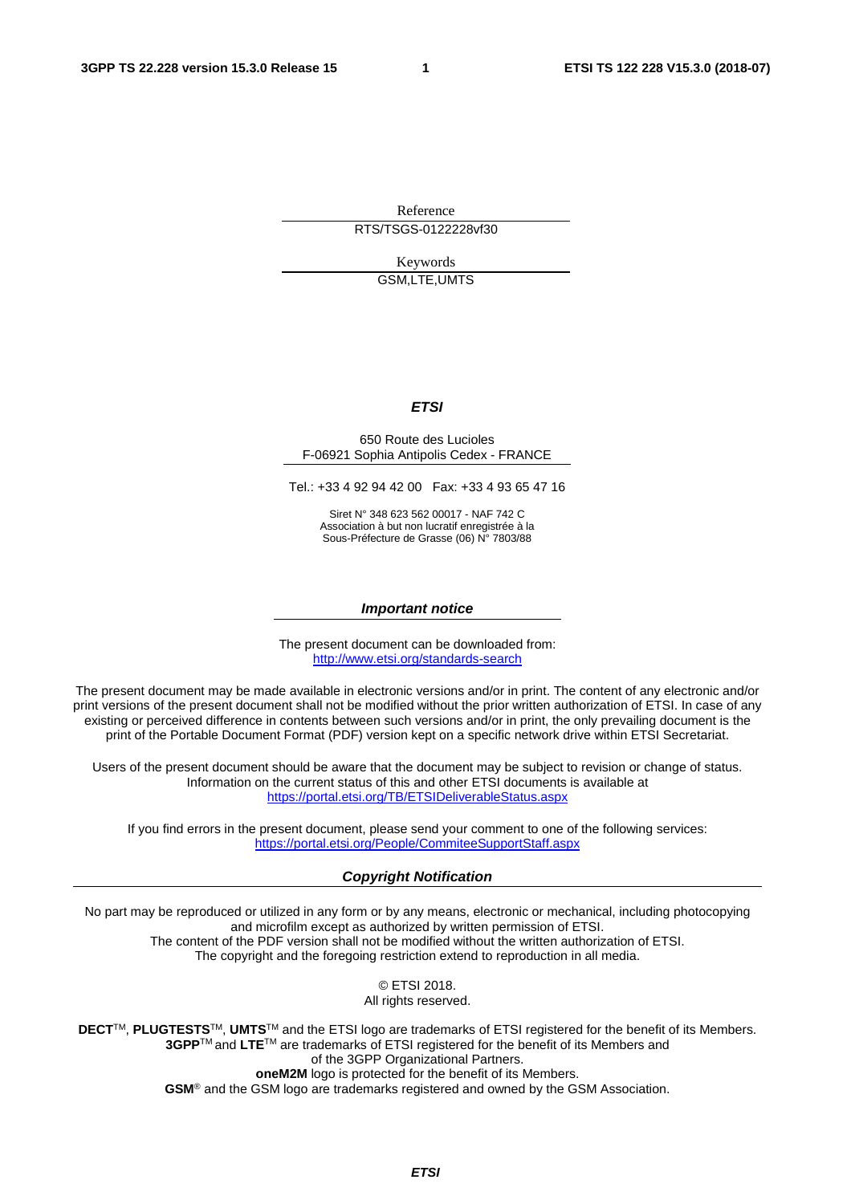Reference

RTS/TSGS-0122228vf30

Keywords

GSM,LTE,UMTS

***ETSI***

650 Route des Lucioles
F-06921 Sophia Antipolis Cedex - FRANCE

Tel.: +33 4 92 94 42 00   Fax: +33 4 93 65 47 16

Siret N° 348 623 562 00017 - NAF 742 C
Association à but non lucratif enregistrée à la
Sous-Préfecture de Grasse (06) N° 7803/88

***Important notice***

The present document can be downloaded from:
http://www.etsi.org/standards-search

The present document may be made available in electronic versions and/or in print. The content of any electronic and/or print versions of the present document shall not be modified without the prior written authorization of ETSI. In case of any existing or perceived difference in contents between such versions and/or in print, the only prevailing document is the print of the Portable Document Format (PDF) version kept on a specific network drive within ETSI Secretariat.

Users of the present document should be aware that the document may be subject to revision or change of status. Information on the current status of this and other ETSI documents is available at
https://portal.etsi.org/TB/ETSIDeliverableStatus.aspx

If you find errors in the present document, please send your comment to one of the following services:
https://portal.etsi.org/People/CommiteeSupportStaff.aspx

***Copyright Notification***

No part may be reproduced or utilized in any form or by any means, electronic or mechanical, including photocopying and microfilm except as authorized by written permission of ETSI.
The content of the PDF version shall not be modified without the written authorization of ETSI.
The copyright and the foregoing restriction extend to reproduction in all media.

© ETSI 2018.
All rights reserved.

**DECT**™, **PLUGTESTS**™, **UMTS**™ and the ETSI logo are trademarks of ETSI registered for the benefit of its Members.
**3GPP**™ and **LTE**™ are trademarks of ETSI registered for the benefit of its Members and of the 3GPP Organizational Partners.
**oneM2M** logo is protected for the benefit of its Members.
**GSM**® and the GSM logo are trademarks registered and owned by the GSM Association.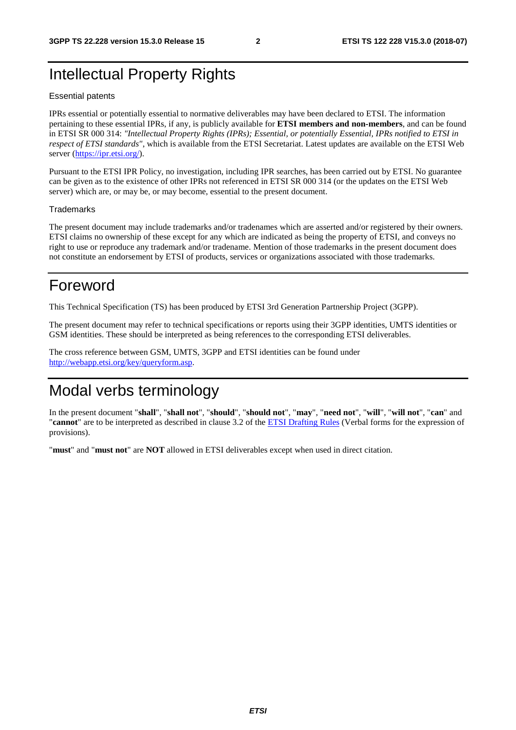# Intellectual Property Rights

## Essential patents

IPRs essential or potentially essential to normative deliverables may have been declared to ETSI. The information pertaining to these essential IPRs, if any, is publicly available for **ETSI members and non-members**, and can be found in ETSI SR 000 314: *"Intellectual Property Rights (IPRs); Essential, or potentially Essential, IPRs notified to ETSI in respect of ETSI standards"*, which is available from the ETSI Secretariat. Latest updates are available on the ETSI Web server (https://ipr.etsi.org/).

Pursuant to the ETSI IPR Policy, no investigation, including IPR searches, has been carried out by ETSI. No guarantee can be given as to the existence of other IPRs not referenced in ETSI SR 000 314 (or the updates on the ETSI Web server) which are, or may be, or may become, essential to the present document.

## Trademarks

The present document may include trademarks and/or tradenames which are asserted and/or registered by their owners. ETSI claims no ownership of these except for any which are indicated as being the property of ETSI, and conveys no right to use or reproduce any trademark and/or tradename. Mention of those trademarks in the present document does not constitute an endorsement by ETSI of products, services or organizations associated with those trademarks.

# Foreword

This Technical Specification (TS) has been produced by ETSI 3rd Generation Partnership Project (3GPP).

The present document may refer to technical specifications or reports using their 3GPP identities, UMTS identities or GSM identities. These should be interpreted as being references to the corresponding ETSI deliverables.

The cross reference between GSM, UMTS, 3GPP and ETSI identities can be found under http://webapp.etsi.org/key/queryform.asp.

# Modal verbs terminology

In the present document "**shall**", "**shall not**", "**should**", "**should not**", "**may**", "**need not**", "**will**", "**will not**", "**can**" and "**cannot**" are to be interpreted as described in clause 3.2 of the ETSI Drafting Rules (Verbal forms for the expression of provisions).

"**must**" and "**must not**" are **NOT** allowed in ETSI deliverables except when used in direct citation.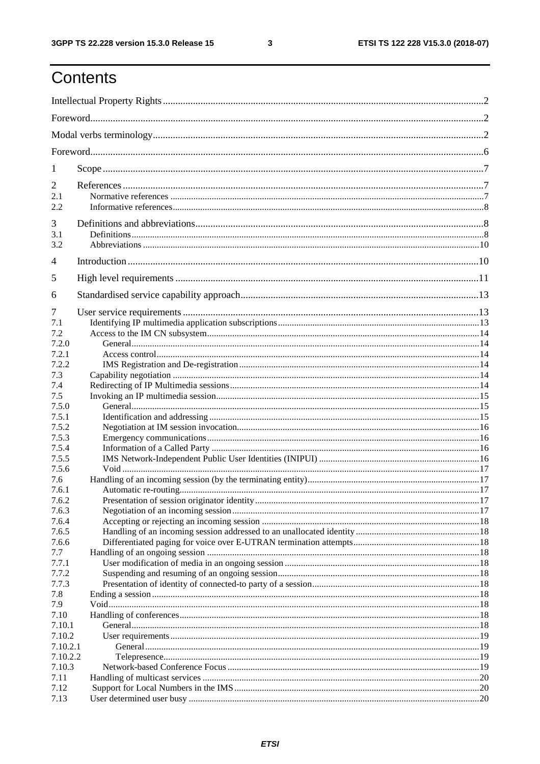# Contents

Intellectual Property Rights ... 2

Foreword ... 2

Modal verbs terminology ... 2

Foreword ... 6

1 Scope ... 7

2 References ... 7

2.1 Normative references ... 7

2.2 Informative references ... 8

3 Definitions and abbreviations ... 8

3.1 Definitions ... 8

3.2 Abbreviations ... 10

4 Introduction ... 10

5 High level requirements ... 11

6 Standardised service capability approach ... 13

7 User service requirements ... 13

7.1 Identifying IP multimedia application subscriptions ... 13

7.2 Access to the IM CN subsystem ... 14

7.2.0 General ... 14

7.2.1 Access control ... 14

7.2.2 IMS Registration and De-registration ... 14

7.3 Capability negotiation ... 14

7.4 Redirecting of IP Multimedia sessions ... 14

7.5 Invoking an IP multimedia session ... 15

7.5.0 General ... 15

7.5.1 Identification and addressing ... 15

7.5.2 Negotiation at IM session invocation ... 16

7.5.3 Emergency communications ... 16

7.5.4 Information of a Called Party ... 16

7.5.5 IMS Network-Independent Public User Identities (INIPUI) ... 16

7.5.6 Void ... 17

7.6 Handling of an incoming session (by the terminating entity) ... 17

7.6.1 Automatic re-routing ... 17

7.6.2 Presentation of session originator identity ... 17

7.6.3 Negotiation of an incoming session ... 17

7.6.4 Accepting or rejecting an incoming session ... 18

7.6.5 Handling of an incoming session addressed to an unallocated identity ... 18

7.6.6 Differentiated paging for voice over E-UTRAN termination attempts ... 18

7.7 Handling of an ongoing session ... 18

7.7.1 User modification of media in an ongoing session ... 18

7.7.2 Suspending and resuming of an ongoing session ... 18

7.7.3 Presentation of identity of connected-to party of a session ... 18

7.8 Ending a session ... 18

7.9 Void ... 18

7.10 Handling of conferences ... 18

7.10.1 General ... 18

7.10.2 User requirements ... 19

7.10.2.1 General ... 19

7.10.2.2 Telepresence ... 19

7.10.3 Network-based Conference Focus ... 19

7.11 Handling of multicast services ... 20

7.12 Support for Local Numbers in the IMS ... 20

7.13 User determined user busy ... 20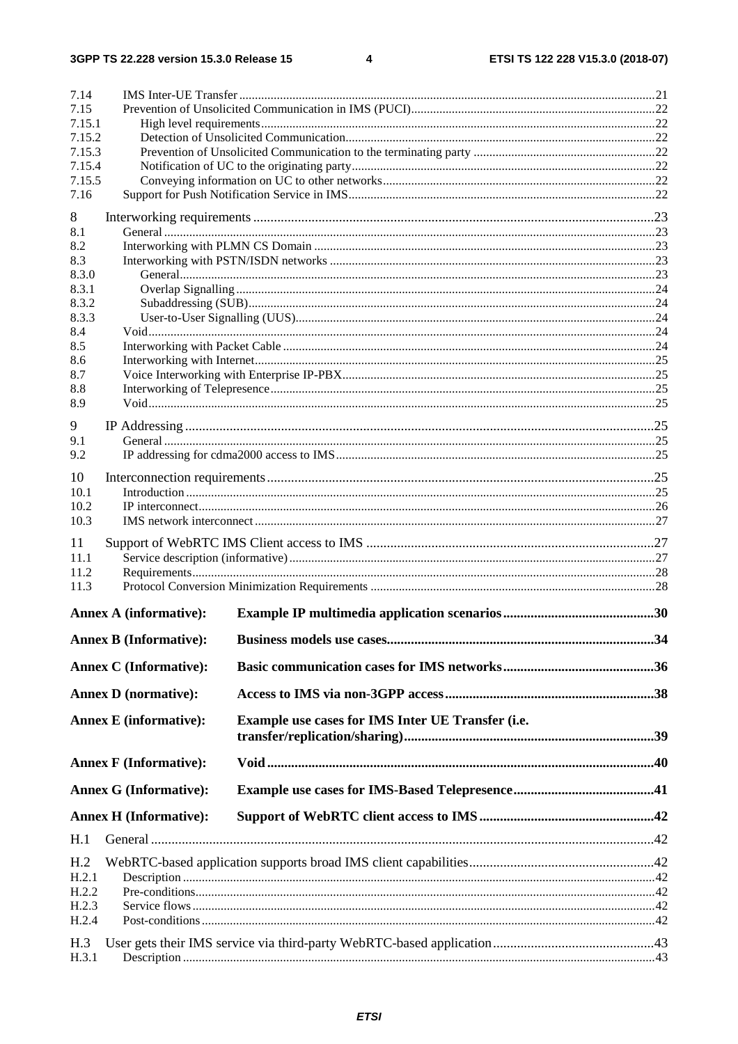7.14 IMS Inter-UE Transfer .....21
7.15 Prevention of Unsolicited Communication in IMS (PUCI).....22
7.15.1 High level requirements.....22
7.15.2 Detection of Unsolicited Communication.....22
7.15.3 Prevention of Unsolicited Communication to the terminating party .....22
7.15.4 Notification of UC to the originating party.....22
7.15.5 Conveying information on UC to other networks.....22
7.16 Support for Push Notification Service in IMS.....22

8 Interworking requirements .....23
8.1 General .....23
8.2 Interworking with PLMN CS Domain .....23
8.3 Interworking with PSTN/ISDN networks .....23
8.3.0 General.....23
8.3.1 Overlap Signalling .....24
8.3.2 Subaddressing (SUB).....24
8.3.3 User-to-User Signalling (UUS).....24
8.4 Void.....24
8.5 Interworking with Packet Cable .....24
8.6 Interworking with Internet.....25
8.7 Voice Interworking with Enterprise IP-PBX.....25
8.8 Interworking of Telepresence.....25
8.9 Void.....25

9 IP Addressing .....25
9.1 General .....25
9.2 IP addressing for cdma2000 access to IMS.....25

10 Interconnection requirements.....25
10.1 Introduction .....25
10.2 IP interconnect.....26
10.3 IMS network interconnect .....27

11 Support of WebRTC IMS Client access to IMS .....27
11.1 Service description (informative) .....27
11.2 Requirements.....28
11.3 Protocol Conversion Minimization Requirements .....28

**Annex A (informative): Example IP multimedia application scenarios .....30**

**Annex B (Informative): Business models use cases.....34**

**Annex C (Informative): Basic communication cases for IMS networks.....36**

**Annex D (normative): Access to IMS via non-3GPP access.....38**

**Annex E (informative): Example use cases for IMS Inter UE Transfer (i.e. transfer/replication/sharing).....39**

**Annex F (Informative): Void.....40**

**Annex G (Informative): Example use cases for IMS-Based Telepresence.....41**

**Annex H (Informative): Support of WebRTC client access to IMS .....42**

H.1 General .....42

H.2 WebRTC-based application supports broad IMS client capabilities.....42
H.2.1 Description .....42
H.2.2 Pre-conditions.....42
H.2.3 Service flows .....42
H.2.4 Post-conditions .....42

H.3 User gets their IMS service via third-party WebRTC-based application.....43
H.3.1 Description .....43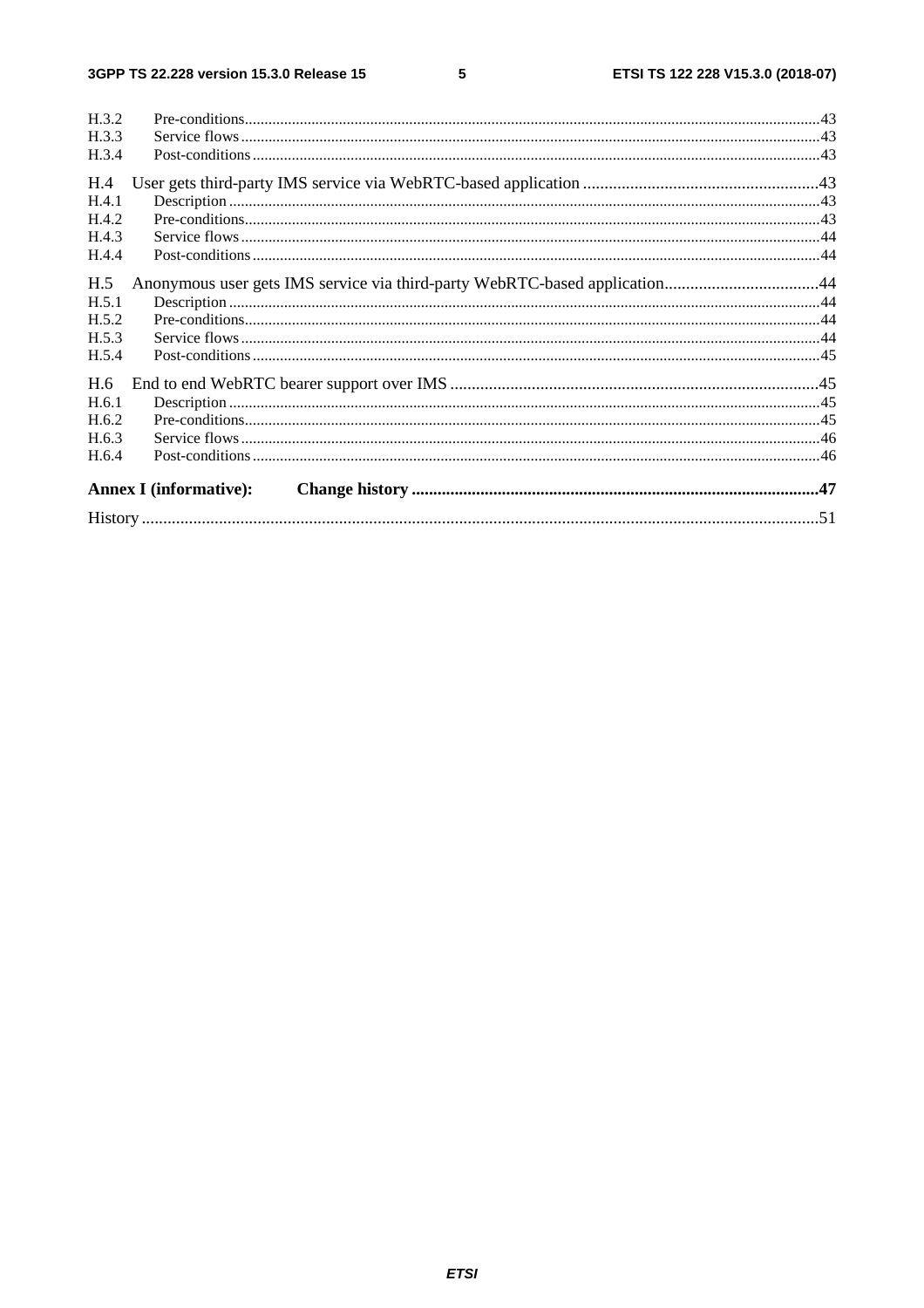H.3.2 Pre-conditions....43
H.3.3 Service flows....43
H.3.4 Post-conditions....43

H.4 User gets third-party IMS service via WebRTC-based application....43
H.4.1 Description....43
H.4.2 Pre-conditions....43
H.4.3 Service flows....44
H.4.4 Post-conditions....44

H.5 Anonymous user gets IMS service via third-party WebRTC-based application....44
H.5.1 Description....44
H.5.2 Pre-conditions....44
H.5.3 Service flows....44
H.5.4 Post-conditions....45

H.6 End to end WebRTC bearer support over IMS....45
H.6.1 Description....45
H.6.2 Pre-conditions....45
H.6.3 Service flows....46
H.6.4 Post-conditions....46

**Annex I (informative): Change history....47**

History....51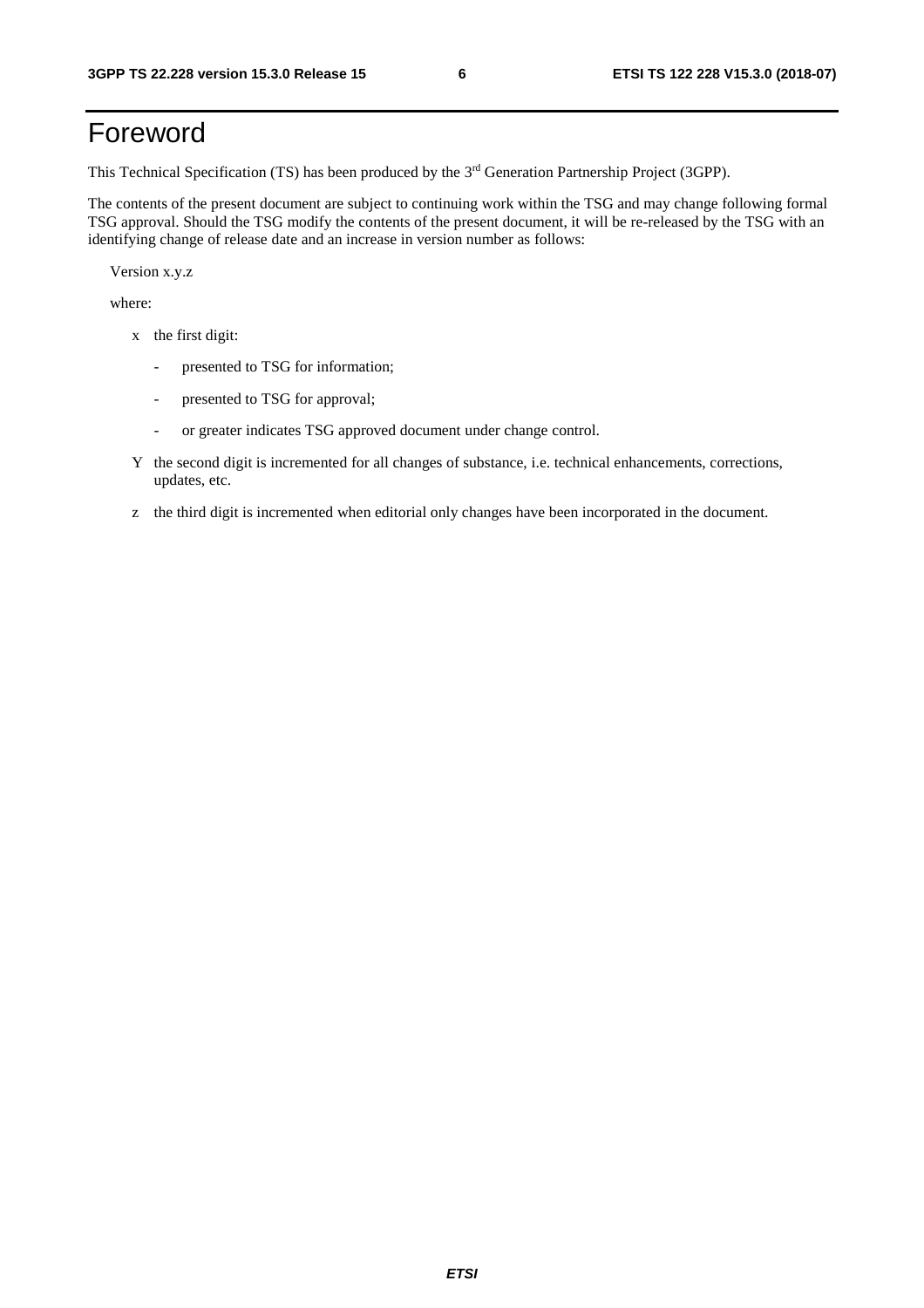# Foreword

This Technical Specification (TS) has been produced by the 3rd Generation Partnership Project (3GPP).

The contents of the present document are subject to continuing work within the TSG and may change following formal TSG approval. Should the TSG modify the contents of the present document, it will be re-released by the TSG with an identifying change of release date and an increase in version number as follows:

Version x.y.z

where:

x the first digit:

- presented to TSG for information;
- presented to TSG for approval;
- or greater indicates TSG approved document under change control.

Y the second digit is incremented for all changes of substance, i.e. technical enhancements, corrections, updates, etc.

z the third digit is incremented when editorial only changes have been incorporated in the document.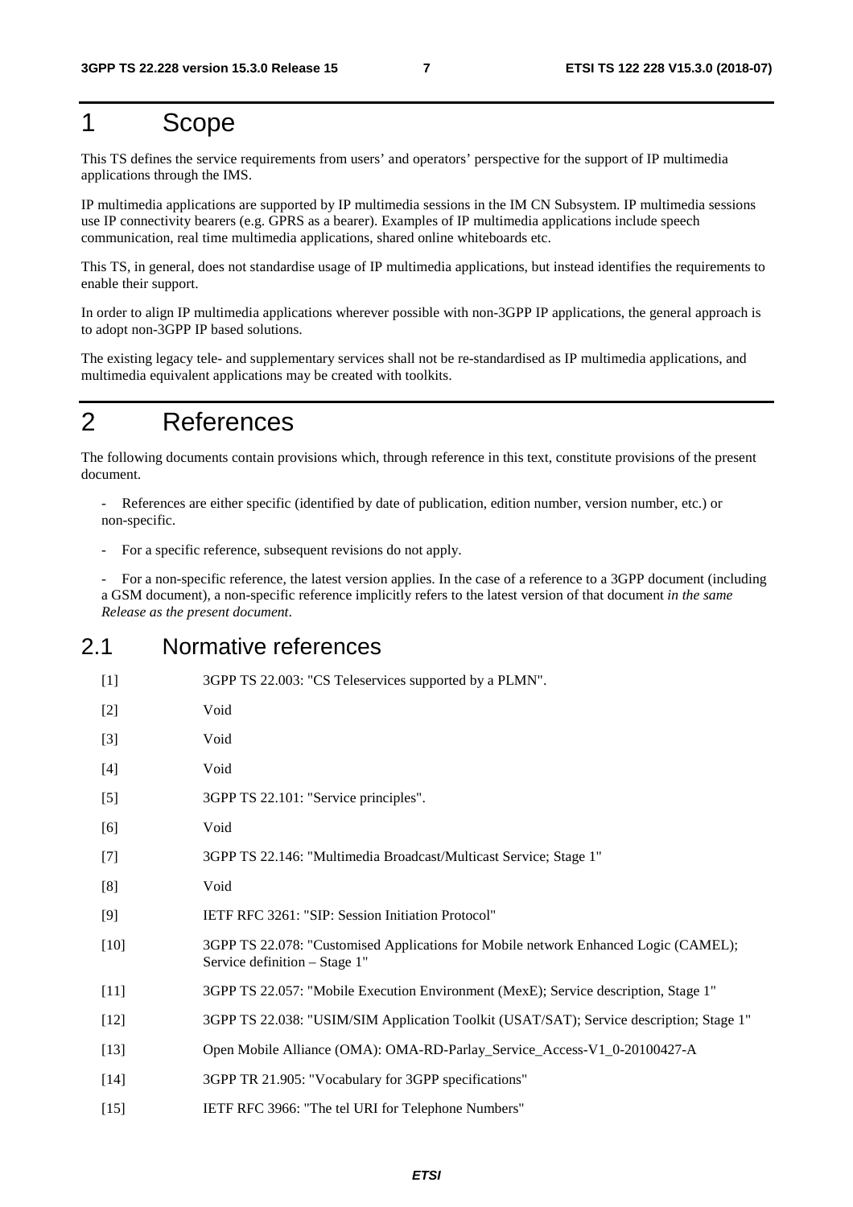# 1 Scope

This TS defines the service requirements from users' and operators' perspective for the support of IP multimedia applications through the IMS.

IP multimedia applications are supported by IP multimedia sessions in the IM CN Subsystem. IP multimedia sessions use IP connectivity bearers (e.g. GPRS as a bearer). Examples of IP multimedia applications include speech communication, real time multimedia applications, shared online whiteboards etc.

This TS, in general, does not standardise usage of IP multimedia applications, but instead identifies the requirements to enable their support.

In order to align IP multimedia applications wherever possible with non-3GPP IP applications, the general approach is to adopt non-3GPP IP based solutions.

The existing legacy tele- and supplementary services shall not be re-standardised as IP multimedia applications, and multimedia equivalent applications may be created with toolkits.

# 2 References

The following documents contain provisions which, through reference in this text, constitute provisions of the present document.

- References are either specific (identified by date of publication, edition number, version number, etc.) or non-specific.
- For a specific reference, subsequent revisions do not apply.
- For a non-specific reference, the latest version applies. In the case of a reference to a 3GPP document (including a GSM document), a non-specific reference implicitly refers to the latest version of that document *in the same Release as the present document*.

## 2.1 Normative references

[1] 3GPP TS 22.003: "CS Teleservices supported by a PLMN".

[2] Void

[3] Void

[4] Void

[5] 3GPP TS 22.101: "Service principles".

[6] Void

[7] 3GPP TS 22.146: "Multimedia Broadcast/Multicast Service; Stage 1"

[8] Void

[9] IETF RFC 3261: "SIP: Session Initiation Protocol"

[10] 3GPP TS 22.078: "Customised Applications for Mobile network Enhanced Logic (CAMEL); Service definition – Stage 1"

[11] 3GPP TS 22.057: "Mobile Execution Environment (MexE); Service description, Stage 1"

[12] 3GPP TS 22.038: "USIM/SIM Application Toolkit (USAT/SAT); Service description; Stage 1"

[13] Open Mobile Alliance (OMA): OMA-RD-Parlay_Service_Access-V1_0-20100427-A

[14] 3GPP TR 21.905: "Vocabulary for 3GPP specifications"

[15] IETF RFC 3966: "The tel URI for Telephone Numbers"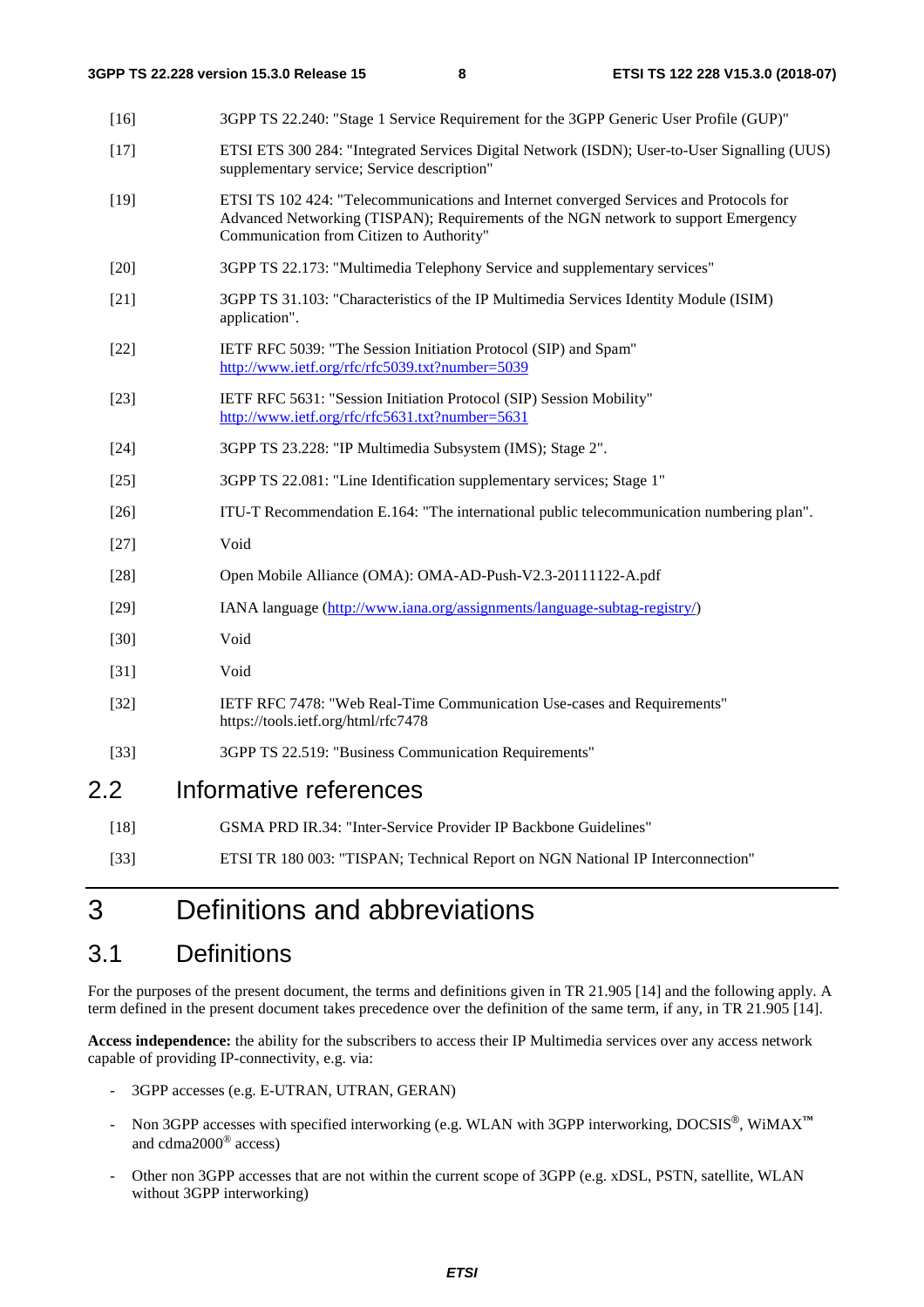[16] 3GPP TS 22.240: "Stage 1 Service Requirement for the 3GPP Generic User Profile (GUP)"

[17] ETSI ETS 300 284: "Integrated Services Digital Network (ISDN); User-to-User Signalling (UUS) supplementary service; Service description"

[19] ETSI TS 102 424: "Telecommunications and Internet converged Services and Protocols for Advanced Networking (TISPAN); Requirements of the NGN network to support Emergency Communication from Citizen to Authority"

[20] 3GPP TS 22.173: "Multimedia Telephony Service and supplementary services"

[21] 3GPP TS 31.103: "Characteristics of the IP Multimedia Services Identity Module (ISIM) application".

[22] IETF RFC 5039: "The Session Initiation Protocol (SIP) and Spam" http://www.ietf.org/rfc/rfc5039.txt?number=5039

[23] IETF RFC 5631: "Session Initiation Protocol (SIP) Session Mobility" http://www.ietf.org/rfc/rfc5631.txt?number=5631

[24] 3GPP TS 23.228: "IP Multimedia Subsystem (IMS); Stage 2".

[25] 3GPP TS 22.081: "Line Identification supplementary services; Stage 1"

[26] ITU-T Recommendation E.164: "The international public telecommunication numbering plan".

[27] Void

[28] Open Mobile Alliance (OMA): OMA-AD-Push-V2.3-20111122-A.pdf

[29] IANA language (http://www.iana.org/assignments/language-subtag-registry/)

[30] Void

[31] Void

[32] IETF RFC 7478: "Web Real-Time Communication Use-cases and Requirements" https://tools.ietf.org/html/rfc7478

[33] 3GPP TS 22.519: "Business Communication Requirements"

## 2.2 Informative references

[18] GSMA PRD IR.34: "Inter-Service Provider IP Backbone Guidelines"

[33] ETSI TR 180 003: "TISPAN; Technical Report on NGN National IP Interconnection"

# 3 Definitions and abbreviations

## 3.1 Definitions

For the purposes of the present document, the terms and definitions given in TR 21.905 [14] and the following apply. A term defined in the present document takes precedence over the definition of the same term, if any, in TR 21.905 [14].

**Access independence:** the ability for the subscribers to access their IP Multimedia services over any access network capable of providing IP-connectivity, e.g. via:

- 3GPP accesses (e.g. E-UTRAN, UTRAN, GERAN)
- Non 3GPP accesses with specified interworking (e.g. WLAN with 3GPP interworking, DOCSIS®, WiMAX™ and cdma2000® access)
- Other non 3GPP accesses that are not within the current scope of 3GPP (e.g. xDSL, PSTN, satellite, WLAN without 3GPP interworking)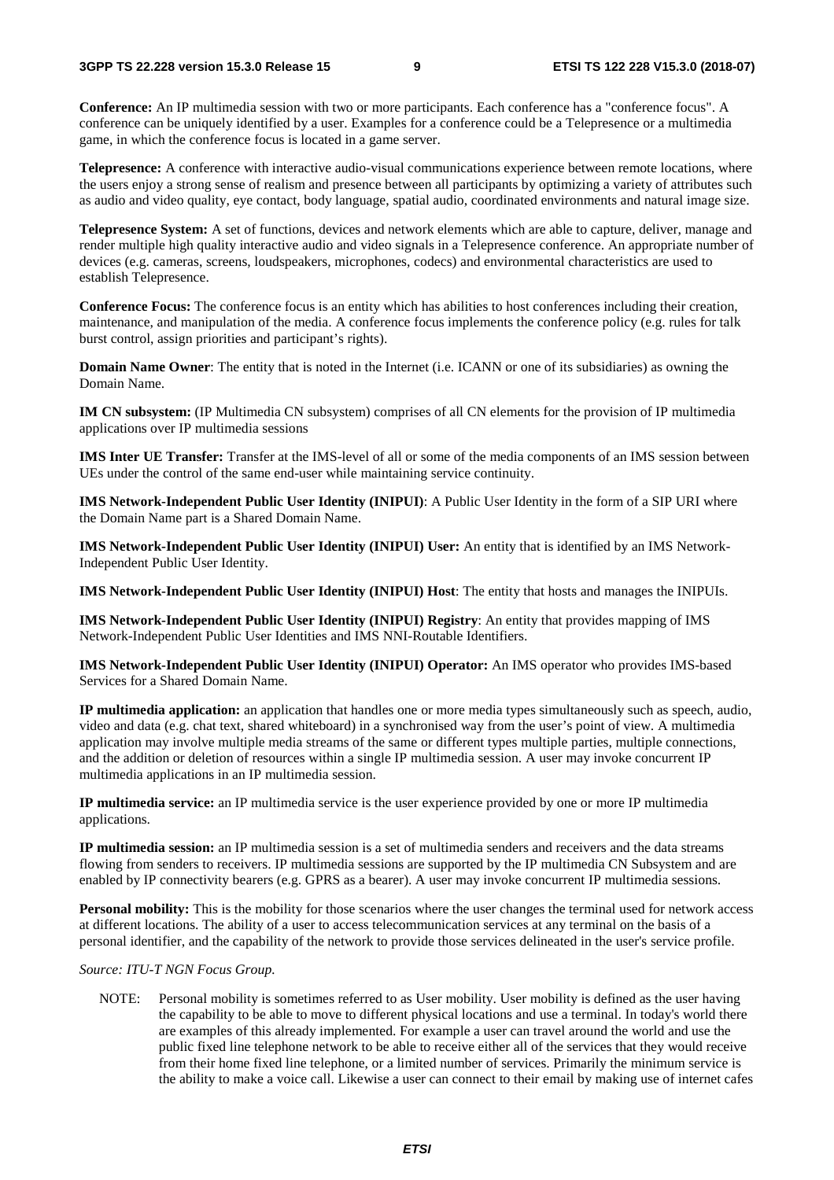**Conference:** An IP multimedia session with two or more participants. Each conference has a "conference focus". A conference can be uniquely identified by a user. Examples for a conference could be a Telepresence or a multimedia game, in which the conference focus is located in a game server.

**Telepresence:** A conference with interactive audio-visual communications experience between remote locations, where the users enjoy a strong sense of realism and presence between all participants by optimizing a variety of attributes such as audio and video quality, eye contact, body language, spatial audio, coordinated environments and natural image size.

**Telepresence System:** A set of functions, devices and network elements which are able to capture, deliver, manage and render multiple high quality interactive audio and video signals in a Telepresence conference. An appropriate number of devices (e.g. cameras, screens, loudspeakers, microphones, codecs) and environmental characteristics are used to establish Telepresence.

**Conference Focus:** The conference focus is an entity which has abilities to host conferences including their creation, maintenance, and manipulation of the media. A conference focus implements the conference policy (e.g. rules for talk burst control, assign priorities and participant's rights).

**Domain Name Owner**: The entity that is noted in the Internet (i.e. ICANN or one of its subsidiaries) as owning the Domain Name.

**IM CN subsystem:** (IP Multimedia CN subsystem) comprises of all CN elements for the provision of IP multimedia applications over IP multimedia sessions

**IMS Inter UE Transfer:** Transfer at the IMS-level of all or some of the media components of an IMS session between UEs under the control of the same end-user while maintaining service continuity.

**IMS Network-Independent Public User Identity (INIPUI)**: A Public User Identity in the form of a SIP URI where the Domain Name part is a Shared Domain Name.

**IMS Network-Independent Public User Identity (INIPUI) User:** An entity that is identified by an IMS Network-Independent Public User Identity.

**IMS Network-Independent Public User Identity (INIPUI) Host**: The entity that hosts and manages the INIPUIs.

**IMS Network-Independent Public User Identity (INIPUI) Registry**: An entity that provides mapping of IMS Network-Independent Public User Identities and IMS NNI-Routable Identifiers.

**IMS Network-Independent Public User Identity (INIPUI) Operator:** An IMS operator who provides IMS-based Services for a Shared Domain Name.

**IP multimedia application:** an application that handles one or more media types simultaneously such as speech, audio, video and data (e.g. chat text, shared whiteboard) in a synchronised way from the user's point of view. A multimedia application may involve multiple media streams of the same or different types multiple parties, multiple connections, and the addition or deletion of resources within a single IP multimedia session. A user may invoke concurrent IP multimedia applications in an IP multimedia session.

**IP multimedia service:** an IP multimedia service is the user experience provided by one or more IP multimedia applications.

**IP multimedia session:** an IP multimedia session is a set of multimedia senders and receivers and the data streams flowing from senders to receivers. IP multimedia sessions are supported by the IP multimedia CN Subsystem and are enabled by IP connectivity bearers (e.g. GPRS as a bearer). A user may invoke concurrent IP multimedia sessions.

**Personal mobility:** This is the mobility for those scenarios where the user changes the terminal used for network access at different locations. The ability of a user to access telecommunication services at any terminal on the basis of a personal identifier, and the capability of the network to provide those services delineated in the user's service profile.

*Source: ITU-T NGN Focus Group.*

NOTE: Personal mobility is sometimes referred to as User mobility. User mobility is defined as the user having the capability to be able to move to different physical locations and use a terminal. In today's world there are examples of this already implemented. For example a user can travel around the world and use the public fixed line telephone network to be able to receive either all of the services that they would receive from their home fixed line telephone, or a limited number of services. Primarily the minimum service is the ability to make a voice call. Likewise a user can connect to their email by making use of internet cafes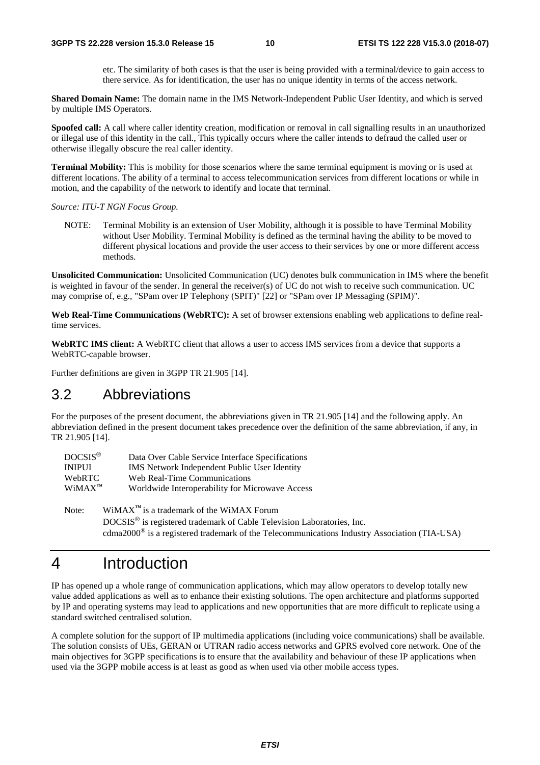etc. The similarity of both cases is that the user is being provided with a terminal/device to gain access to there service. As for identification, the user has no unique identity in terms of the access network.

**Shared Domain Name:** The domain name in the IMS Network-Independent Public User Identity, and which is served by multiple IMS Operators.

**Spoofed call:** A call where caller identity creation, modification or removal in call signalling results in an unauthorized or illegal use of this identity in the call., This typically occurs where the caller intends to defraud the called user or otherwise illegally obscure the real caller identity.

**Terminal Mobility:** This is mobility for those scenarios where the same terminal equipment is moving or is used at different locations. The ability of a terminal to access telecommunication services from different locations or while in motion, and the capability of the network to identify and locate that terminal.

*Source: ITU-T NGN Focus Group.*

NOTE: Terminal Mobility is an extension of User Mobility, although it is possible to have Terminal Mobility without User Mobility. Terminal Mobility is defined as the terminal having the ability to be moved to different physical locations and provide the user access to their services by one or more different access methods.

**Unsolicited Communication:** Unsolicited Communication (UC) denotes bulk communication in IMS where the benefit is weighted in favour of the sender. In general the receiver(s) of UC do not wish to receive such communication. UC may comprise of, e.g., "SPam over IP Telephony (SPIT)" [22] or "SPam over IP Messaging (SPIM)".

**Web Real-Time Communications (WebRTC):** A set of browser extensions enabling web applications to define real-time services.

**WebRTC IMS client:** A WebRTC client that allows a user to access IMS services from a device that supports a WebRTC-capable browser.

Further definitions are given in 3GPP TR 21.905 [14].

## 3.2 Abbreviations

For the purposes of the present document, the abbreviations given in TR 21.905 [14] and the following apply. An abbreviation defined in the present document takes precedence over the definition of the same abbreviation, if any, in TR 21.905 [14].

| | |
|---|---|
| DOCSIS® | Data Over Cable Service Interface Specifications |
| INIPUI | IMS Network Independent Public User Identity |
| WebRTC | Web Real-Time Communications |
| WiMAX™ | Worldwide Interoperability for Microwave Access |

Note: WiMAX™ is a trademark of the WiMAX Forum
DOCSIS® is registered trademark of Cable Television Laboratories, Inc.
cdma2000® is a registered trademark of the Telecommunications Industry Association (TIA-USA)

# 4 Introduction

IP has opened up a whole range of communication applications, which may allow operators to develop totally new value added applications as well as to enhance their existing solutions. The open architecture and platforms supported by IP and operating systems may lead to applications and new opportunities that are more difficult to replicate using a standard switched centralised solution.

A complete solution for the support of IP multimedia applications (including voice communications) shall be available. The solution consists of UEs, GERAN or UTRAN radio access networks and GPRS evolved core network. One of the main objectives for 3GPP specifications is to ensure that the availability and behaviour of these IP applications when used via the 3GPP mobile access is at least as good as when used via other mobile access types.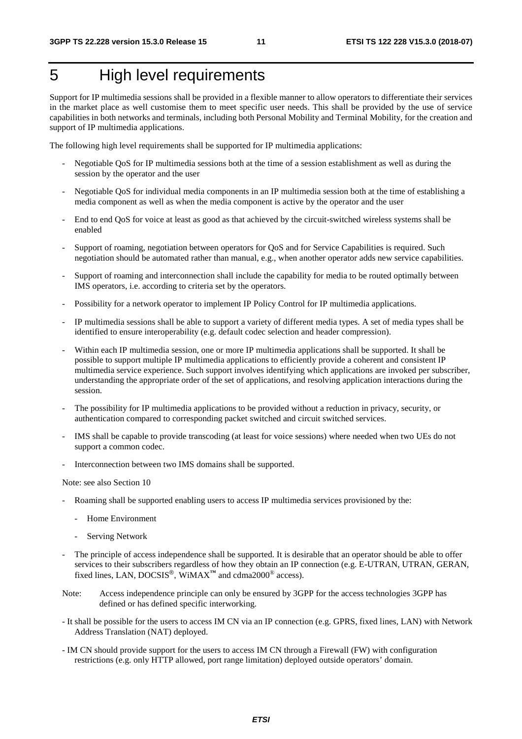# 5 High level requirements

Support for IP multimedia sessions shall be provided in a flexible manner to allow operators to differentiate their services in the market place as well customise them to meet specific user needs. This shall be provided by the use of service capabilities in both networks and terminals, including both Personal Mobility and Terminal Mobility, for the creation and support of IP multimedia applications.

The following high level requirements shall be supported for IP multimedia applications:

- Negotiable QoS for IP multimedia sessions both at the time of a session establishment as well as during the session by the operator and the user
- Negotiable QoS for individual media components in an IP multimedia session both at the time of establishing a media component as well as when the media component is active by the operator and the user
- End to end QoS for voice at least as good as that achieved by the circuit-switched wireless systems shall be enabled
- Support of roaming, negotiation between operators for QoS and for Service Capabilities is required. Such negotiation should be automated rather than manual, e.g., when another operator adds new service capabilities.
- Support of roaming and interconnection shall include the capability for media to be routed optimally between IMS operators, i.e. according to criteria set by the operators.
- Possibility for a network operator to implement IP Policy Control for IP multimedia applications.
- IP multimedia sessions shall be able to support a variety of different media types. A set of media types shall be identified to ensure interoperability (e.g. default codec selection and header compression).
- Within each IP multimedia session, one or more IP multimedia applications shall be supported. It shall be possible to support multiple IP multimedia applications to efficiently provide a coherent and consistent IP multimedia service experience. Such support involves identifying which applications are invoked per subscriber, understanding the appropriate order of the set of applications, and resolving application interactions during the session.
- The possibility for IP multimedia applications to be provided without a reduction in privacy, security, or authentication compared to corresponding packet switched and circuit switched services.
- IMS shall be capable to provide transcoding (at least for voice sessions) where needed when two UEs do not support a common codec.
- Interconnection between two IMS domains shall be supported.

Note: see also Section 10

- Roaming shall be supported enabling users to access IP multimedia services provisioned by the:
  - Home Environment
  - Serving Network
- The principle of access independence shall be supported. It is desirable that an operator should be able to offer services to their subscribers regardless of how they obtain an IP connection (e.g. E-UTRAN, UTRAN, GERAN, fixed lines, LAN, DOCSIS®, WiMAX™ and cdma2000® access).

Note: Access independence principle can only be ensured by 3GPP for the access technologies 3GPP has defined or has defined specific interworking.

- It shall be possible for the users to access IM CN via an IP connection (e.g. GPRS, fixed lines, LAN) with Network Address Translation (NAT) deployed.
- IM CN should provide support for the users to access IM CN through a Firewall (FW) with configuration restrictions (e.g. only HTTP allowed, port range limitation) deployed outside operators' domain.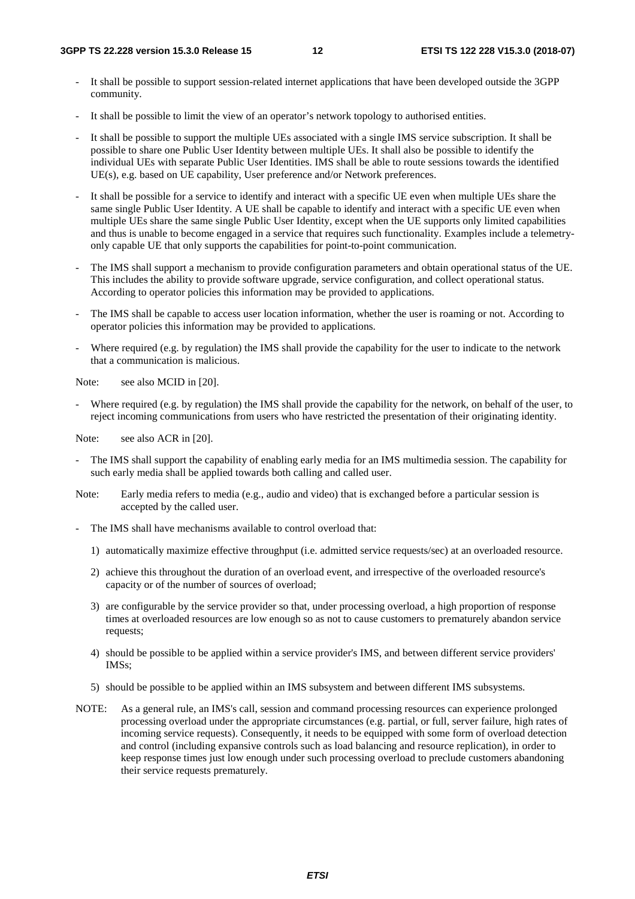- It shall be possible to support session-related internet applications that have been developed outside the 3GPP community.

- It shall be possible to limit the view of an operator's network topology to authorised entities.

- It shall be possible to support the multiple UEs associated with a single IMS service subscription. It shall be possible to share one Public User Identity between multiple UEs. It shall also be possible to identify the individual UEs with separate Public User Identities. IMS shall be able to route sessions towards the identified UE(s), e.g. based on UE capability, User preference and/or Network preferences.

- It shall be possible for a service to identify and interact with a specific UE even when multiple UEs share the same single Public User Identity. A UE shall be capable to identify and interact with a specific UE even when multiple UEs share the same single Public User Identity, except when the UE supports only limited capabilities and thus is unable to become engaged in a service that requires such functionality. Examples include a telemetry-only capable UE that only supports the capabilities for point-to-point communication.

- The IMS shall support a mechanism to provide configuration parameters and obtain operational status of the UE. This includes the ability to provide software upgrade, service configuration, and collect operational status. According to operator policies this information may be provided to applications.

- The IMS shall be capable to access user location information, whether the user is roaming or not. According to operator policies this information may be provided to applications.

- Where required (e.g. by regulation) the IMS shall provide the capability for the user to indicate to the network that a communication is malicious.

Note: see also MCID in [20].

- Where required (e.g. by regulation) the IMS shall provide the capability for the network, on behalf of the user, to reject incoming communications from users who have restricted the presentation of their originating identity.

Note: see also ACR in [20].

- The IMS shall support the capability of enabling early media for an IMS multimedia session. The capability for such early media shall be applied towards both calling and called user.

Note: Early media refers to media (e.g., audio and video) that is exchanged before a particular session is accepted by the called user.

- The IMS shall have mechanisms available to control overload that:

  1) automatically maximize effective throughput (i.e. admitted service requests/sec) at an overloaded resource.

  2) achieve this throughout the duration of an overload event, and irrespective of the overloaded resource's capacity or of the number of sources of overload;

  3) are configurable by the service provider so that, under processing overload, a high proportion of response times at overloaded resources are low enough so as not to cause customers to prematurely abandon service requests;

  4) should be possible to be applied within a service provider's IMS, and between different service providers' IMSs;

  5) should be possible to be applied within an IMS subsystem and between different IMS subsystems.

NOTE: As a general rule, an IMS's call, session and command processing resources can experience prolonged processing overload under the appropriate circumstances (e.g. partial, or full, server failure, high rates of incoming service requests). Consequently, it needs to be equipped with some form of overload detection and control (including expansive controls such as load balancing and resource replication), in order to keep response times just low enough under such processing overload to preclude customers abandoning their service requests prematurely.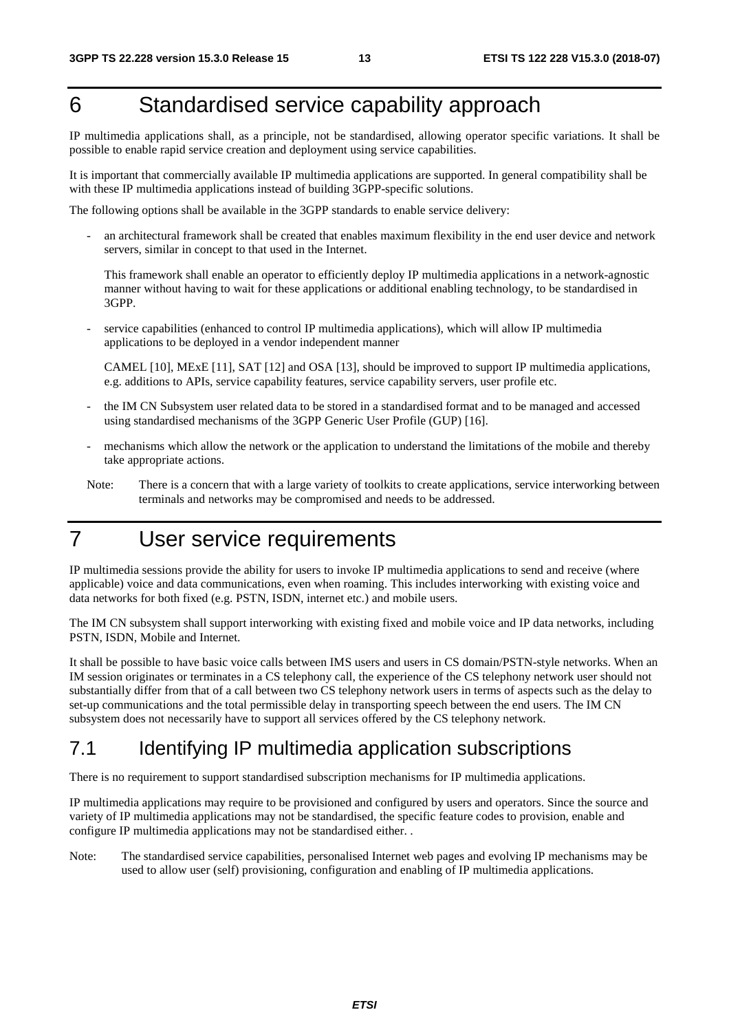# 6 Standardised service capability approach

IP multimedia applications shall, as a principle, not be standardised, allowing operator specific variations. It shall be possible to enable rapid service creation and deployment using service capabilities.

It is important that commercially available IP multimedia applications are supported. In general compatibility shall be with these IP multimedia applications instead of building 3GPP-specific solutions.

The following options shall be available in the 3GPP standards to enable service delivery:

- an architectural framework shall be created that enables maximum flexibility in the end user device and network servers, similar in concept to that used in the Internet.

  This framework shall enable an operator to efficiently deploy IP multimedia applications in a network-agnostic manner without having to wait for these applications or additional enabling technology, to be standardised in 3GPP.

- service capabilities (enhanced to control IP multimedia applications), which will allow IP multimedia applications to be deployed in a vendor independent manner

  CAMEL [10], MExE [11], SAT [12] and OSA [13], should be improved to support IP multimedia applications, e.g. additions to APIs, service capability features, service capability servers, user profile etc.

- the IM CN Subsystem user related data to be stored in a standardised format and to be managed and accessed using standardised mechanisms of the 3GPP Generic User Profile (GUP) [16].

- mechanisms which allow the network or the application to understand the limitations of the mobile and thereby take appropriate actions.

Note: There is a concern that with a large variety of toolkits to create applications, service interworking between terminals and networks may be compromised and needs to be addressed.

# 7 User service requirements

IP multimedia sessions provide the ability for users to invoke IP multimedia applications to send and receive (where applicable) voice and data communications, even when roaming. This includes interworking with existing voice and data networks for both fixed (e.g. PSTN, ISDN, internet etc.) and mobile users.

The IM CN subsystem shall support interworking with existing fixed and mobile voice and IP data networks, including PSTN, ISDN, Mobile and Internet.

It shall be possible to have basic voice calls between IMS users and users in CS domain/PSTN-style networks. When an IM session originates or terminates in a CS telephony call, the experience of the CS telephony network user should not substantially differ from that of a call between two CS telephony network users in terms of aspects such as the delay to set-up communications and the total permissible delay in transporting speech between the end users. The IM CN subsystem does not necessarily have to support all services offered by the CS telephony network.

## 7.1 Identifying IP multimedia application subscriptions

There is no requirement to support standardised subscription mechanisms for IP multimedia applications.

IP multimedia applications may require to be provisioned and configured by users and operators. Since the source and variety of IP multimedia applications may not be standardised, the specific feature codes to provision, enable and configure IP multimedia applications may not be standardised either. .

Note: The standardised service capabilities, personalised Internet web pages and evolving IP mechanisms may be used to allow user (self) provisioning, configuration and enabling of IP multimedia applications.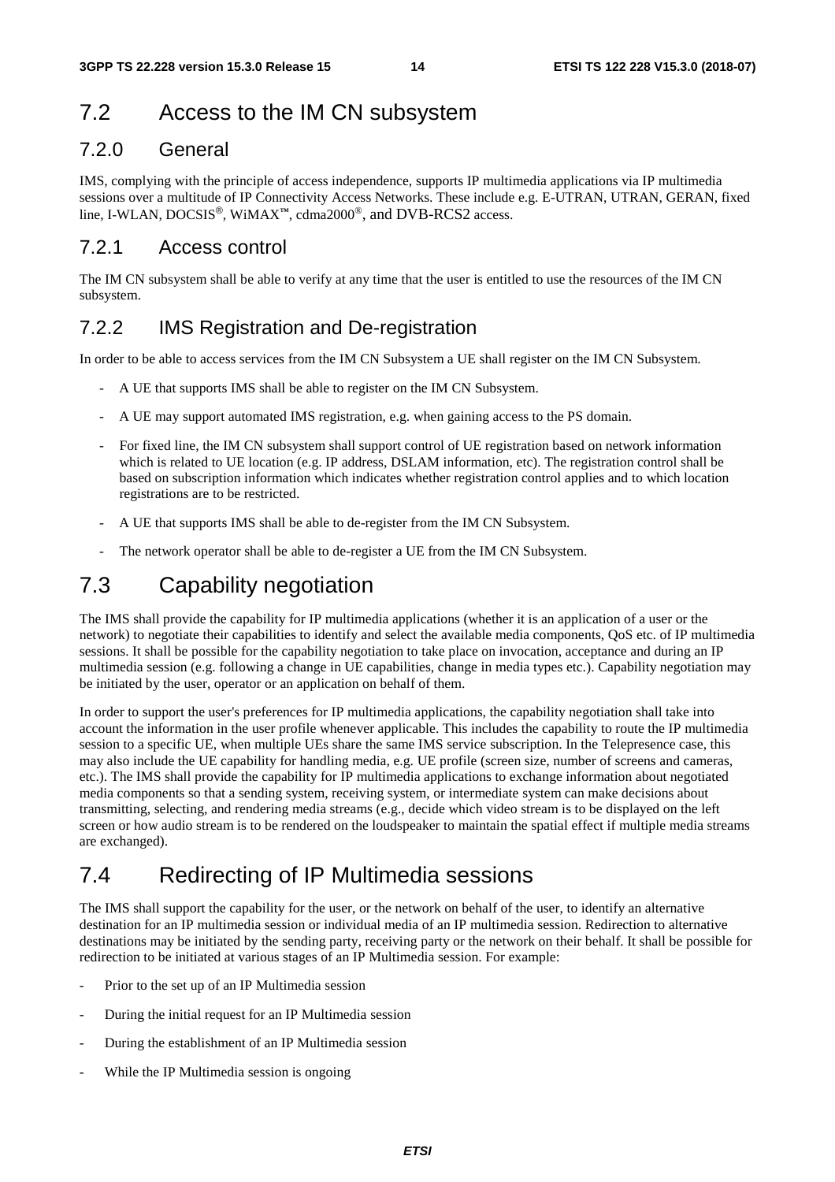## 7.2 Access to the IM CN subsystem

### 7.2.0 General

IMS, complying with the principle of access independence, supports IP multimedia applications via IP multimedia sessions over a multitude of IP Connectivity Access Networks. These include e.g. E-UTRAN, UTRAN, GERAN, fixed line, I-WLAN, DOCSIS®, WiMAX™, cdma2000®, and DVB-RCS2 access.

### 7.2.1 Access control

The IM CN subsystem shall be able to verify at any time that the user is entitled to use the resources of the IM CN subsystem.

### 7.2.2 IMS Registration and De-registration

In order to be able to access services from the IM CN Subsystem a UE shall register on the IM CN Subsystem.

- A UE that supports IMS shall be able to register on the IM CN Subsystem.
- A UE may support automated IMS registration, e.g. when gaining access to the PS domain.
- For fixed line, the IM CN subsystem shall support control of UE registration based on network information which is related to UE location (e.g. IP address, DSLAM information, etc). The registration control shall be based on subscription information which indicates whether registration control applies and to which location registrations are to be restricted.
- A UE that supports IMS shall be able to de-register from the IM CN Subsystem.
- The network operator shall be able to de-register a UE from the IM CN Subsystem.

## 7.3 Capability negotiation

The IMS shall provide the capability for IP multimedia applications (whether it is an application of a user or the network) to negotiate their capabilities to identify and select the available media components, QoS etc. of IP multimedia sessions. It shall be possible for the capability negotiation to take place on invocation, acceptance and during an IP multimedia session (e.g. following a change in UE capabilities, change in media types etc.). Capability negotiation may be initiated by the user, operator or an application on behalf of them.

In order to support the user's preferences for IP multimedia applications, the capability negotiation shall take into account the information in the user profile whenever applicable. This includes the capability to route the IP multimedia session to a specific UE, when multiple UEs share the same IMS service subscription. In the Telepresence case, this may also include the UE capability for handling media, e.g. UE profile (screen size, number of screens and cameras, etc.). The IMS shall provide the capability for IP multimedia applications to exchange information about negotiated media components so that a sending system, receiving system, or intermediate system can make decisions about transmitting, selecting, and rendering media streams (e.g., decide which video stream is to be displayed on the left screen or how audio stream is to be rendered on the loudspeaker to maintain the spatial effect if multiple media streams are exchanged).

## 7.4 Redirecting of IP Multimedia sessions

The IMS shall support the capability for the user, or the network on behalf of the user, to identify an alternative destination for an IP multimedia session or individual media of an IP multimedia session. Redirection to alternative destinations may be initiated by the sending party, receiving party or the network on their behalf. It shall be possible for redirection to be initiated at various stages of an IP Multimedia session. For example:

- Prior to the set up of an IP Multimedia session
- During the initial request for an IP Multimedia session
- During the establishment of an IP Multimedia session
- While the IP Multimedia session is ongoing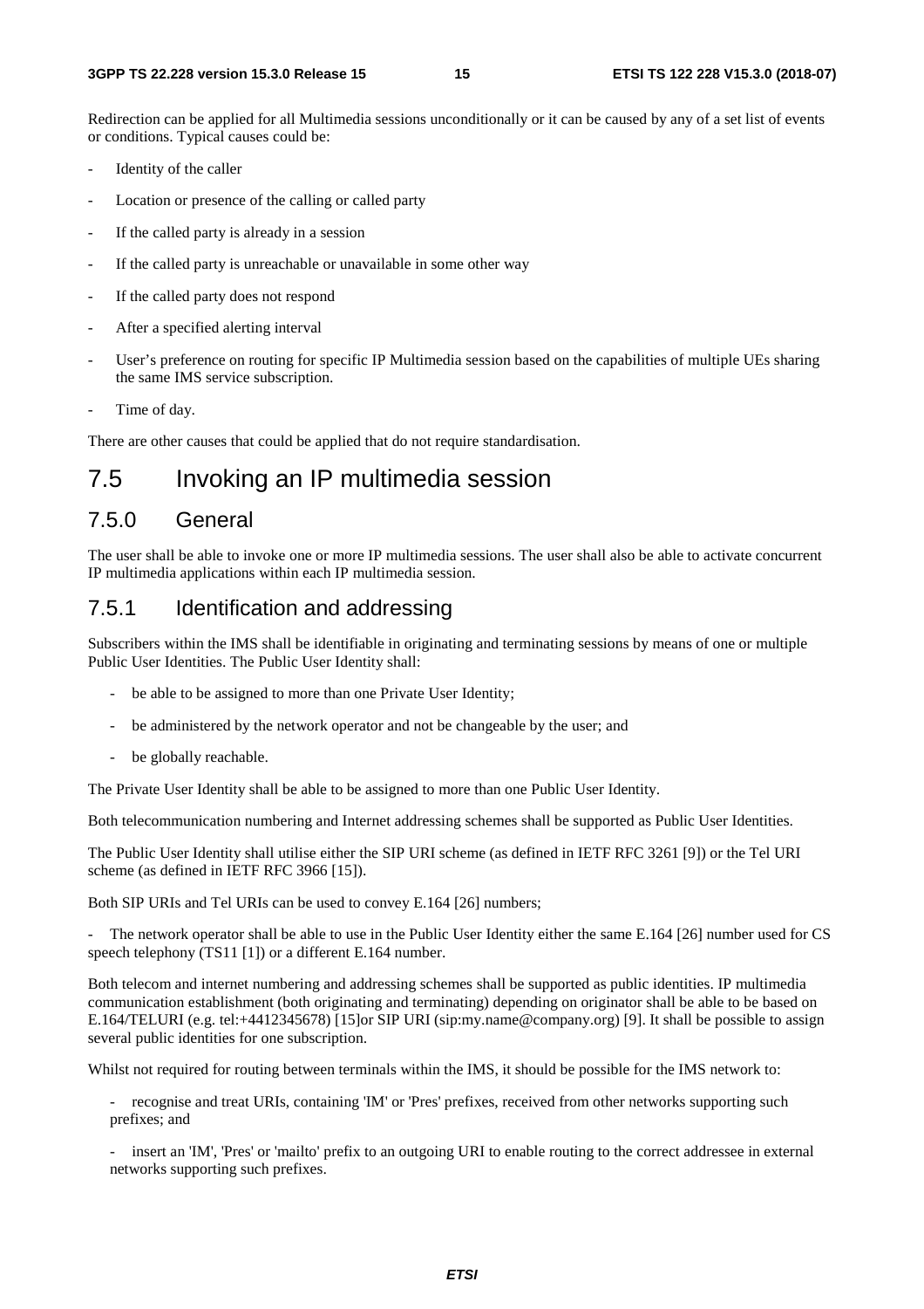Redirection can be applied for all Multimedia sessions unconditionally or it can be caused by any of a set list of events or conditions. Typical causes could be:

- Identity of the caller
- Location or presence of the calling or called party
- If the called party is already in a session
- If the called party is unreachable or unavailable in some other way
- If the called party does not respond
- After a specified alerting interval
- User's preference on routing for specific IP Multimedia session based on the capabilities of multiple UEs sharing the same IMS service subscription.
- Time of day.

There are other causes that could be applied that do not require standardisation.

# 7.5 Invoking an IP multimedia session

## 7.5.0 General

The user shall be able to invoke one or more IP multimedia sessions. The user shall also be able to activate concurrent IP multimedia applications within each IP multimedia session.

## 7.5.1 Identification and addressing

Subscribers within the IMS shall be identifiable in originating and terminating sessions by means of one or multiple Public User Identities. The Public User Identity shall:

- be able to be assigned to more than one Private User Identity;
- be administered by the network operator and not be changeable by the user; and
- be globally reachable.

The Private User Identity shall be able to be assigned to more than one Public User Identity.

Both telecommunication numbering and Internet addressing schemes shall be supported as Public User Identities.

The Public User Identity shall utilise either the SIP URI scheme (as defined in IETF RFC 3261 [9]) or the Tel URI scheme (as defined in IETF RFC 3966 [15]).

Both SIP URIs and Tel URIs can be used to convey E.164 [26] numbers;

- The network operator shall be able to use in the Public User Identity either the same E.164 [26] number used for CS speech telephony (TS11 [1]) or a different E.164 number.

Both telecom and internet numbering and addressing schemes shall be supported as public identities. IP multimedia communication establishment (both originating and terminating) depending on originator shall be able to be based on E.164/TELURI (e.g. tel:+4412345678) [15]or SIP URI (sip:my.name@company.org) [9]. It shall be possible to assign several public identities for one subscription.

Whilst not required for routing between terminals within the IMS, it should be possible for the IMS network to:

- recognise and treat URIs, containing 'IM' or 'Pres' prefixes, received from other networks supporting such prefixes; and
- insert an 'IM', 'Pres' or 'mailto' prefix to an outgoing URI to enable routing to the correct addressee in external networks supporting such prefixes.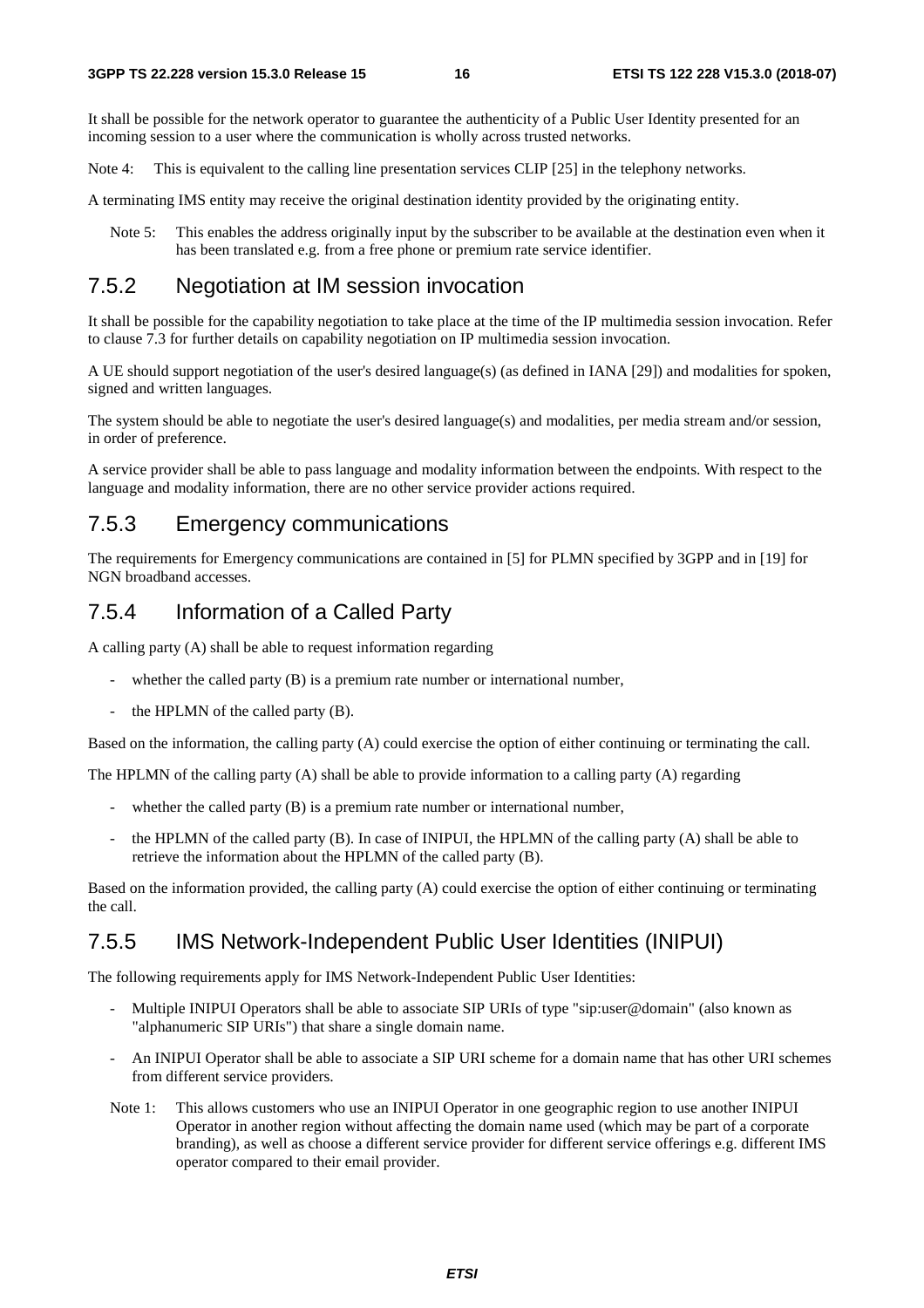It shall be possible for the network operator to guarantee the authenticity of a Public User Identity presented for an incoming session to a user where the communication is wholly across trusted networks.

Note 4: This is equivalent to the calling line presentation services CLIP [25] in the telephony networks.

A terminating IMS entity may receive the original destination identity provided by the originating entity.

Note 5: This enables the address originally input by the subscriber to be available at the destination even when it has been translated e.g. from a free phone or premium rate service identifier.

### 7.5.2 Negotiation at IM session invocation

It shall be possible for the capability negotiation to take place at the time of the IP multimedia session invocation. Refer to clause 7.3 for further details on capability negotiation on IP multimedia session invocation.

A UE should support negotiation of the user's desired language(s) (as defined in IANA [29]) and modalities for spoken, signed and written languages.

The system should be able to negotiate the user's desired language(s) and modalities, per media stream and/or session, in order of preference.

A service provider shall be able to pass language and modality information between the endpoints. With respect to the language and modality information, there are no other service provider actions required.

### 7.5.3 Emergency communications

The requirements for Emergency communications are contained in [5] for PLMN specified by 3GPP and in [19] for NGN broadband accesses.

### 7.5.4 Information of a Called Party

A calling party (A) shall be able to request information regarding

- whether the called party (B) is a premium rate number or international number,
- the HPLMN of the called party (B).

Based on the information, the calling party (A) could exercise the option of either continuing or terminating the call.

The HPLMN of the calling party (A) shall be able to provide information to a calling party (A) regarding

- whether the called party (B) is a premium rate number or international number,
- the HPLMN of the called party (B). In case of INIPUI, the HPLMN of the calling party (A) shall be able to retrieve the information about the HPLMN of the called party (B).

Based on the information provided, the calling party (A) could exercise the option of either continuing or terminating the call.

### 7.5.5 IMS Network-Independent Public User Identities (INIPUI)

The following requirements apply for IMS Network-Independent Public User Identities:

- Multiple INIPUI Operators shall be able to associate SIP URIs of type "sip:user@domain" (also known as "alphanumeric SIP URIs") that share a single domain name.
- An INIPUI Operator shall be able to associate a SIP URI scheme for a domain name that has other URI schemes from different service providers.

Note 1: This allows customers who use an INIPUI Operator in one geographic region to use another INIPUI Operator in another region without affecting the domain name used (which may be part of a corporate branding), as well as choose a different service provider for different service offerings e.g. different IMS operator compared to their email provider.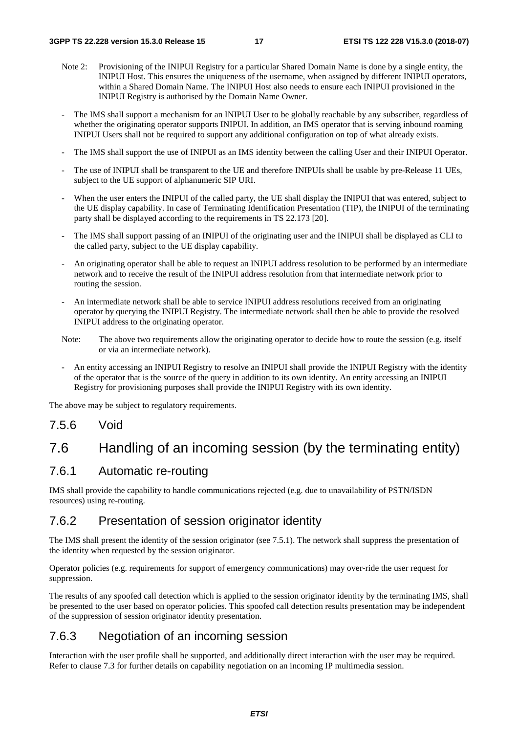Note 2: Provisioning of the INIPUI Registry for a particular Shared Domain Name is done by a single entity, the INIPUI Host. This ensures the uniqueness of the username, when assigned by different INIPUI operators, within a Shared Domain Name. The INIPUI Host also needs to ensure each INIPUI provisioned in the INIPUI Registry is authorised by the Domain Name Owner.

- The IMS shall support a mechanism for an INIPUI User to be globally reachable by any subscriber, regardless of whether the originating operator supports INIPUI. In addition, an IMS operator that is serving inbound roaming INIPUI Users shall not be required to support any additional configuration on top of what already exists.
- The IMS shall support the use of INIPUI as an IMS identity between the calling User and their INIPUI Operator.
- The use of INIPUI shall be transparent to the UE and therefore INIPUIs shall be usable by pre-Release 11 UEs, subject to the UE support of alphanumeric SIP URI.
- When the user enters the INIPUI of the called party, the UE shall display the INIPUI that was entered, subject to the UE display capability. In case of Terminating Identification Presentation (TIP), the INIPUI of the terminating party shall be displayed according to the requirements in TS 22.173 [20].
- The IMS shall support passing of an INIPUI of the originating user and the INIPUI shall be displayed as CLI to the called party, subject to the UE display capability.
- An originating operator shall be able to request an INIPUI address resolution to be performed by an intermediate network and to receive the result of the INIPUI address resolution from that intermediate network prior to routing the session.
- An intermediate network shall be able to service INIPUI address resolutions received from an originating operator by querying the INIPUI Registry. The intermediate network shall then be able to provide the resolved INIPUI address to the originating operator.

Note: The above two requirements allow the originating operator to decide how to route the session (e.g. itself or via an intermediate network).

- An entity accessing an INIPUI Registry to resolve an INIPUI shall provide the INIPUI Registry with the identity of the operator that is the source of the query in addition to its own identity. An entity accessing an INIPUI Registry for provisioning purposes shall provide the INIPUI Registry with its own identity.

The above may be subject to regulatory requirements.

### 7.5.6 Void

## 7.6 Handling of an incoming session (by the terminating entity)

### 7.6.1 Automatic re-routing

IMS shall provide the capability to handle communications rejected (e.g. due to unavailability of PSTN/ISDN resources) using re-routing.

### 7.6.2 Presentation of session originator identity

The IMS shall present the identity of the session originator (see 7.5.1). The network shall suppress the presentation of the identity when requested by the session originator.

Operator policies (e.g. requirements for support of emergency communications) may over-ride the user request for suppression.

The results of any spoofed call detection which is applied to the session originator identity by the terminating IMS, shall be presented to the user based on operator policies. This spoofed call detection results presentation may be independent of the suppression of session originator identity presentation.

### 7.6.3 Negotiation of an incoming session

Interaction with the user profile shall be supported, and additionally direct interaction with the user may be required. Refer to clause 7.3 for further details on capability negotiation on an incoming IP multimedia session.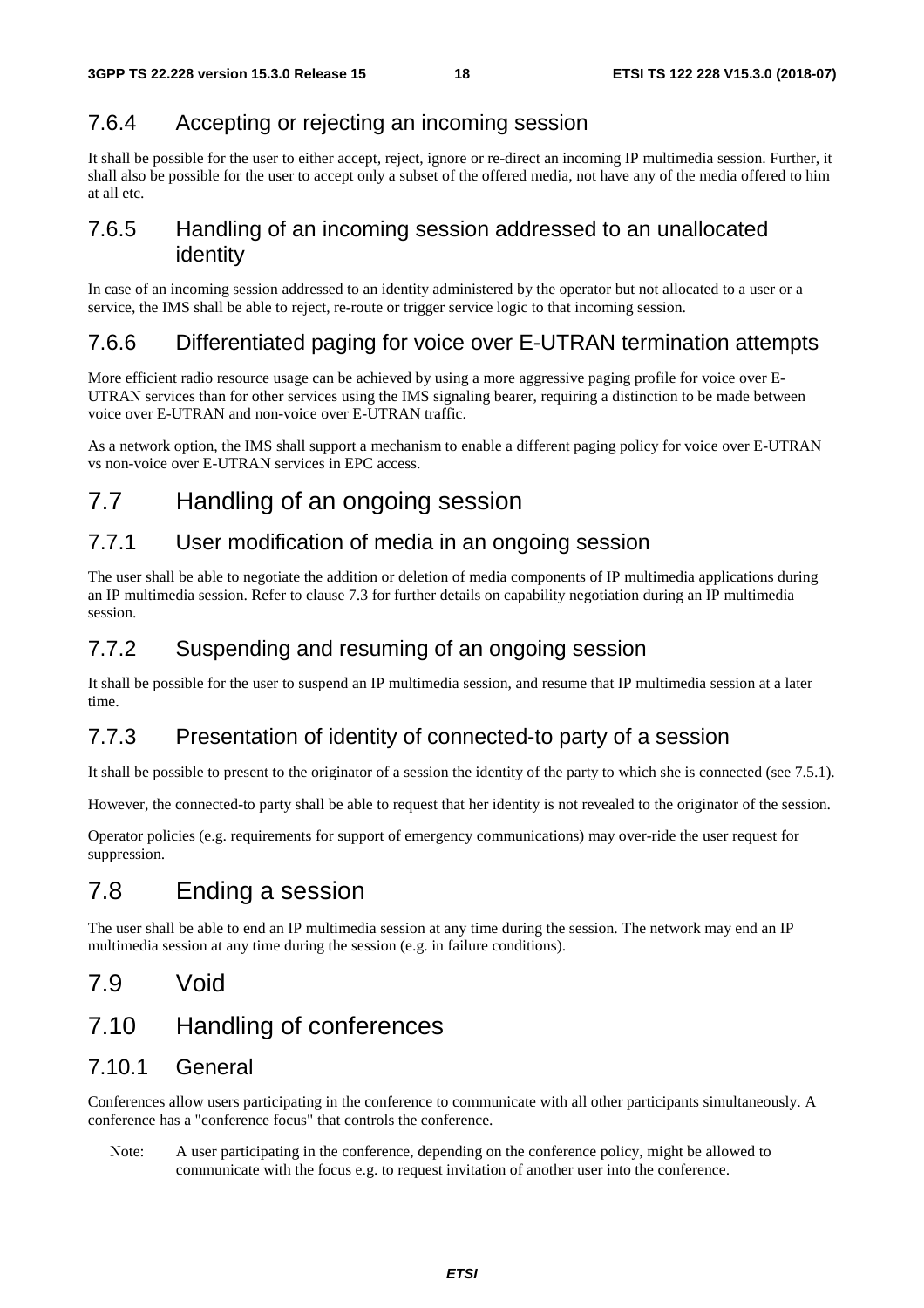### 7.6.4 Accepting or rejecting an incoming session

It shall be possible for the user to either accept, reject, ignore or re-direct an incoming IP multimedia session. Further, it shall also be possible for the user to accept only a subset of the offered media, not have any of the media offered to him at all etc.

### 7.6.5 Handling of an incoming session addressed to an unallocated identity

In case of an incoming session addressed to an identity administered by the operator but not allocated to a user or a service, the IMS shall be able to reject, re-route or trigger service logic to that incoming session.

### 7.6.6 Differentiated paging for voice over E-UTRAN termination attempts

More efficient radio resource usage can be achieved by using a more aggressive paging profile for voice over E-UTRAN services than for other services using the IMS signaling bearer, requiring a distinction to be made between voice over E-UTRAN and non-voice over E-UTRAN traffic.

As a network option, the IMS shall support a mechanism to enable a different paging policy for voice over E-UTRAN vs non-voice over E-UTRAN services in EPC access.

## 7.7 Handling of an ongoing session

### 7.7.1 User modification of media in an ongoing session

The user shall be able to negotiate the addition or deletion of media components of IP multimedia applications during an IP multimedia session. Refer to clause 7.3 for further details on capability negotiation during an IP multimedia session.

### 7.7.2 Suspending and resuming of an ongoing session

It shall be possible for the user to suspend an IP multimedia session, and resume that IP multimedia session at a later time.

### 7.7.3 Presentation of identity of connected-to party of a session

It shall be possible to present to the originator of a session the identity of the party to which she is connected (see 7.5.1).

However, the connected-to party shall be able to request that her identity is not revealed to the originator of the session.

Operator policies (e.g. requirements for support of emergency communications) may over-ride the user request for suppression.

## 7.8 Ending a session

The user shall be able to end an IP multimedia session at any time during the session. The network may end an IP multimedia session at any time during the session (e.g. in failure conditions).

## 7.9 Void

## 7.10 Handling of conferences

### 7.10.1 General

Conferences allow users participating in the conference to communicate with all other participants simultaneously. A conference has a "conference focus" that controls the conference.

Note: A user participating in the conference, depending on the conference policy, might be allowed to communicate with the focus e.g. to request invitation of another user into the conference.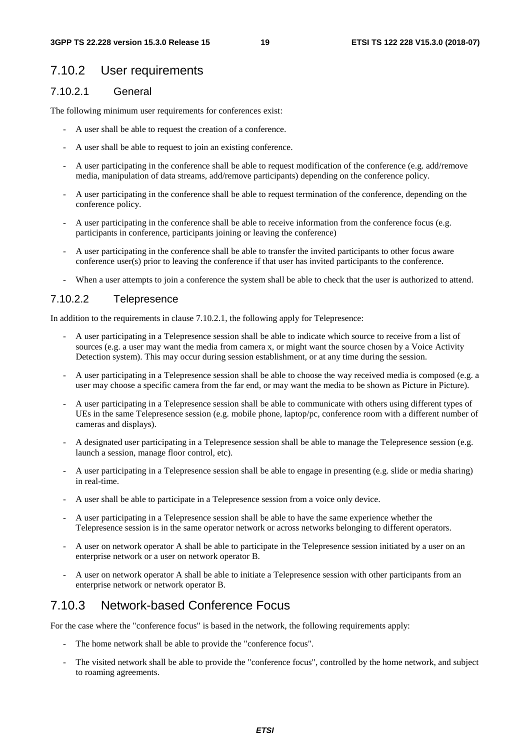### 7.10.2 User requirements

#### 7.10.2.1 General

The following minimum user requirements for conferences exist:

- A user shall be able to request the creation of a conference.
- A user shall be able to request to join an existing conference.
- A user participating in the conference shall be able to request modification of the conference (e.g. add/remove media, manipulation of data streams, add/remove participants) depending on the conference policy.
- A user participating in the conference shall be able to request termination of the conference, depending on the conference policy.
- A user participating in the conference shall be able to receive information from the conference focus (e.g. participants in conference, participants joining or leaving the conference)
- A user participating in the conference shall be able to transfer the invited participants to other focus aware conference user(s) prior to leaving the conference if that user has invited participants to the conference.
- When a user attempts to join a conference the system shall be able to check that the user is authorized to attend.

#### 7.10.2.2 Telepresence

In addition to the requirements in clause 7.10.2.1, the following apply for Telepresence:

- A user participating in a Telepresence session shall be able to indicate which source to receive from a list of sources (e.g. a user may want the media from camera x, or might want the source chosen by a Voice Activity Detection system). This may occur during session establishment, or at any time during the session.
- A user participating in a Telepresence session shall be able to choose the way received media is composed (e.g. a user may choose a specific camera from the far end, or may want the media to be shown as Picture in Picture).
- A user participating in a Telepresence session shall be able to communicate with others using different types of UEs in the same Telepresence session (e.g. mobile phone, laptop/pc, conference room with a different number of cameras and displays).
- A designated user participating in a Telepresence session shall be able to manage the Telepresence session (e.g. launch a session, manage floor control, etc).
- A user participating in a Telepresence session shall be able to engage in presenting (e.g. slide or media sharing) in real-time.
- A user shall be able to participate in a Telepresence session from a voice only device.
- A user participating in a Telepresence session shall be able to have the same experience whether the Telepresence session is in the same operator network or across networks belonging to different operators.
- A user on network operator A shall be able to participate in the Telepresence session initiated by a user on an enterprise network or a user on network operator B.
- A user on network operator A shall be able to initiate a Telepresence session with other participants from an enterprise network or network operator B.

### 7.10.3 Network-based Conference Focus

For the case where the "conference focus" is based in the network, the following requirements apply:

- The home network shall be able to provide the "conference focus".
- The visited network shall be able to provide the "conference focus", controlled by the home network, and subject to roaming agreements.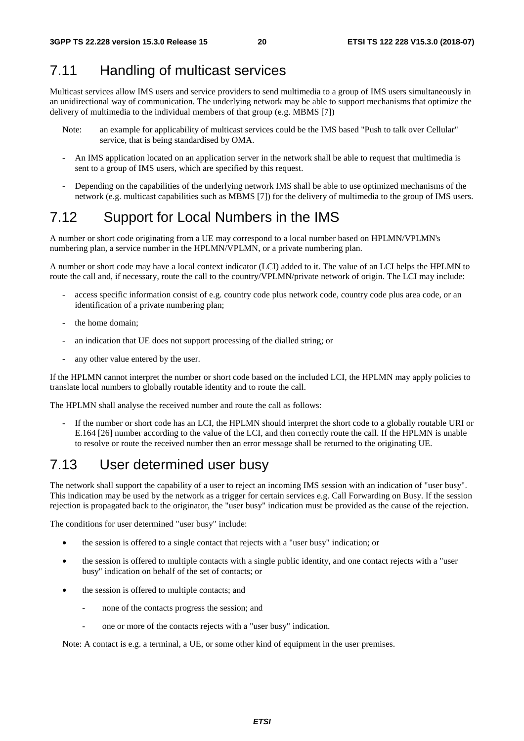## 7.11 Handling of multicast services

Multicast services allow IMS users and service providers to send multimedia to a group of IMS users simultaneously in an unidirectional way of communication. The underlying network may be able to support mechanisms that optimize the delivery of multimedia to the individual members of that group (e.g. MBMS [7])

Note: an example for applicability of multicast services could be the IMS based "Push to talk over Cellular" service, that is being standardised by OMA.

- An IMS application located on an application server in the network shall be able to request that multimedia is sent to a group of IMS users, which are specified by this request.
- Depending on the capabilities of the underlying network IMS shall be able to use optimized mechanisms of the network (e.g. multicast capabilities such as MBMS [7]) for the delivery of multimedia to the group of IMS users.

## 7.12 Support for Local Numbers in the IMS

A number or short code originating from a UE may correspond to a local number based on HPLMN/VPLMN's numbering plan, a service number in the HPLMN/VPLMN, or a private numbering plan.

A number or short code may have a local context indicator (LCI) added to it. The value of an LCI helps the HPLMN to route the call and, if necessary, route the call to the country/VPLMN/private network of origin. The LCI may include:

- access specific information consist of e.g. country code plus network code, country code plus area code, or an identification of a private numbering plan;
- the home domain;
- an indication that UE does not support processing of the dialled string; or
- any other value entered by the user.

If the HPLMN cannot interpret the number or short code based on the included LCI, the HPLMN may apply policies to translate local numbers to globally routable identity and to route the call.

The HPLMN shall analyse the received number and route the call as follows:

- If the number or short code has an LCI, the HPLMN should interpret the short code to a globally routable URI or E.164 [26] number according to the value of the LCI, and then correctly route the call. If the HPLMN is unable to resolve or route the received number then an error message shall be returned to the originating UE.

## 7.13 User determined user busy

The network shall support the capability of a user to reject an incoming IMS session with an indication of "user busy". This indication may be used by the network as a trigger for certain services e.g. Call Forwarding on Busy. If the session rejection is propagated back to the originator, the "user busy" indication must be provided as the cause of the rejection.

The conditions for user determined "user busy" include:

- the session is offered to a single contact that rejects with a "user busy" indication; or
- the session is offered to multiple contacts with a single public identity, and one contact rejects with a "user busy" indication on behalf of the set of contacts; or
- the session is offered to multiple contacts; and
  - none of the contacts progress the session; and
  - one or more of the contacts rejects with a "user busy" indication.

Note: A contact is e.g. a terminal, a UE, or some other kind of equipment in the user premises.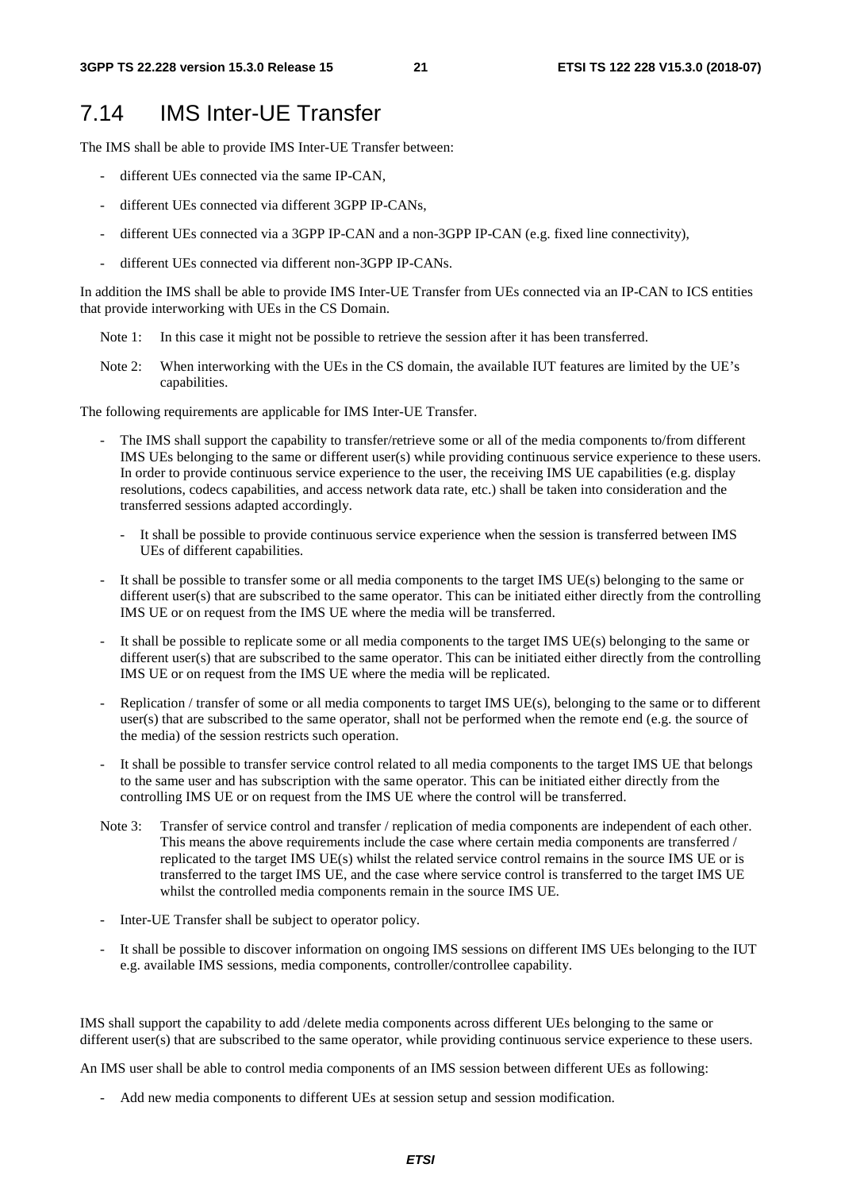## 7.14 IMS Inter-UE Transfer

The IMS shall be able to provide IMS Inter-UE Transfer between:

- different UEs connected via the same IP-CAN,
- different UEs connected via different 3GPP IP-CANs,
- different UEs connected via a 3GPP IP-CAN and a non-3GPP IP-CAN (e.g. fixed line connectivity),
- different UEs connected via different non-3GPP IP-CANs.

In addition the IMS shall be able to provide IMS Inter-UE Transfer from UEs connected via an IP-CAN to ICS entities that provide interworking with UEs in the CS Domain.

Note 1: In this case it might not be possible to retrieve the session after it has been transferred.

Note 2: When interworking with the UEs in the CS domain, the available IUT features are limited by the UE's capabilities.

The following requirements are applicable for IMS Inter-UE Transfer.

- The IMS shall support the capability to transfer/retrieve some or all of the media components to/from different IMS UEs belonging to the same or different user(s) while providing continuous service experience to these users. In order to provide continuous service experience to the user, the receiving IMS UE capabilities (e.g. display resolutions, codecs capabilities, and access network data rate, etc.) shall be taken into consideration and the transferred sessions adapted accordingly.
  - It shall be possible to provide continuous service experience when the session is transferred between IMS UEs of different capabilities.
- It shall be possible to transfer some or all media components to the target IMS UE(s) belonging to the same or different user(s) that are subscribed to the same operator. This can be initiated either directly from the controlling IMS UE or on request from the IMS UE where the media will be transferred.
- It shall be possible to replicate some or all media components to the target IMS UE(s) belonging to the same or different user(s) that are subscribed to the same operator. This can be initiated either directly from the controlling IMS UE or on request from the IMS UE where the media will be replicated.
- Replication / transfer of some or all media components to target IMS UE(s), belonging to the same or to different user(s) that are subscribed to the same operator, shall not be performed when the remote end (e.g. the source of the media) of the session restricts such operation.
- It shall be possible to transfer service control related to all media components to the target IMS UE that belongs to the same user and has subscription with the same operator. This can be initiated either directly from the controlling IMS UE or on request from the IMS UE where the control will be transferred.

Note 3: Transfer of service control and transfer / replication of media components are independent of each other. This means the above requirements include the case where certain media components are transferred / replicated to the target IMS UE(s) whilst the related service control remains in the source IMS UE or is transferred to the target IMS UE, and the case where service control is transferred to the target IMS UE whilst the controlled media components remain in the source IMS UE.

- Inter-UE Transfer shall be subject to operator policy.
- It shall be possible to discover information on ongoing IMS sessions on different IMS UEs belonging to the IUT e.g. available IMS sessions, media components, controller/controllee capability.

IMS shall support the capability to add /delete media components across different UEs belonging to the same or different user(s) that are subscribed to the same operator, while providing continuous service experience to these users.

An IMS user shall be able to control media components of an IMS session between different UEs as following:

- Add new media components to different UEs at session setup and session modification.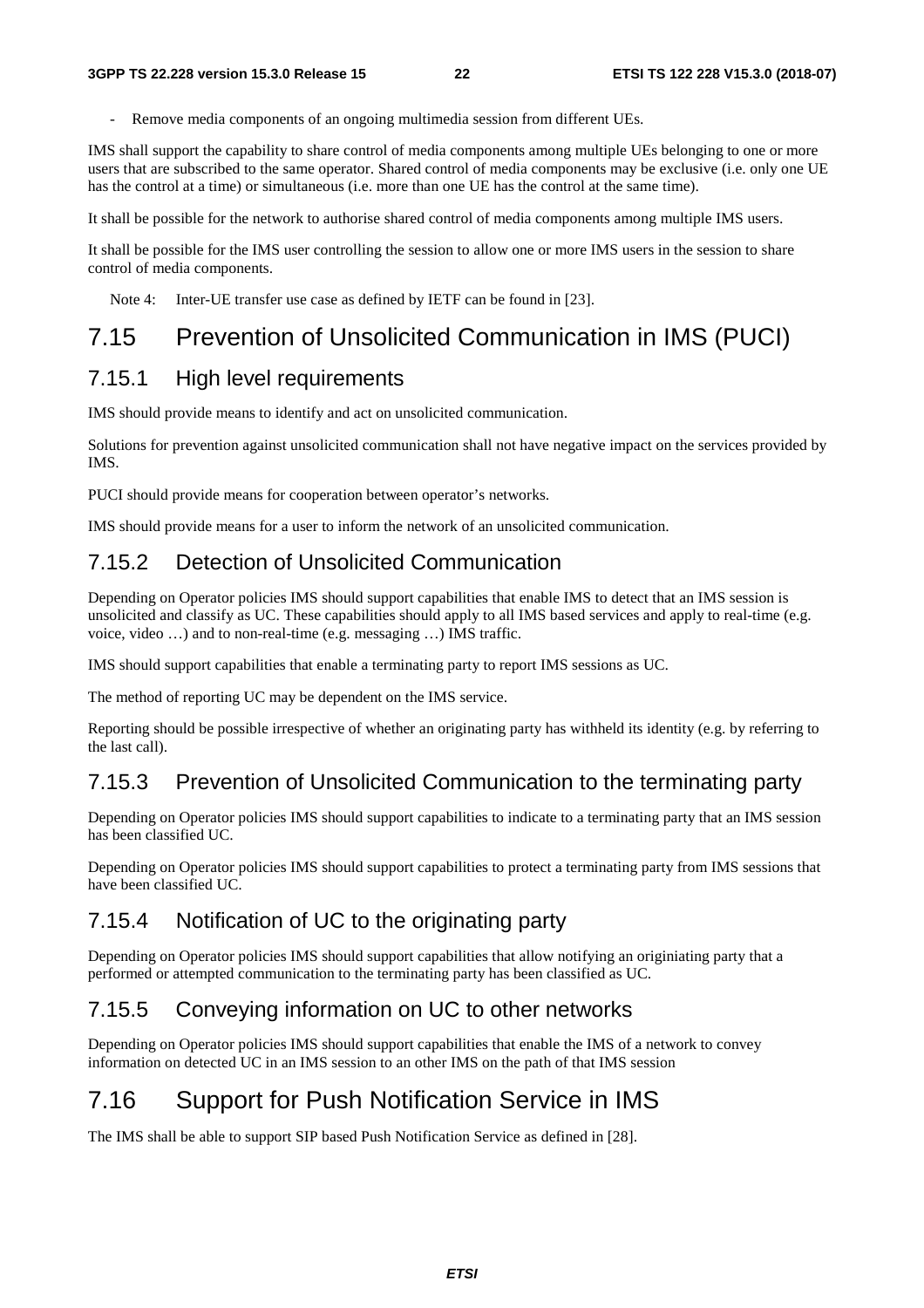- Remove media components of an ongoing multimedia session from different UEs.

IMS shall support the capability to share control of media components among multiple UEs belonging to one or more users that are subscribed to the same operator. Shared control of media components may be exclusive (i.e. only one UE has the control at a time) or simultaneous (i.e. more than one UE has the control at the same time).

It shall be possible for the network to authorise shared control of media components among multiple IMS users.

It shall be possible for the IMS user controlling the session to allow one or more IMS users in the session to share control of media components.

Note 4: Inter-UE transfer use case as defined by IETF can be found in [23].

## 7.15 Prevention of Unsolicited Communication in IMS (PUCI)

### 7.15.1 High level requirements

IMS should provide means to identify and act on unsolicited communication.

Solutions for prevention against unsolicited communication shall not have negative impact on the services provided by IMS.

PUCI should provide means for cooperation between operator's networks.

IMS should provide means for a user to inform the network of an unsolicited communication.

### 7.15.2 Detection of Unsolicited Communication

Depending on Operator policies IMS should support capabilities that enable IMS to detect that an IMS session is unsolicited and classify as UC. These capabilities should apply to all IMS based services and apply to real-time (e.g. voice, video …) and to non-real-time (e.g. messaging …) IMS traffic.

IMS should support capabilities that enable a terminating party to report IMS sessions as UC.

The method of reporting UC may be dependent on the IMS service.

Reporting should be possible irrespective of whether an originating party has withheld its identity (e.g. by referring to the last call).

### 7.15.3 Prevention of Unsolicited Communication to the terminating party

Depending on Operator policies IMS should support capabilities to indicate to a terminating party that an IMS session has been classified UC.

Depending on Operator policies IMS should support capabilities to protect a terminating party from IMS sessions that have been classified UC.

### 7.15.4 Notification of UC to the originating party

Depending on Operator policies IMS should support capabilities that allow notifying an originiating party that a performed or attempted communication to the terminating party has been classified as UC.

### 7.15.5 Conveying information on UC to other networks

Depending on Operator policies IMS should support capabilities that enable the IMS of a network to convey information on detected UC in an IMS session to an other IMS on the path of that IMS session

## 7.16 Support for Push Notification Service in IMS

The IMS shall be able to support SIP based Push Notification Service as defined in [28].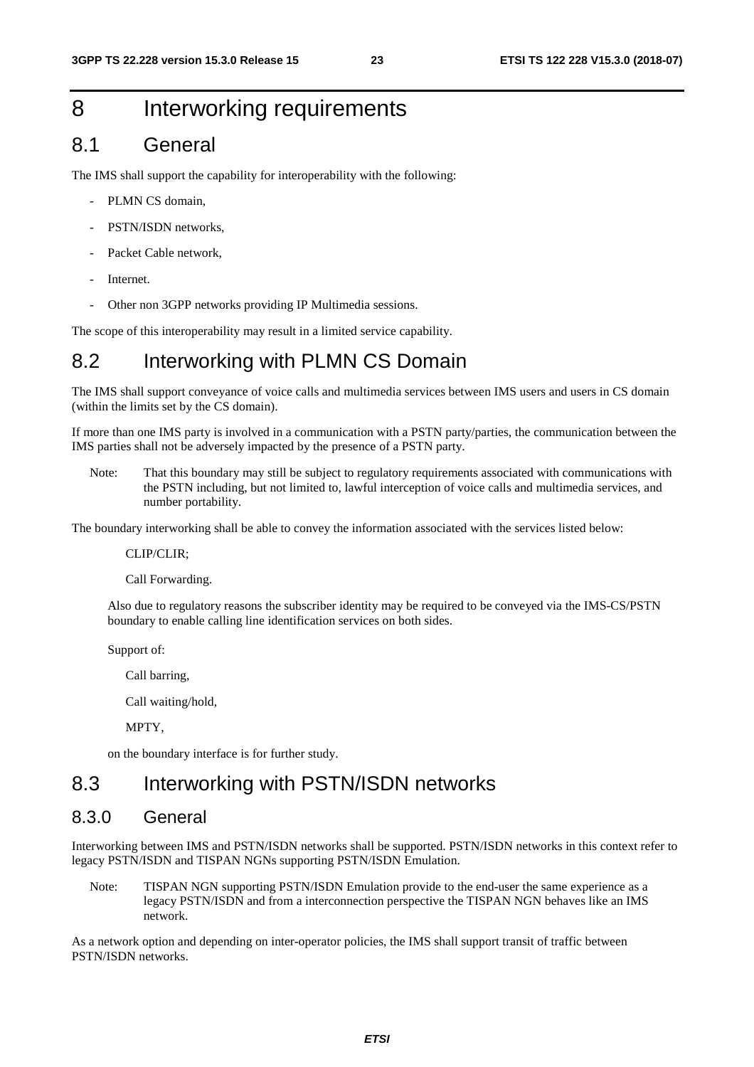# 8 Interworking requirements

## 8.1 General

The IMS shall support the capability for interoperability with the following:

- PLMN CS domain,
- PSTN/ISDN networks,
- Packet Cable network,
- Internet.
- Other non 3GPP networks providing IP Multimedia sessions.

The scope of this interoperability may result in a limited service capability.

## 8.2 Interworking with PLMN CS Domain

The IMS shall support conveyance of voice calls and multimedia services between IMS users and users in CS domain (within the limits set by the CS domain).

If more than one IMS party is involved in a communication with a PSTN party/parties, the communication between the IMS parties shall not be adversely impacted by the presence of a PSTN party.

Note: That this boundary may still be subject to regulatory requirements associated with communications with the PSTN including, but not limited to, lawful interception of voice calls and multimedia services, and number portability.

The boundary interworking shall be able to convey the information associated with the services listed below:

CLIP/CLIR;

Call Forwarding.

Also due to regulatory reasons the subscriber identity may be required to be conveyed via the IMS-CS/PSTN boundary to enable calling line identification services on both sides.

Support of:

Call barring,

Call waiting/hold,

MPTY,

on the boundary interface is for further study.

## 8.3 Interworking with PSTN/ISDN networks

### 8.3.0 General

Interworking between IMS and PSTN/ISDN networks shall be supported. PSTN/ISDN networks in this context refer to legacy PSTN/ISDN and TISPAN NGNs supporting PSTN/ISDN Emulation.

Note: TISPAN NGN supporting PSTN/ISDN Emulation provide to the end-user the same experience as a legacy PSTN/ISDN and from a interconnection perspective the TISPAN NGN behaves like an IMS network.

As a network option and depending on inter-operator policies, the IMS shall support transit of traffic between PSTN/ISDN networks.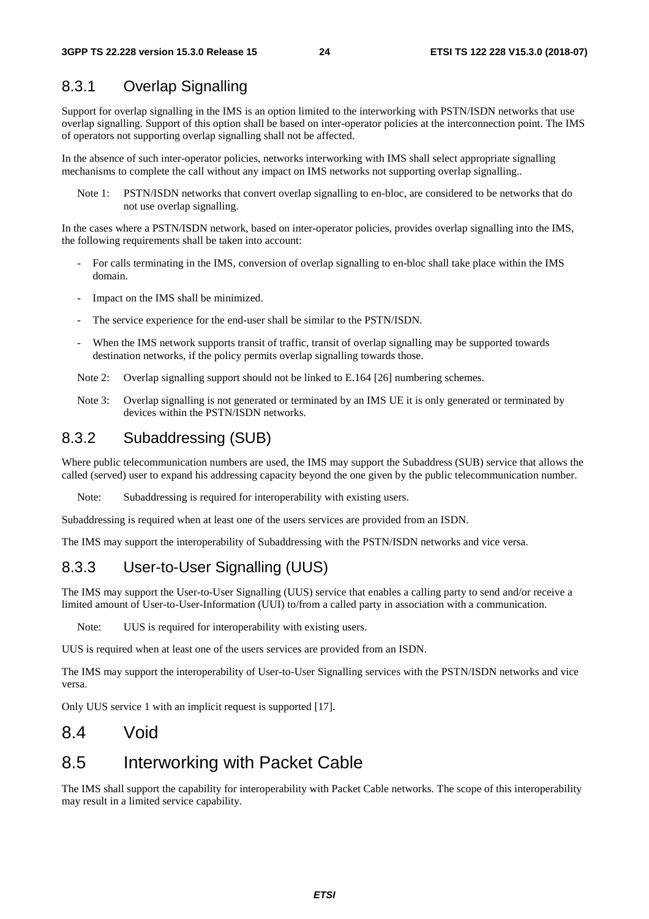### 8.3.1 Overlap Signalling

Support for overlap signalling in the IMS is an option limited to the interworking with PSTN/ISDN networks that use overlap signalling. Support of this option shall be based on inter-operator policies at the interconnection point. The IMS of operators not supporting overlap signalling shall not be affected.

In the absence of such inter-operator policies, networks interworking with IMS shall select appropriate signalling mechanisms to complete the call without any impact on IMS networks not supporting overlap signalling..

Note 1: PSTN/ISDN networks that convert overlap signalling to en-bloc, are considered to be networks that do not use overlap signalling.

In the cases where a PSTN/ISDN network, based on inter-operator policies, provides overlap signalling into the IMS, the following requirements shall be taken into account:

- For calls terminating in the IMS, conversion of overlap signalling to en-bloc shall take place within the IMS domain.
- Impact on the IMS shall be minimized.
- The service experience for the end-user shall be similar to the PSTN/ISDN.
- When the IMS network supports transit of traffic, transit of overlap signalling may be supported towards destination networks, if the policy permits overlap signalling towards those.

Note 2: Overlap signalling support should not be linked to E.164 [26] numbering schemes.

Note 3: Overlap signalling is not generated or terminated by an IMS UE it is only generated or terminated by devices within the PSTN/ISDN networks.

### 8.3.2 Subaddressing (SUB)

Where public telecommunication numbers are used, the IMS may support the Subaddress (SUB) service that allows the called (served) user to expand his addressing capacity beyond the one given by the public telecommunication number.

Note: Subaddressing is required for interoperability with existing users.

Subaddressing is required when at least one of the users services are provided from an ISDN.

The IMS may support the interoperability of Subaddressing with the PSTN/ISDN networks and vice versa.

### 8.3.3 User-to-User Signalling (UUS)

The IMS may support the User-to-User Signalling (UUS) service that enables a calling party to send and/or receive a limited amount of User-to-User-Information (UUI) to/from a called party in association with a communication.

Note: UUS is required for interoperability with existing users.

UUS is required when at least one of the users services are provided from an ISDN.

The IMS may support the interoperability of User-to-User Signalling services with the PSTN/ISDN networks and vice versa.

Only UUS service 1 with an implicit request is supported [17].

## 8.4 Void

## 8.5 Interworking with Packet Cable

The IMS shall support the capability for interoperability with Packet Cable networks. The scope of this interoperability may result in a limited service capability.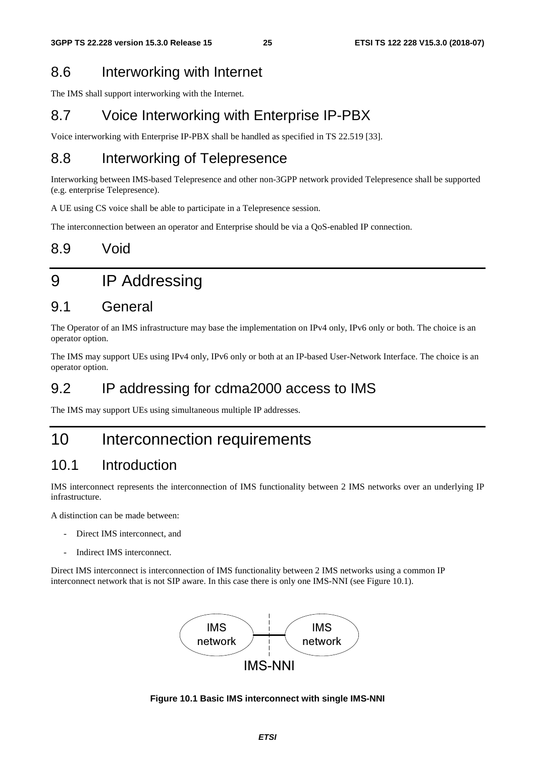## 8.6 Interworking with Internet

The IMS shall support interworking with the Internet.

## 8.7 Voice Interworking with Enterprise IP-PBX

Voice interworking with Enterprise IP-PBX shall be handled as specified in TS 22.519 [33].

## 8.8 Interworking of Telepresence

Interworking between IMS-based Telepresence and other non-3GPP network provided Telepresence shall be supported (e.g. enterprise Telepresence).

A UE using CS voice shall be able to participate in a Telepresence session.

The interconnection between an operator and Enterprise should be via a QoS-enabled IP connection.

## 8.9 Void

# 9 IP Addressing

## 9.1 General

The Operator of an IMS infrastructure may base the implementation on IPv4 only, IPv6 only or both. The choice is an operator option.

The IMS may support UEs using IPv4 only, IPv6 only or both at an IP-based User-Network Interface. The choice is an operator option.

## 9.2 IP addressing for cdma2000 access to IMS

The IMS may support UEs using simultaneous multiple IP addresses.

# 10 Interconnection requirements

## 10.1 Introduction

IMS interconnect represents the interconnection of IMS functionality between 2 IMS networks over an underlying IP infrastructure.

A distinction can be made between:

- Direct IMS interconnect, and
- Indirect IMS interconnect.

Direct IMS interconnect is interconnection of IMS functionality between 2 IMS networks using a common IP interconnect network that is not SIP aware. In this case there is only one IMS-NNI (see Figure 10.1).

IMS network — IMS network

IMS-NNI

**Figure 10.1 Basic IMS interconnect with single IMS-NNI**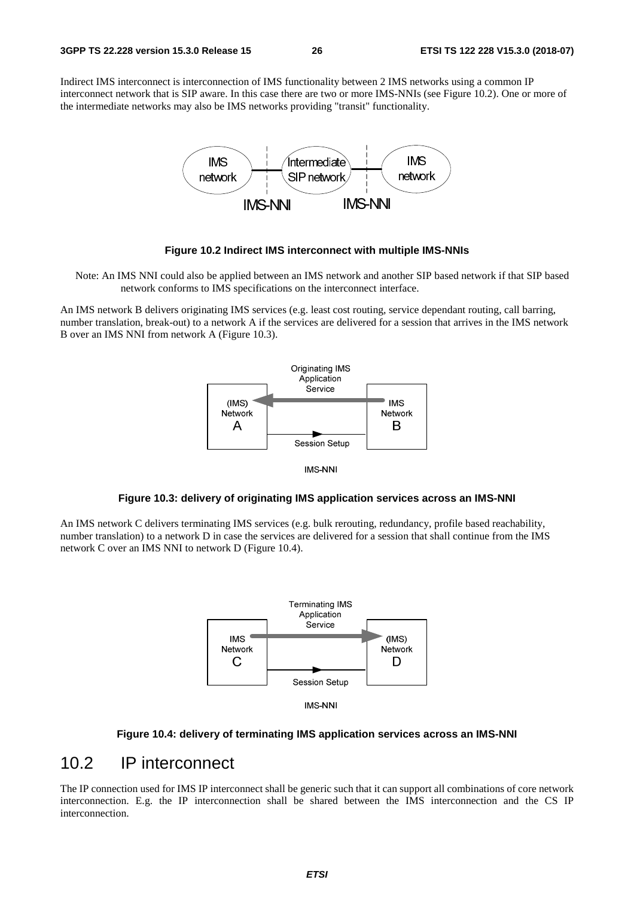Indirect IMS interconnect is interconnection of IMS functionality between 2 IMS networks using a common IP interconnect network that is SIP aware. In this case there are two or more IMS-NNIs (see Figure 10.2). One or more of the intermediate networks may also be IMS networks providing "transit" functionality.

**Figure 10.2 Indirect IMS interconnect with multiple IMS-NNIs**

Note: An IMS NNI could also be applied between an IMS network and another SIP based network if that SIP based network conforms to IMS specifications on the interconnect interface.

An IMS network B delivers originating IMS services (e.g. least cost routing, service dependant routing, call barring, number translation, break-out) to a network A if the services are delivered for a session that arrives in the IMS network B over an IMS NNI from network A (Figure 10.3).

**Figure 10.3: delivery of originating IMS application services across an IMS-NNI**

An IMS network C delivers terminating IMS services (e.g. bulk rerouting, redundancy, profile based reachability, number translation) to a network D in case the services are delivered for a session that shall continue from the IMS network C over an IMS NNI to network D (Figure 10.4).

**Figure 10.4: delivery of terminating IMS application services across an IMS-NNI**

## 10.2 IP interconnect

The IP connection used for IMS IP interconnect shall be generic such that it can support all combinations of core network interconnection. E.g. the IP interconnection shall be shared between the IMS interconnection and the CS IP interconnection.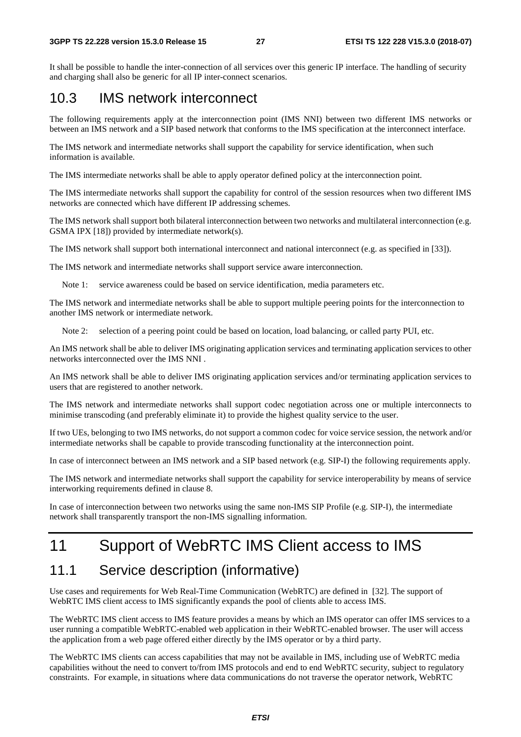It shall be possible to handle the inter-connection of all services over this generic IP interface. The handling of security and charging shall also be generic for all IP inter-connect scenarios.

## 10.3 IMS network interconnect

The following requirements apply at the interconnection point (IMS NNI) between two different IMS networks or between an IMS network and a SIP based network that conforms to the IMS specification at the interconnect interface.

The IMS network and intermediate networks shall support the capability for service identification, when such information is available.

The IMS intermediate networks shall be able to apply operator defined policy at the interconnection point.

The IMS intermediate networks shall support the capability for control of the session resources when two different IMS networks are connected which have different IP addressing schemes.

The IMS network shall support both bilateral interconnection between two networks and multilateral interconnection (e.g. GSMA IPX [18]) provided by intermediate network(s).

The IMS network shall support both international interconnect and national interconnect (e.g. as specified in [33]).

The IMS network and intermediate networks shall support service aware interconnection.

Note 1: service awareness could be based on service identification, media parameters etc.

The IMS network and intermediate networks shall be able to support multiple peering points for the interconnection to another IMS network or intermediate network.

Note 2: selection of a peering point could be based on location, load balancing, or called party PUI, etc.

An IMS network shall be able to deliver IMS originating application services and terminating application services to other networks interconnected over the IMS NNI .

An IMS network shall be able to deliver IMS originating application services and/or terminating application services to users that are registered to another network.

The IMS network and intermediate networks shall support codec negotiation across one or multiple interconnects to minimise transcoding (and preferably eliminate it) to provide the highest quality service to the user.

If two UEs, belonging to two IMS networks, do not support a common codec for voice service session, the network and/or intermediate networks shall be capable to provide transcoding functionality at the interconnection point.

In case of interconnect between an IMS network and a SIP based network (e.g. SIP-I) the following requirements apply.

The IMS network and intermediate networks shall support the capability for service interoperability by means of service interworking requirements defined in clause 8.

In case of interconnection between two networks using the same non-IMS SIP Profile (e.g. SIP-I), the intermediate network shall transparently transport the non-IMS signalling information.

# 11 Support of WebRTC IMS Client access to IMS

## 11.1 Service description (informative)

Use cases and requirements for Web Real-Time Communication (WebRTC) are defined in [32]. The support of WebRTC IMS client access to IMS significantly expands the pool of clients able to access IMS.

The WebRTC IMS client access to IMS feature provides a means by which an IMS operator can offer IMS services to a user running a compatible WebRTC-enabled web application in their WebRTC-enabled browser. The user will access the application from a web page offered either directly by the IMS operator or by a third party.

The WebRTC IMS clients can access capabilities that may not be available in IMS, including use of WebRTC media capabilities without the need to convert to/from IMS protocols and end to end WebRTC security, subject to regulatory constraints. For example, in situations where data communications do not traverse the operator network, WebRTC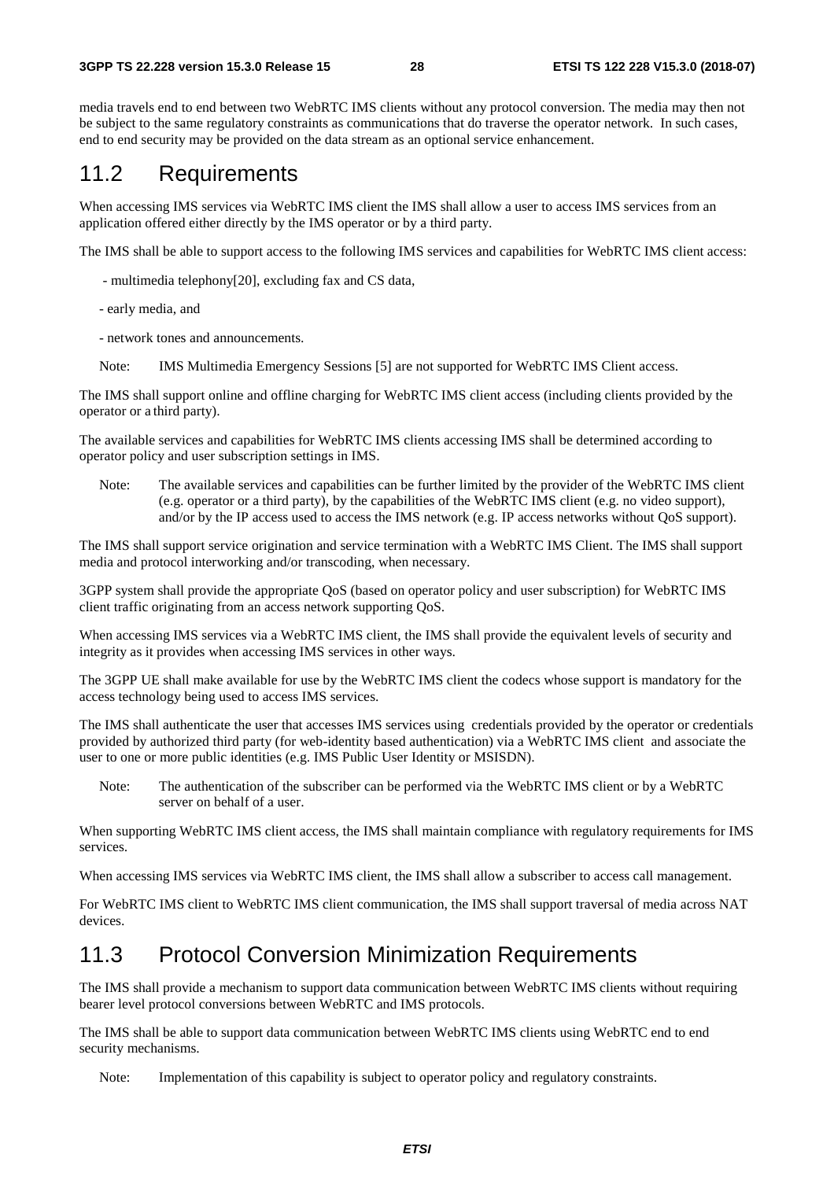media travels end to end between two WebRTC IMS clients without any protocol conversion. The media may then not be subject to the same regulatory constraints as communications that do traverse the operator network. In such cases, end to end security may be provided on the data stream as an optional service enhancement.

## 11.2 Requirements

When accessing IMS services via WebRTC IMS client the IMS shall allow a user to access IMS services from an application offered either directly by the IMS operator or by a third party.

The IMS shall be able to support access to the following IMS services and capabilities for WebRTC IMS client access:

- multimedia telephony[20], excluding fax and CS data,
- early media, and
- network tones and announcements.

Note: IMS Multimedia Emergency Sessions [5] are not supported for WebRTC IMS Client access.

The IMS shall support online and offline charging for WebRTC IMS client access (including clients provided by the operator or a third party).

The available services and capabilities for WebRTC IMS clients accessing IMS shall be determined according to operator policy and user subscription settings in IMS.

Note: The available services and capabilities can be further limited by the provider of the WebRTC IMS client (e.g. operator or a third party), by the capabilities of the WebRTC IMS client (e.g. no video support), and/or by the IP access used to access the IMS network (e.g. IP access networks without QoS support).

The IMS shall support service origination and service termination with a WebRTC IMS Client. The IMS shall support media and protocol interworking and/or transcoding, when necessary.

3GPP system shall provide the appropriate QoS (based on operator policy and user subscription) for WebRTC IMS client traffic originating from an access network supporting QoS.

When accessing IMS services via a WebRTC IMS client, the IMS shall provide the equivalent levels of security and integrity as it provides when accessing IMS services in other ways.

The 3GPP UE shall make available for use by the WebRTC IMS client the codecs whose support is mandatory for the access technology being used to access IMS services.

The IMS shall authenticate the user that accesses IMS services using credentials provided by the operator or credentials provided by authorized third party (for web-identity based authentication) via a WebRTC IMS client and associate the user to one or more public identities (e.g. IMS Public User Identity or MSISDN).

Note: The authentication of the subscriber can be performed via the WebRTC IMS client or by a WebRTC server on behalf of a user.

When supporting WebRTC IMS client access, the IMS shall maintain compliance with regulatory requirements for IMS services.

When accessing IMS services via WebRTC IMS client, the IMS shall allow a subscriber to access call management.

For WebRTC IMS client to WebRTC IMS client communication, the IMS shall support traversal of media across NAT devices.

## 11.3 Protocol Conversion Minimization Requirements

The IMS shall provide a mechanism to support data communication between WebRTC IMS clients without requiring bearer level protocol conversions between WebRTC and IMS protocols.

The IMS shall be able to support data communication between WebRTC IMS clients using WebRTC end to end security mechanisms.

Note: Implementation of this capability is subject to operator policy and regulatory constraints.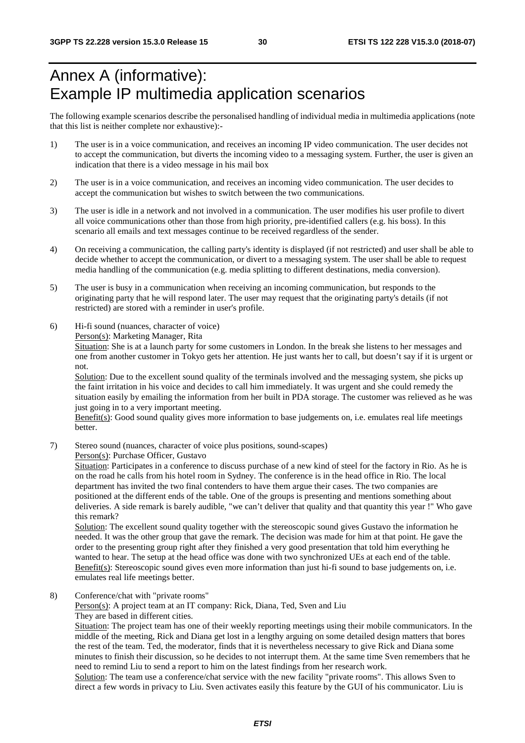# Annex A (informative): Example IP multimedia application scenarios

The following example scenarios describe the personalised handling of individual media in multimedia applications (note that this list is neither complete nor exhaustive):-

1) The user is in a voice communication, and receives an incoming IP video communication. The user decides not to accept the communication, but diverts the incoming video to a messaging system. Further, the user is given an indication that there is a video message in his mail box

2) The user is in a voice communication, and receives an incoming video communication. The user decides to accept the communication but wishes to switch between the two communications.

3) The user is idle in a network and not involved in a communication. The user modifies his user profile to divert all voice communications other than those from high priority, pre-identified callers (e.g. his boss). In this scenario all emails and text messages continue to be received regardless of the sender.

4) On receiving a communication, the calling party's identity is displayed (if not restricted) and user shall be able to decide whether to accept the communication, or divert to a messaging system. The user shall be able to request media handling of the communication (e.g. media splitting to different destinations, media conversion).

5) The user is busy in a communication when receiving an incoming communication, but responds to the originating party that he will respond later. The user may request that the originating party's details (if not restricted) are stored with a reminder in user's profile.

6) Hi-fi sound (nuances, character of voice)
   Person(s): Marketing Manager, Rita
   Situation: She is at a launch party for some customers in London. In the break she listens to her messages and one from another customer in Tokyo gets her attention. He just wants her to call, but doesn't say if it is urgent or not.
   Solution: Due to the excellent sound quality of the terminals involved and the messaging system, she picks up the faint irritation in his voice and decides to call him immediately. It was urgent and she could remedy the situation easily by emailing the information from her built in PDA storage. The customer was relieved as he was just going in to a very important meeting.
   Benefit(s): Good sound quality gives more information to base judgements on, i.e. emulates real life meetings better.

7) Stereo sound (nuances, character of voice plus positions, sound-scapes)
   Person(s): Purchase Officer, Gustavo
   Situation: Participates in a conference to discuss purchase of a new kind of steel for the factory in Rio. As he is on the road he calls from his hotel room in Sydney. The conference is in the head office in Rio. The local department has invited the two final contenders to have them argue their cases. The two companies are positioned at the different ends of the table. One of the groups is presenting and mentions something about deliveries. A side remark is barely audible, "we can't deliver that quality and that quantity this year !" Who gave this remark?
   Solution: The excellent sound quality together with the stereoscopic sound gives Gustavo the information he needed. It was the other group that gave the remark. The decision was made for him at that point. He gave the order to the presenting group right after they finished a very good presentation that told him everything he wanted to hear. The setup at the head office was done with two synchronized UEs at each end of the table.
   Benefit(s): Stereoscopic sound gives even more information than just hi-fi sound to base judgements on, i.e. emulates real life meetings better.

8) Conference/chat with "private rooms"
   Person(s): A project team at an IT company: Rick, Diana, Ted, Sven and Liu
   They are based in different cities.
   Situation: The project team has one of their weekly reporting meetings using their mobile communicators. In the middle of the meeting, Rick and Diana get lost in a lengthy arguing on some detailed design matters that bores the rest of the team. Ted, the moderator, finds that it is nevertheless necessary to give Rick and Diana some minutes to finish their discussion, so he decides to not interrupt them. At the same time Sven remembers that he need to remind Liu to send a report to him on the latest findings from her research work.
   Solution: The team use a conference/chat service with the new facility "private rooms". This allows Sven to direct a few words in privacy to Liu. Sven activates easily this feature by the GUI of his communicator. Liu is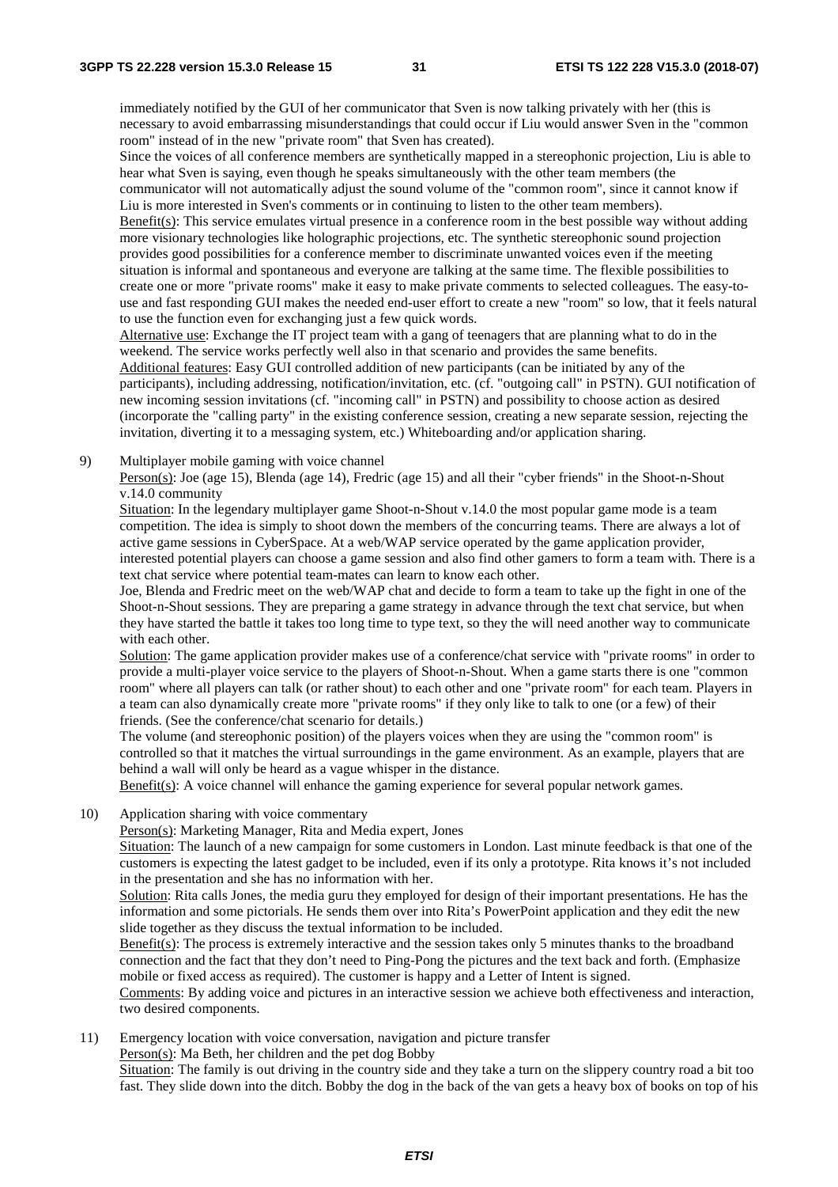immediately notified by the GUI of her communicator that Sven is now talking privately with her (this is necessary to avoid embarrassing misunderstandings that could occur if Liu would answer Sven in the "common room" instead of in the new "private room" that Sven has created).

Since the voices of all conference members are synthetically mapped in a stereophonic projection, Liu is able to hear what Sven is saying, even though he speaks simultaneously with the other team members (the communicator will not automatically adjust the sound volume of the "common room", since it cannot know if Liu is more interested in Sven's comments or in continuing to listen to the other team members).

Benefit(s): This service emulates virtual presence in a conference room in the best possible way without adding more visionary technologies like holographic projections, etc. The synthetic stereophonic sound projection provides good possibilities for a conference member to discriminate unwanted voices even if the meeting situation is informal and spontaneous and everyone are talking at the same time. The flexible possibilities to create one or more "private rooms" make it easy to make private comments to selected colleagues. The easy-to-use and fast responding GUI makes the needed end-user effort to create a new "room" so low, that it feels natural to use the function even for exchanging just a few quick words.

Alternative use: Exchange the IT project team with a gang of teenagers that are planning what to do in the weekend. The service works perfectly well also in that scenario and provides the same benefits.

Additional features: Easy GUI controlled addition of new participants (can be initiated by any of the participants), including addressing, notification/invitation, etc. (cf. "outgoing call" in PSTN). GUI notification of new incoming session invitations (cf. "incoming call" in PSTN) and possibility to choose action as desired (incorporate the "calling party" in the existing conference session, creating a new separate session, rejecting the invitation, diverting it to a messaging system, etc.) Whiteboarding and/or application sharing.

9) Multiplayer mobile gaming with voice channel

Person(s): Joe (age 15), Blenda (age 14), Fredric (age 15) and all their "cyber friends" in the Shoot-n-Shout v.14.0 community

Situation: In the legendary multiplayer game Shoot-n-Shout v.14.0 the most popular game mode is a team competition. The idea is simply to shoot down the members of the concurring teams. There are always a lot of active game sessions in CyberSpace. At a web/WAP service operated by the game application provider, interested potential players can choose a game session and also find other gamers to form a team with. There is a text chat service where potential team-mates can learn to know each other.

Joe, Blenda and Fredric meet on the web/WAP chat and decide to form a team to take up the fight in one of the Shoot-n-Shout sessions. They are preparing a game strategy in advance through the text chat service, but when they have started the battle it takes too long time to type text, so they the will need another way to communicate with each other.

Solution: The game application provider makes use of a conference/chat service with "private rooms" in order to provide a multi-player voice service to the players of Shoot-n-Shout. When a game starts there is one "common room" where all players can talk (or rather shout) to each other and one "private room" for each team. Players in a team can also dynamically create more "private rooms" if they only like to talk to one (or a few) of their friends. (See the conference/chat scenario for details.)

The volume (and stereophonic position) of the players voices when they are using the "common room" is controlled so that it matches the virtual surroundings in the game environment. As an example, players that are behind a wall will only be heard as a vague whisper in the distance.

Benefit(s): A voice channel will enhance the gaming experience for several popular network games.

10) Application sharing with voice commentary

Person(s): Marketing Manager, Rita and Media expert, Jones

Situation: The launch of a new campaign for some customers in London. Last minute feedback is that one of the customers is expecting the latest gadget to be included, even if its only a prototype. Rita knows it's not included in the presentation and she has no information with her.

Solution: Rita calls Jones, the media guru they employed for design of their important presentations. He has the information and some pictorials. He sends them over into Rita's PowerPoint application and they edit the new slide together as they discuss the textual information to be included.

Benefit(s): The process is extremely interactive and the session takes only 5 minutes thanks to the broadband connection and the fact that they don't need to Ping-Pong the pictures and the text back and forth. (Emphasize mobile or fixed access as required). The customer is happy and a Letter of Intent is signed.

Comments: By adding voice and pictures in an interactive session we achieve both effectiveness and interaction, two desired components.

11) Emergency location with voice conversation, navigation and picture transfer

Person(s): Ma Beth, her children and the pet dog Bobby

Situation: The family is out driving in the country side and they take a turn on the slippery country road a bit too fast. They slide down into the ditch. Bobby the dog in the back of the van gets a heavy box of books on top of his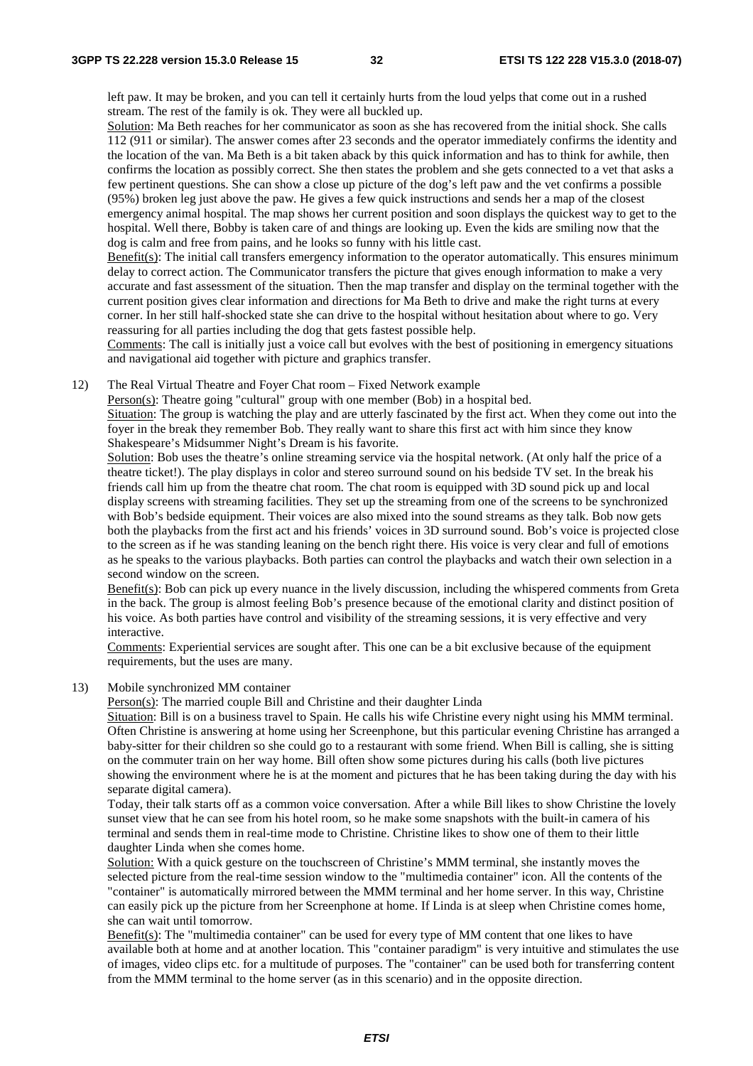left paw. It may be broken, and you can tell it certainly hurts from the loud yelps that come out in a rushed stream. The rest of the family is ok. They were all buckled up.

Solution: Ma Beth reaches for her communicator as soon as she has recovered from the initial shock. She calls 112 (911 or similar). The answer comes after 23 seconds and the operator immediately confirms the identity and the location of the van. Ma Beth is a bit taken aback by this quick information and has to think for awhile, then confirms the location as possibly correct. She then states the problem and she gets connected to a vet that asks a few pertinent questions. She can show a close up picture of the dog's left paw and the vet confirms a possible (95%) broken leg just above the paw. He gives a few quick instructions and sends her a map of the closest emergency animal hospital. The map shows her current position and soon displays the quickest way to get to the hospital. Well there, Bobby is taken care of and things are looking up. Even the kids are smiling now that the dog is calm and free from pains, and he looks so funny with his little cast.

Benefit(s): The initial call transfers emergency information to the operator automatically. This ensures minimum delay to correct action. The Communicator transfers the picture that gives enough information to make a very accurate and fast assessment of the situation. Then the map transfer and display on the terminal together with the current position gives clear information and directions for Ma Beth to drive and make the right turns at every corner. In her still half-shocked state she can drive to the hospital without hesitation about where to go. Very reassuring for all parties including the dog that gets fastest possible help.

Comments: The call is initially just a voice call but evolves with the best of positioning in emergency situations and navigational aid together with picture and graphics transfer.

12) The Real Virtual Theatre and Foyer Chat room – Fixed Network example

Person(s): Theatre going "cultural" group with one member (Bob) in a hospital bed.

Situation: The group is watching the play and are utterly fascinated by the first act. When they come out into the foyer in the break they remember Bob. They really want to share this first act with him since they know Shakespeare's Midsummer Night's Dream is his favorite.

Solution: Bob uses the theatre's online streaming service via the hospital network. (At only half the price of a theatre ticket!). The play displays in color and stereo surround sound on his bedside TV set. In the break his friends call him up from the theatre chat room. The chat room is equipped with 3D sound pick up and local display screens with streaming facilities. They set up the streaming from one of the screens to be synchronized with Bob's bedside equipment. Their voices are also mixed into the sound streams as they talk. Bob now gets both the playbacks from the first act and his friends' voices in 3D surround sound. Bob's voice is projected close to the screen as if he was standing leaning on the bench right there. His voice is very clear and full of emotions as he speaks to the various playbacks. Both parties can control the playbacks and watch their own selection in a second window on the screen.

Benefit(s): Bob can pick up every nuance in the lively discussion, including the whispered comments from Greta in the back. The group is almost feeling Bob's presence because of the emotional clarity and distinct position of his voice. As both parties have control and visibility of the streaming sessions, it is very effective and very interactive.

Comments: Experiential services are sought after. This one can be a bit exclusive because of the equipment requirements, but the uses are many.

13) Mobile synchronized MM container

Person(s): The married couple Bill and Christine and their daughter Linda

Situation: Bill is on a business travel to Spain. He calls his wife Christine every night using his MMM terminal. Often Christine is answering at home using her Screenphone, but this particular evening Christine has arranged a baby-sitter for their children so she could go to a restaurant with some friend. When Bill is calling, she is sitting on the commuter train on her way home. Bill often show some pictures during his calls (both live pictures showing the environment where he is at the moment and pictures that he has been taking during the day with his separate digital camera).

Today, their talk starts off as a common voice conversation. After a while Bill likes to show Christine the lovely sunset view that he can see from his hotel room, so he make some snapshots with the built-in camera of his terminal and sends them in real-time mode to Christine. Christine likes to show one of them to their little daughter Linda when she comes home.

Solution: With a quick gesture on the touchscreen of Christine's MMM terminal, she instantly moves the selected picture from the real-time session window to the "multimedia container" icon. All the contents of the "container" is automatically mirrored between the MMM terminal and her home server. In this way, Christine can easily pick up the picture from her Screenphone at home. If Linda is at sleep when Christine comes home, she can wait until tomorrow.

Benefit(s): The "multimedia container" can be used for every type of MM content that one likes to have available both at home and at another location. This "container paradigm" is very intuitive and stimulates the use of images, video clips etc. for a multitude of purposes. The "container" can be used both for transferring content from the MMM terminal to the home server (as in this scenario) and in the opposite direction.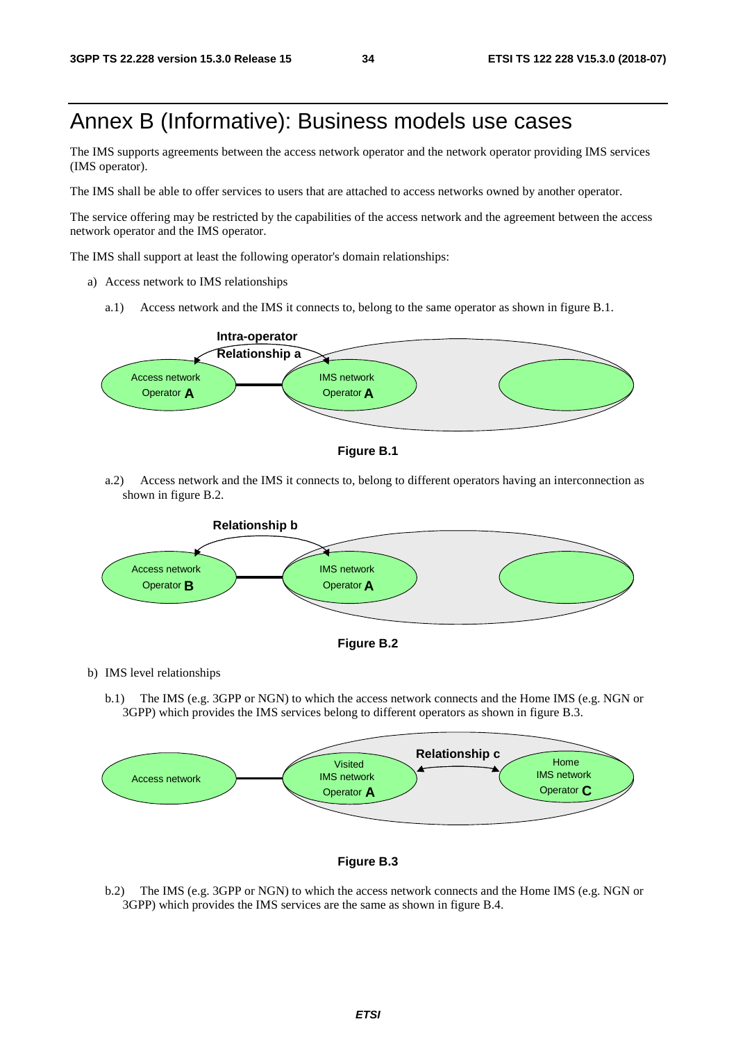# Annex B (Informative): Business models use cases

The IMS supports agreements between the access network operator and the network operator providing IMS services (IMS operator).

The IMS shall be able to offer services to users that are attached to access networks owned by another operator.

The service offering may be restricted by the capabilities of the access network and the agreement between the access network operator and the IMS operator.

The IMS shall support at least the following operator's domain relationships:

a) Access network to IMS relationships

a.1) Access network and the IMS it connects to, belong to the same operator as shown in figure B.1.

**Figure B.1**

a.2) Access network and the IMS it connects to, belong to different operators having an interconnection as shown in figure B.2.

**Figure B.2**

b) IMS level relationships

b.1) The IMS (e.g. 3GPP or NGN) to which the access network connects and the Home IMS (e.g. NGN or 3GPP) which provides the IMS services belong to different operators as shown in figure B.3.

**Figure B.3**

b.2) The IMS (e.g. 3GPP or NGN) to which the access network connects and the Home IMS (e.g. NGN or 3GPP) which provides the IMS services are the same as shown in figure B.4.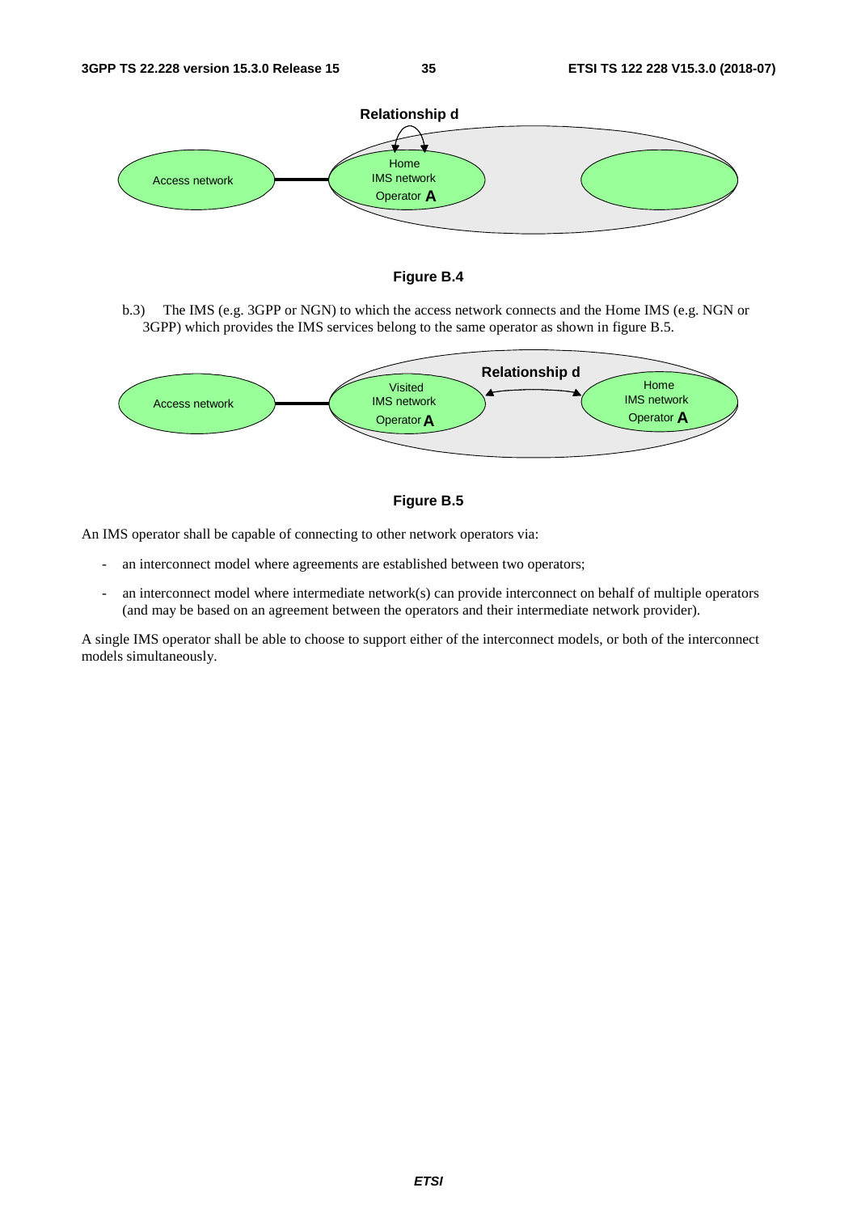**Figure B.4**

b.3) The IMS (e.g. 3GPP or NGN) to which the access network connects and the Home IMS (e.g. NGN or 3GPP) which provides the IMS services belong to the same operator as shown in figure B.5.

**Figure B.5**

An IMS operator shall be capable of connecting to other network operators via:

- an interconnect model where agreements are established between two operators;
- an interconnect model where intermediate network(s) can provide interconnect on behalf of multiple operators (and may be based on an agreement between the operators and their intermediate network provider).

A single IMS operator shall be able to choose to support either of the interconnect models, or both of the interconnect models simultaneously.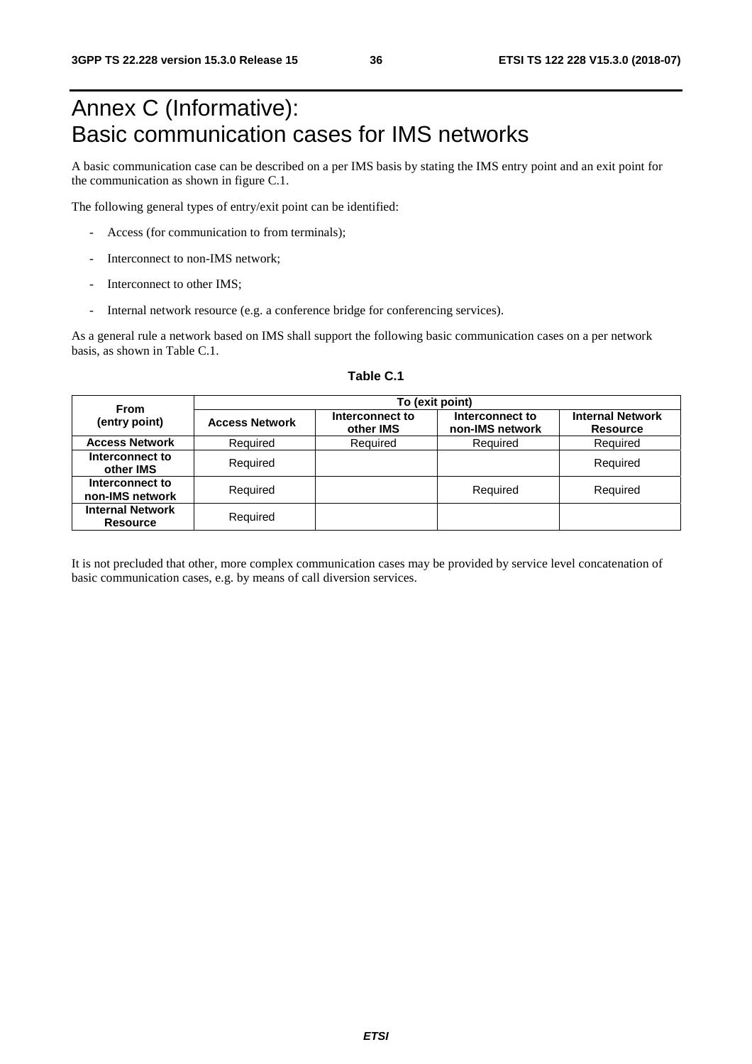# Annex C (Informative): Basic communication cases for IMS networks

A basic communication case can be described on a per IMS basis by stating the IMS entry point and an exit point for the communication as shown in figure C.1.

The following general types of entry/exit point can be identified:

- Access (for communication to from terminals);
- Interconnect to non-IMS network;
- Interconnect to other IMS;
- Internal network resource (e.g. a conference bridge for conferencing services).

As a general rule a network based on IMS shall support the following basic communication cases on a per network basis, as shown in Table C.1.

**Table C.1**

| From (entry point) | To (exit point) | | | |
|---|---|---|---|---|
| | **Access Network** | **Interconnect to other IMS** | **Interconnect to non-IMS network** | **Internal Network Resource** |
| **Access Network** | Required | Required | Required | Required |
| **Interconnect to other IMS** | Required | | | Required |
| **Interconnect to non-IMS network** | Required | | Required | Required |
| **Internal Network Resource** | Required | | | |

It is not precluded that other, more complex communication cases may be provided by service level concatenation of basic communication cases, e.g. by means of call diversion services.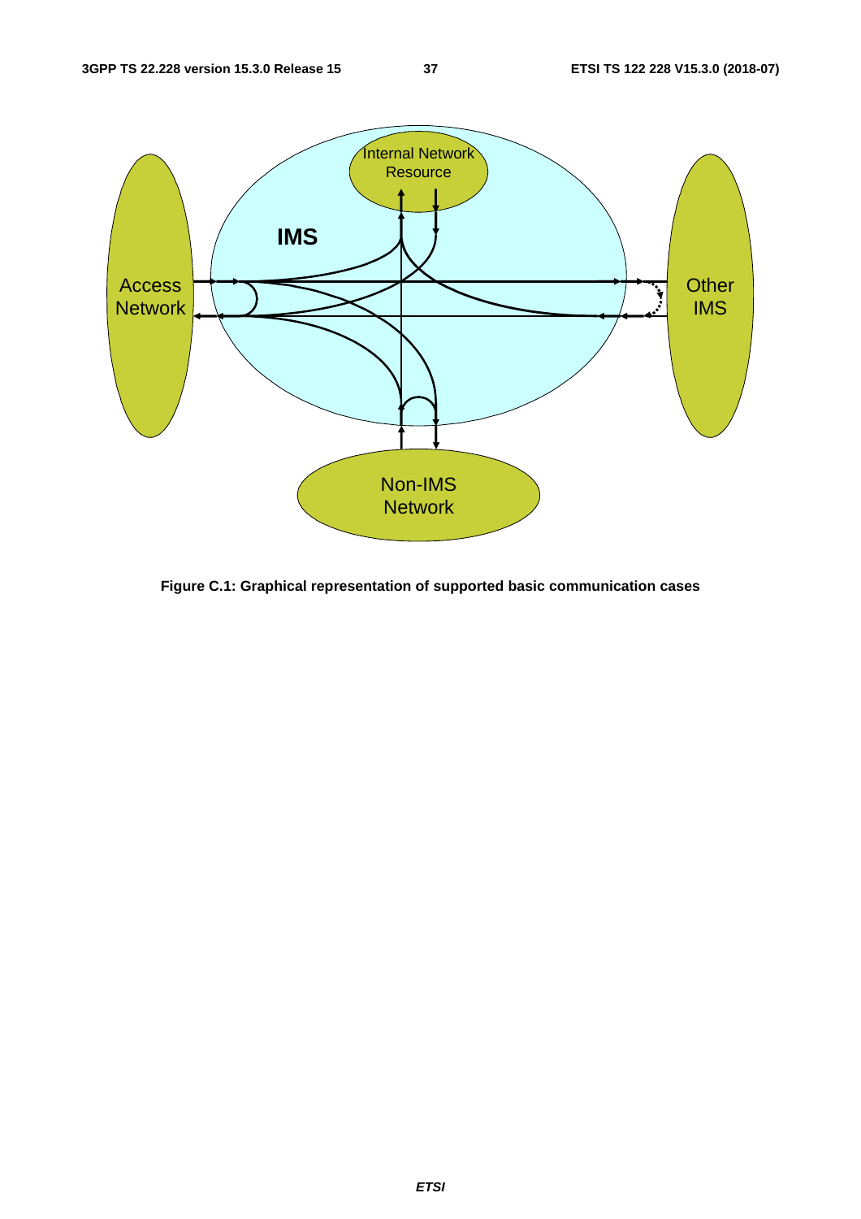**Figure C.1: Graphical representation of supported basic communication cases**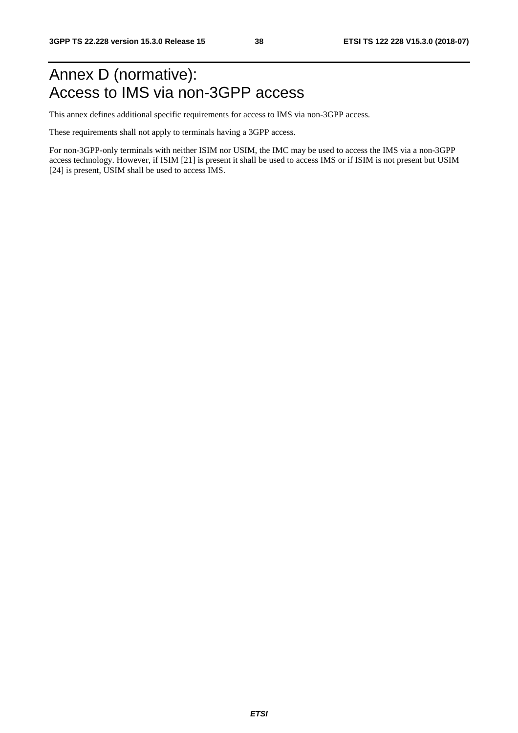# Annex D (normative): Access to IMS via non-3GPP access

This annex defines additional specific requirements for access to IMS via non-3GPP access.

These requirements shall not apply to terminals having a 3GPP access.

For non-3GPP-only terminals with neither ISIM nor USIM, the IMC may be used to access the IMS via a non-3GPP access technology. However, if ISIM [21] is present it shall be used to access IMS or if ISIM is not present but USIM [24] is present, USIM shall be used to access IMS.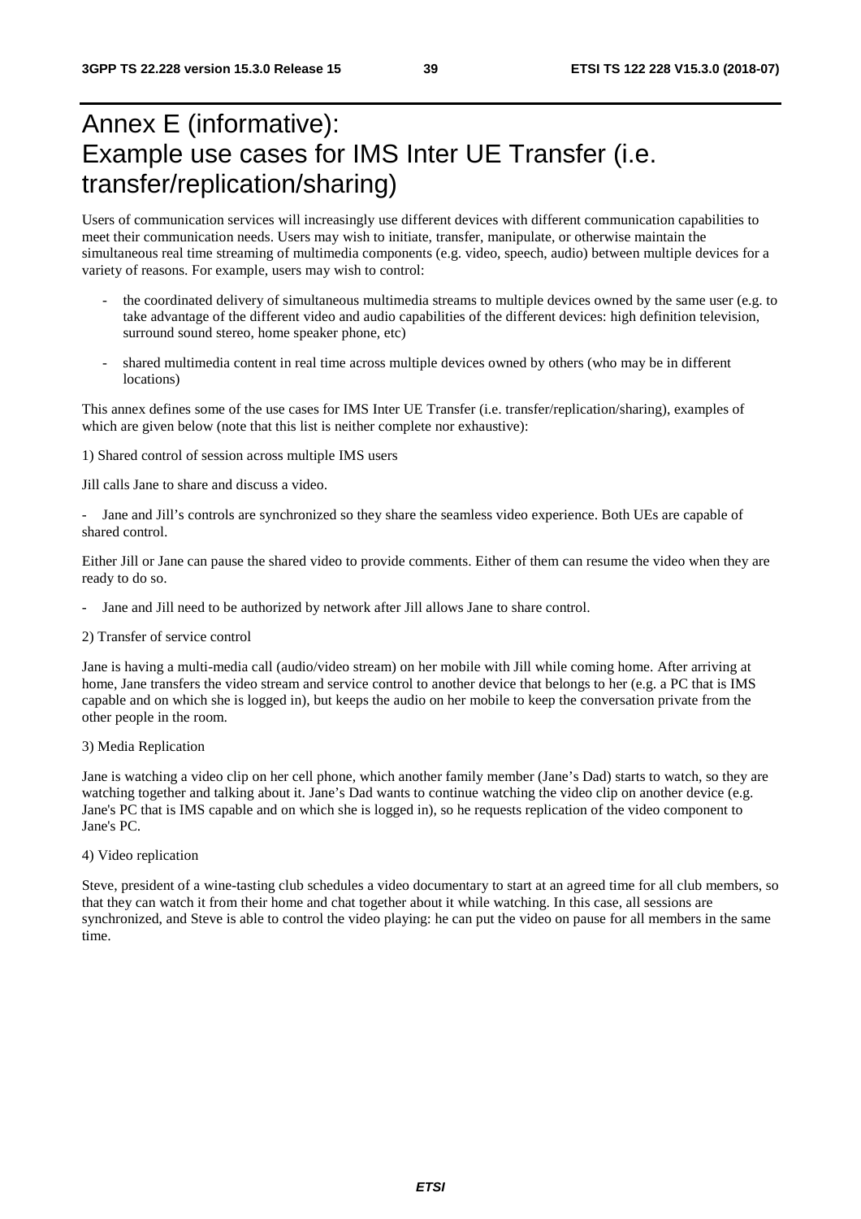# Annex E (informative): Example use cases for IMS Inter UE Transfer (i.e. transfer/replication/sharing)

Users of communication services will increasingly use different devices with different communication capabilities to meet their communication needs. Users may wish to initiate, transfer, manipulate, or otherwise maintain the simultaneous real time streaming of multimedia components (e.g. video, speech, audio) between multiple devices for a variety of reasons. For example, users may wish to control:

- the coordinated delivery of simultaneous multimedia streams to multiple devices owned by the same user (e.g. to take advantage of the different video and audio capabilities of the different devices: high definition television, surround sound stereo, home speaker phone, etc)
- shared multimedia content in real time across multiple devices owned by others (who may be in different locations)

This annex defines some of the use cases for IMS Inter UE Transfer (i.e. transfer/replication/sharing), examples of which are given below (note that this list is neither complete nor exhaustive):

1) Shared control of session across multiple IMS users

Jill calls Jane to share and discuss a video.

- Jane and Jill's controls are synchronized so they share the seamless video experience. Both UEs are capable of shared control.

Either Jill or Jane can pause the shared video to provide comments. Either of them can resume the video when they are ready to do so.

- Jane and Jill need to be authorized by network after Jill allows Jane to share control.

2) Transfer of service control

Jane is having a multi-media call (audio/video stream) on her mobile with Jill while coming home. After arriving at home, Jane transfers the video stream and service control to another device that belongs to her (e.g. a PC that is IMS capable and on which she is logged in), but keeps the audio on her mobile to keep the conversation private from the other people in the room.

3) Media Replication

Jane is watching a video clip on her cell phone, which another family member (Jane's Dad) starts to watch, so they are watching together and talking about it. Jane's Dad wants to continue watching the video clip on another device (e.g. Jane's PC that is IMS capable and on which she is logged in), so he requests replication of the video component to Jane's PC.

4) Video replication

Steve, president of a wine-tasting club schedules a video documentary to start at an agreed time for all club members, so that they can watch it from their home and chat together about it while watching. In this case, all sessions are synchronized, and Steve is able to control the video playing: he can put the video on pause for all members in the same time.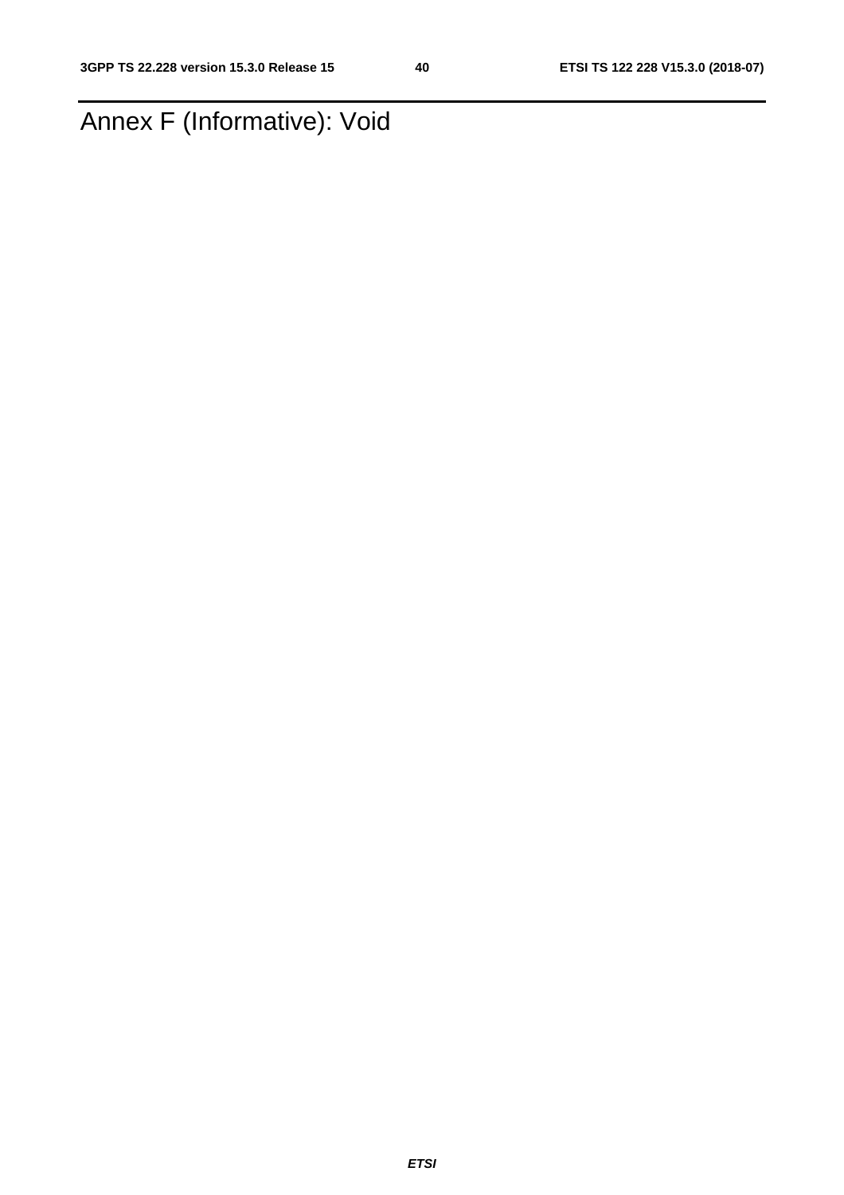# Annex F (Informative): Void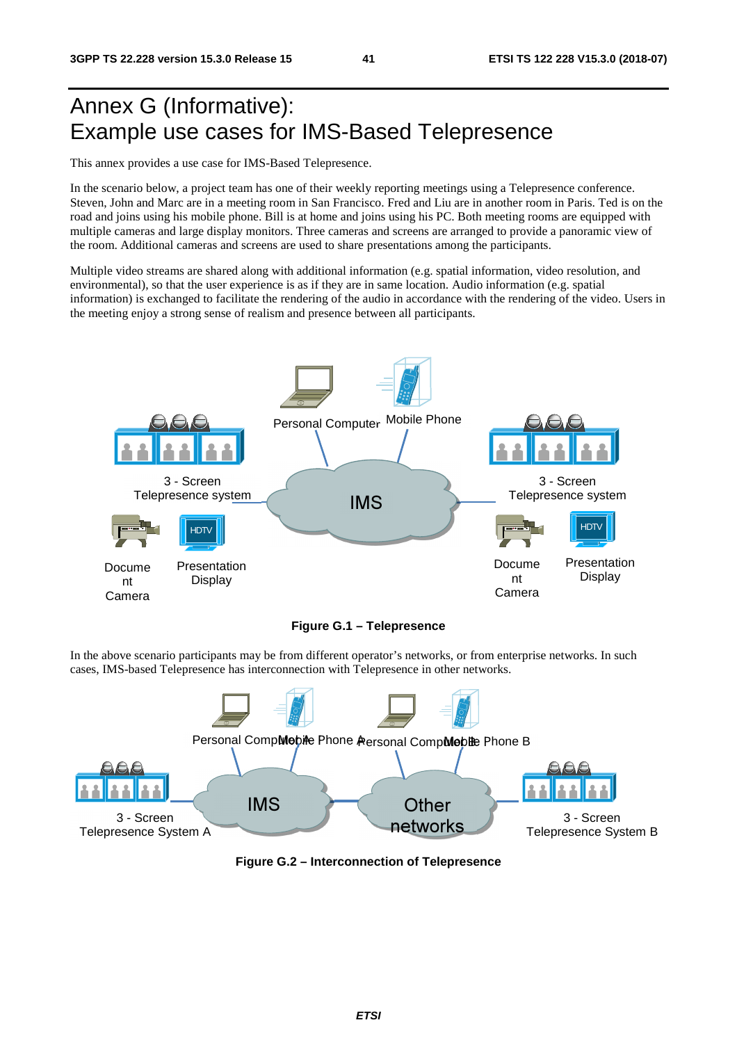# Annex G (Informative): Example use cases for IMS-Based Telepresence

This annex provides a use case for IMS-Based Telepresence.

In the scenario below, a project team has one of their weekly reporting meetings using a Telepresence conference. Steven, John and Marc are in a meeting room in San Francisco. Fred and Liu are in another room in Paris. Ted is on the road and joins using his mobile phone. Bill is at home and joins using his PC. Both meeting rooms are equipped with multiple cameras and large display monitors. Three cameras and screens are arranged to provide a panoramic view of the room. Additional cameras and screens are used to share presentations among the participants.

Multiple video streams are shared along with additional information (e.g. spatial information, video resolution, and environmental), so that the user experience is as if they are in same location. Audio information (e.g. spatial information) is exchanged to facilitate the rendering of the audio in accordance with the rendering of the video. Users in the meeting enjoy a strong sense of realism and presence between all participants.

**Figure G.1 – Telepresence**

In the above scenario participants may be from different operator's networks, or from enterprise networks. In such cases, IMS-based Telepresence has interconnection with Telepresence in other networks.

**Figure G.2 – Interconnection of Telepresence**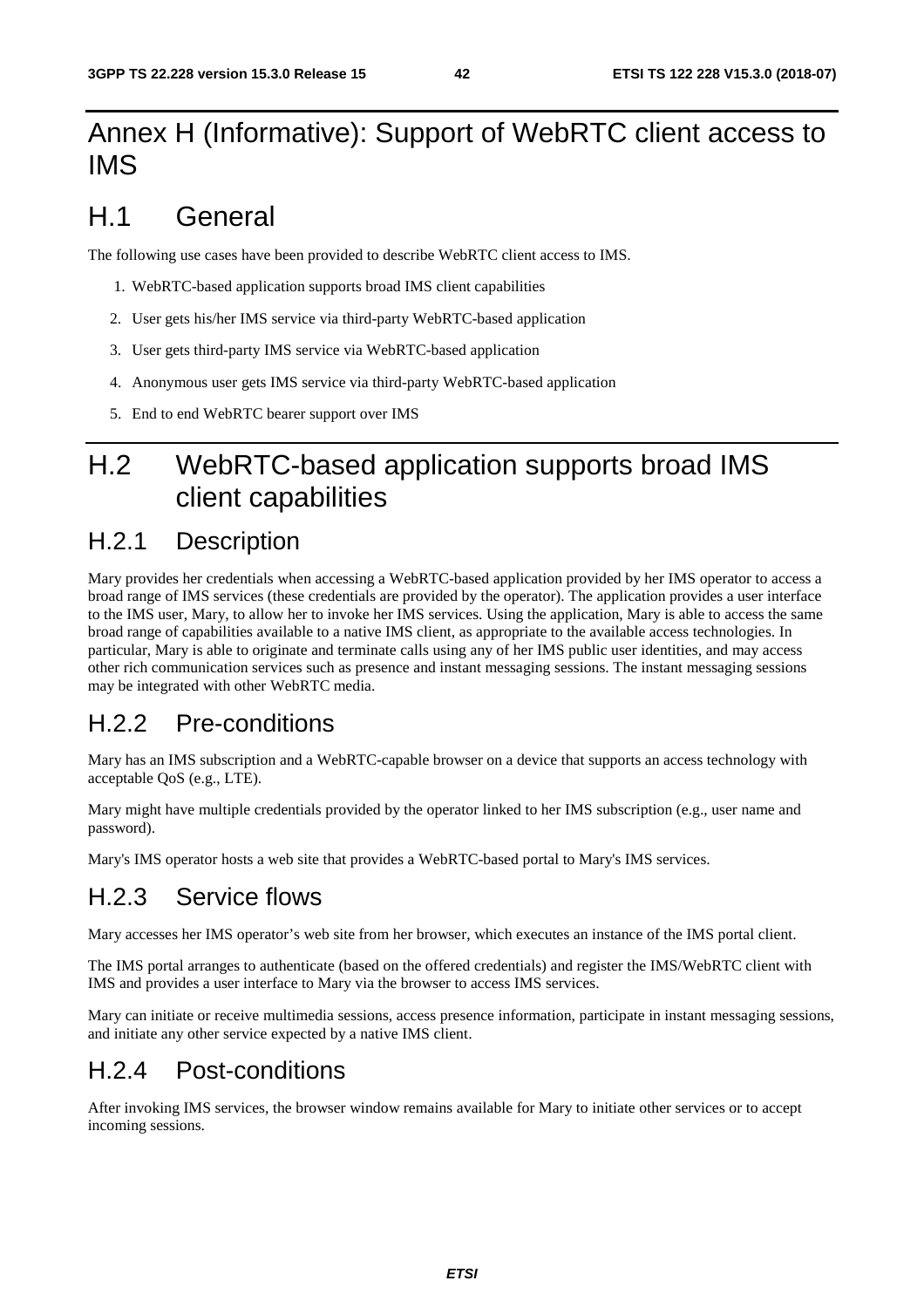# Annex H (Informative): Support of WebRTC client access to IMS

## H.1 General

The following use cases have been provided to describe WebRTC client access to IMS.

1. WebRTC-based application supports broad IMS client capabilities
2. User gets his/her IMS service via third-party WebRTC-based application
3. User gets third-party IMS service via WebRTC-based application
4. Anonymous user gets IMS service via third-party WebRTC-based application
5. End to end WebRTC bearer support over IMS

## H.2 WebRTC-based application supports broad IMS client capabilities

### H.2.1 Description

Mary provides her credentials when accessing a WebRTC-based application provided by her IMS operator to access a broad range of IMS services (these credentials are provided by the operator). The application provides a user interface to the IMS user, Mary, to allow her to invoke her IMS services. Using the application, Mary is able to access the same broad range of capabilities available to a native IMS client, as appropriate to the available access technologies. In particular, Mary is able to originate and terminate calls using any of her IMS public user identities, and may access other rich communication services such as presence and instant messaging sessions. The instant messaging sessions may be integrated with other WebRTC media.

### H.2.2 Pre-conditions

Mary has an IMS subscription and a WebRTC-capable browser on a device that supports an access technology with acceptable QoS (e.g., LTE).

Mary might have multiple credentials provided by the operator linked to her IMS subscription (e.g., user name and password).

Mary's IMS operator hosts a web site that provides a WebRTC-based portal to Mary's IMS services.

### H.2.3 Service flows

Mary accesses her IMS operator’s web site from her browser, which executes an instance of the IMS portal client.

The IMS portal arranges to authenticate (based on the offered credentials) and register the IMS/WebRTC client with IMS and provides a user interface to Mary via the browser to access IMS services.

Mary can initiate or receive multimedia sessions, access presence information, participate in instant messaging sessions, and initiate any other service expected by a native IMS client.

### H.2.4 Post-conditions

After invoking IMS services, the browser window remains available for Mary to initiate other services or to accept incoming sessions.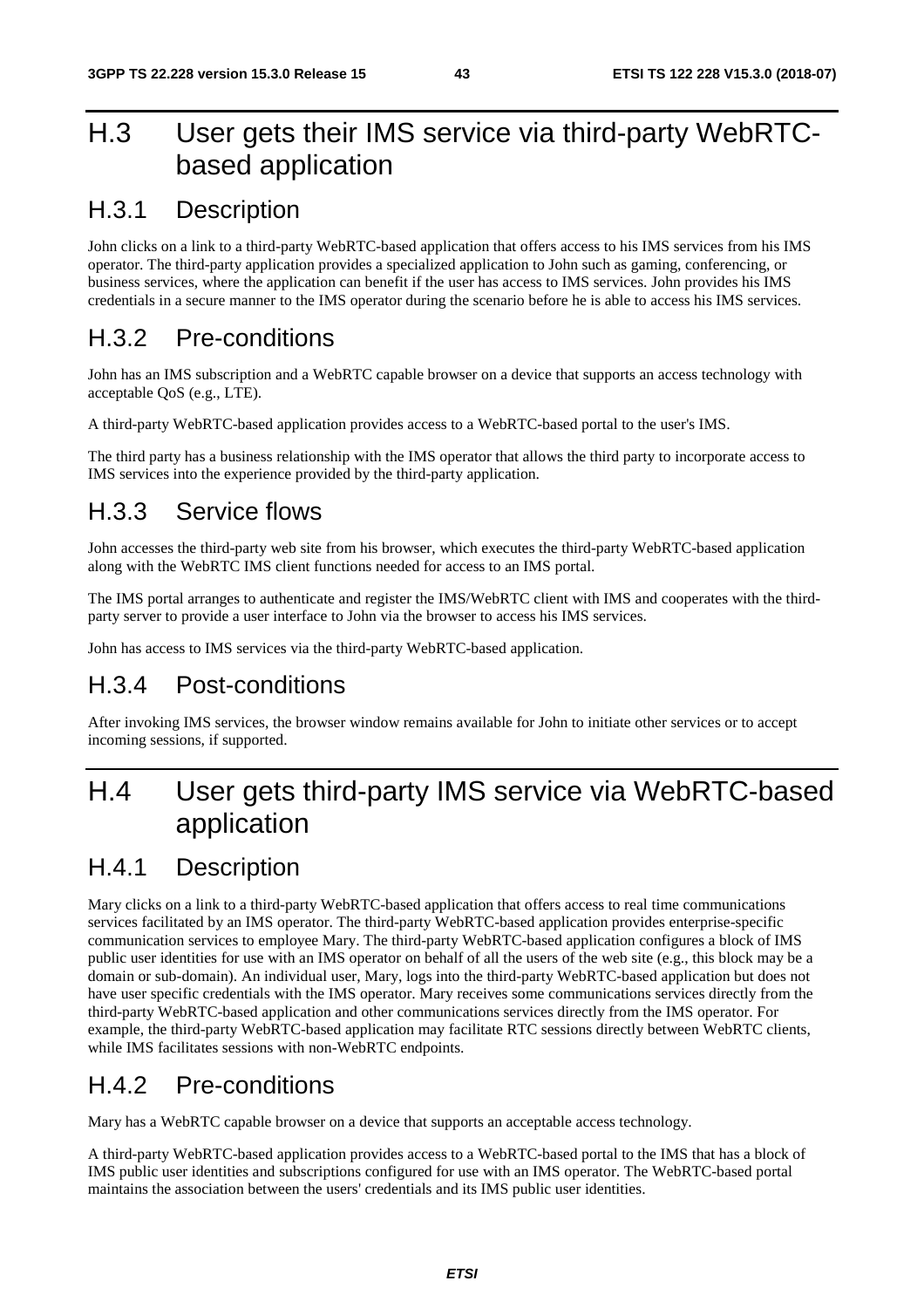# H.3 User gets their IMS service via third-party WebRTC-based application

## H.3.1 Description

John clicks on a link to a third-party WebRTC-based application that offers access to his IMS services from his IMS operator. The third-party application provides a specialized application to John such as gaming, conferencing, or business services, where the application can benefit if the user has access to IMS services. John provides his IMS credentials in a secure manner to the IMS operator during the scenario before he is able to access his IMS services.

## H.3.2 Pre-conditions

John has an IMS subscription and a WebRTC capable browser on a device that supports an access technology with acceptable QoS (e.g., LTE).

A third-party WebRTC-based application provides access to a WebRTC-based portal to the user's IMS.

The third party has a business relationship with the IMS operator that allows the third party to incorporate access to IMS services into the experience provided by the third-party application.

## H.3.3 Service flows

John accesses the third-party web site from his browser, which executes the third-party WebRTC-based application along with the WebRTC IMS client functions needed for access to an IMS portal.

The IMS portal arranges to authenticate and register the IMS/WebRTC client with IMS and cooperates with the third-party server to provide a user interface to John via the browser to access his IMS services.

John has access to IMS services via the third-party WebRTC-based application.

## H.3.4 Post-conditions

After invoking IMS services, the browser window remains available for John to initiate other services or to accept incoming sessions, if supported.

# H.4 User gets third-party IMS service via WebRTC-based application

## H.4.1 Description

Mary clicks on a link to a third-party WebRTC-based application that offers access to real time communications services facilitated by an IMS operator. The third-party WebRTC-based application provides enterprise-specific communication services to employee Mary. The third-party WebRTC-based application configures a block of IMS public user identities for use with an IMS operator on behalf of all the users of the web site (e.g., this block may be a domain or sub-domain). An individual user, Mary, logs into the third-party WebRTC-based application but does not have user specific credentials with the IMS operator. Mary receives some communications services directly from the third-party WebRTC-based application and other communications services directly from the IMS operator. For example, the third-party WebRTC-based application may facilitate RTC sessions directly between WebRTC clients, while IMS facilitates sessions with non-WebRTC endpoints.

## H.4.2 Pre-conditions

Mary has a WebRTC capable browser on a device that supports an acceptable access technology.

A third-party WebRTC-based application provides access to a WebRTC-based portal to the IMS that has a block of IMS public user identities and subscriptions configured for use with an IMS operator. The WebRTC-based portal maintains the association between the users' credentials and its IMS public user identities.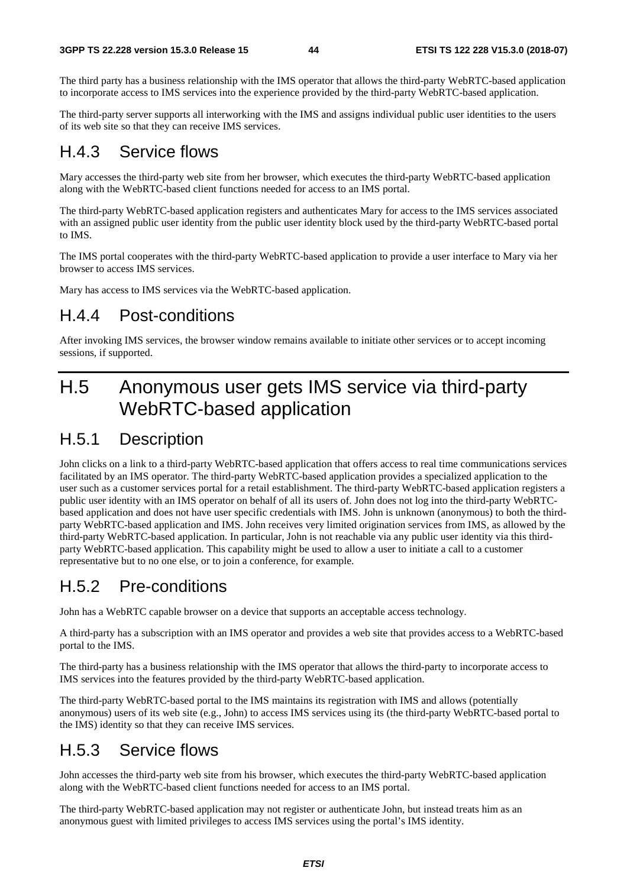The third party has a business relationship with the IMS operator that allows the third-party WebRTC-based application to incorporate access to IMS services into the experience provided by the third-party WebRTC-based application.

The third-party server supports all interworking with the IMS and assigns individual public user identities to the users of its web site so that they can receive IMS services.

## H.4.3 Service flows

Mary accesses the third-party web site from her browser, which executes the third-party WebRTC-based application along with the WebRTC-based client functions needed for access to an IMS portal.

The third-party WebRTC-based application registers and authenticates Mary for access to the IMS services associated with an assigned public user identity from the public user identity block used by the third-party WebRTC-based portal to IMS.

The IMS portal cooperates with the third-party WebRTC-based application to provide a user interface to Mary via her browser to access IMS services.

Mary has access to IMS services via the WebRTC-based application.

## H.4.4 Post-conditions

After invoking IMS services, the browser window remains available to initiate other services or to accept incoming sessions, if supported.

# H.5 Anonymous user gets IMS service via third-party WebRTC-based application

## H.5.1 Description

John clicks on a link to a third-party WebRTC-based application that offers access to real time communications services facilitated by an IMS operator. The third-party WebRTC-based application provides a specialized application to the user such as a customer services portal for a retail establishment. The third-party WebRTC-based application registers a public user identity with an IMS operator on behalf of all its users of. John does not log into the third-party WebRTC-based application and does not have user specific credentials with IMS. John is unknown (anonymous) to both the third-party WebRTC-based application and IMS. John receives very limited origination services from IMS, as allowed by the third-party WebRTC-based application. In particular, John is not reachable via any public user identity via this third-party WebRTC-based application. This capability might be used to allow a user to initiate a call to a customer representative but to no one else, or to join a conference, for example.

## H.5.2 Pre-conditions

John has a WebRTC capable browser on a device that supports an acceptable access technology.

A third-party has a subscription with an IMS operator and provides a web site that provides access to a WebRTC-based portal to the IMS.

The third-party has a business relationship with the IMS operator that allows the third-party to incorporate access to IMS services into the features provided by the third-party WebRTC-based application.

The third-party WebRTC-based portal to the IMS maintains its registration with IMS and allows (potentially anonymous) users of its web site (e.g., John) to access IMS services using its (the third-party WebRTC-based portal to the IMS) identity so that they can receive IMS services.

## H.5.3 Service flows

John accesses the third-party web site from his browser, which executes the third-party WebRTC-based application along with the WebRTC-based client functions needed for access to an IMS portal.

The third-party WebRTC-based application may not register or authenticate John, but instead treats him as an anonymous guest with limited privileges to access IMS services using the portal's IMS identity.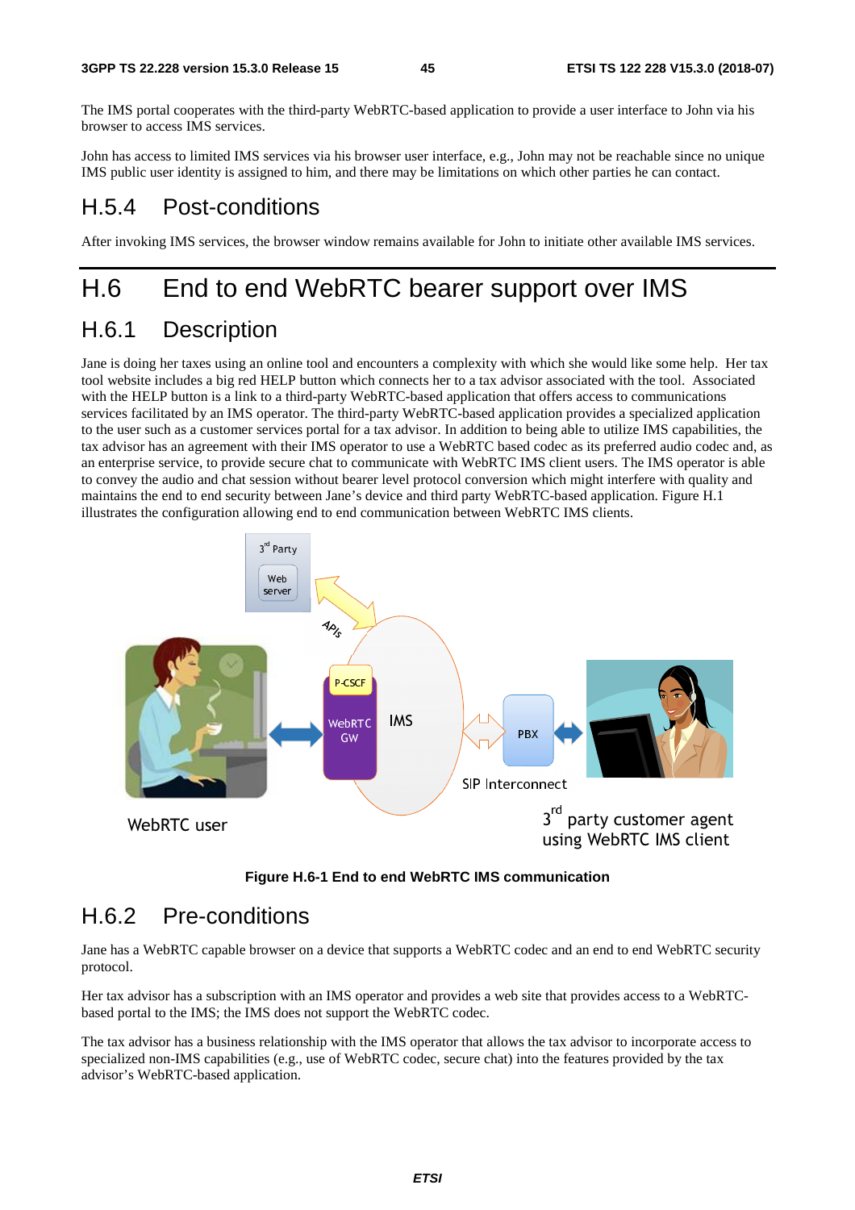The IMS portal cooperates with the third-party WebRTC-based application to provide a user interface to John via his browser to access IMS services.

John has access to limited IMS services via his browser user interface, e.g., John may not be reachable since no unique IMS public user identity is assigned to him, and there may be limitations on which other parties he can contact.

### H.5.4 Post-conditions

After invoking IMS services, the browser window remains available for John to initiate other available IMS services.

## H.6 End to end WebRTC bearer support over IMS

### H.6.1 Description

Jane is doing her taxes using an online tool and encounters a complexity with which she would like some help. Her tax tool website includes a big red HELP button which connects her to a tax advisor associated with the tool. Associated with the HELP button is a link to a third-party WebRTC-based application that offers access to communications services facilitated by an IMS operator. The third-party WebRTC-based application provides a specialized application to the user such as a customer services portal for a tax advisor. In addition to being able to utilize IMS capabilities, the tax advisor has an agreement with their IMS operator to use a WebRTC based codec as its preferred audio codec and, as an enterprise service, to provide secure chat to communicate with WebRTC IMS client users. The IMS operator is able to convey the audio and chat session without bearer level protocol conversion which might interfere with quality and maintains the end to end security between Jane's device and third party WebRTC-based application. Figure H.1 illustrates the configuration allowing end to end communication between WebRTC IMS clients.

**Figure H.6-1 End to end WebRTC IMS communication**

### H.6.2 Pre-conditions

Jane has a WebRTC capable browser on a device that supports a WebRTC codec and an end to end WebRTC security protocol.

Her tax advisor has a subscription with an IMS operator and provides a web site that provides access to a WebRTC-based portal to the IMS; the IMS does not support the WebRTC codec.

The tax advisor has a business relationship with the IMS operator that allows the tax advisor to incorporate access to specialized non-IMS capabilities (e.g., use of WebRTC codec, secure chat) into the features provided by the tax advisor's WebRTC-based application.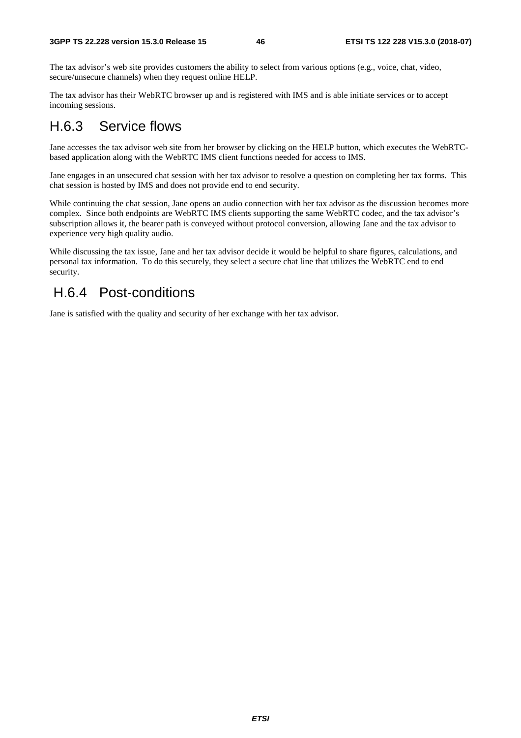The tax advisor's web site provides customers the ability to select from various options (e.g., voice, chat, video, secure/unsecure channels) when they request online HELP.

The tax advisor has their WebRTC browser up and is registered with IMS and is able initiate services or to accept incoming sessions.

## H.6.3 Service flows

Jane accesses the tax advisor web site from her browser by clicking on the HELP button, which executes the WebRTC-based application along with the WebRTC IMS client functions needed for access to IMS.

Jane engages in an unsecured chat session with her tax advisor to resolve a question on completing her tax forms. This chat session is hosted by IMS and does not provide end to end security.

While continuing the chat session, Jane opens an audio connection with her tax advisor as the discussion becomes more complex. Since both endpoints are WebRTC IMS clients supporting the same WebRTC codec, and the tax advisor's subscription allows it, the bearer path is conveyed without protocol conversion, allowing Jane and the tax advisor to experience very high quality audio.

While discussing the tax issue, Jane and her tax advisor decide it would be helpful to share figures, calculations, and personal tax information. To do this securely, they select a secure chat line that utilizes the WebRTC end to end security.

## H.6.4 Post-conditions

Jane is satisfied with the quality and security of her exchange with her tax advisor.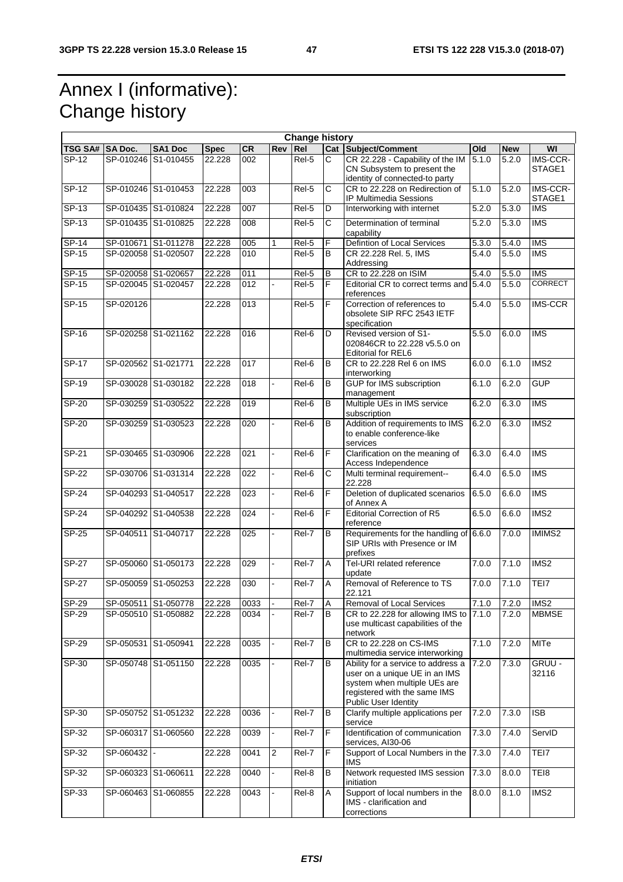# Annex I (informative): Change history

| Change history | | | | | | | | | | | |
|---|---|---|---|---|---|---|---|---|---|---|---|
| TSG SA# | SA Doc. | SA1 Doc | Spec | CR | Rev | Rel | Cat | Subject/Comment | Old | New | WI |
| SP-12 | SP-010246 | S1-010455 | 22.228 | 002 | | Rel-5 | C | CR 22.228 - Capability of the IM CN Subsystem to present the identity of connected-to party | 5.1.0 | 5.2.0 | IMS-CCR-STAGE1 |
| SP-12 | SP-010246 | S1-010453 | 22.228 | 003 | | Rel-5 | C | CR to 22.228 on Redirection of IP Multimedia Sessions | 5.1.0 | 5.2.0 | IMS-CCR-STAGE1 |
| SP-13 | SP-010435 | S1-010824 | 22.228 | 007 | | Rel-5 | D | Interworking with internet | 5.2.0 | 5.3.0 | IMS |
| SP-13 | SP-010435 | S1-010825 | 22.228 | 008 | | Rel-5 | C | Determination of terminal capability | 5.2.0 | 5.3.0 | IMS |
| SP-14 | SP-010671 | S1-011278 | 22.228 | 005 | 1 | Rel-5 | F | Defintion of Local Services | 5.3.0 | 5.4.0 | IMS |
| SP-15 | SP-020058 | S1-020507 | 22.228 | 010 | | Rel-5 | B | CR 22.228 Rel. 5, IMS Addressing | 5.4.0 | 5.5.0 | IMS |
| SP-15 | SP-020058 | S1-020657 | 22.228 | 011 | | Rel-5 | B | CR to 22.228 on ISIM | 5.4.0 | 5.5.0 | IMS |
| SP-15 | SP-020045 | S1-020457 | 22.228 | 012 | - | Rel-5 | F | Editorial CR to correct terms and references | 5.4.0 | 5.5.0 | CORRECT |
| SP-15 | SP-020126 | | 22.228 | 013 | | Rel-5 | F | Correction of references to obsolete SIP RFC 2543 IETF specification | 5.4.0 | 5.5.0 | IMS-CCR |
| SP-16 | SP-020258 | S1-021162 | 22.228 | 016 | | Rel-6 | D | Revised version of S1-020846CR to 22.228 v5.5.0 on Editorial for REL6 | 5.5.0 | 6.0.0 | IMS |
| SP-17 | SP-020562 | S1-021771 | 22.228 | 017 | | Rel-6 | B | CR to 22.228 Rel 6 on IMS interworking | 6.0.0 | 6.1.0 | IMS2 |
| SP-19 | SP-030028 | S1-030182 | 22.228 | 018 | - | Rel-6 | B | GUP for IMS subscription management | 6.1.0 | 6.2.0 | GUP |
| SP-20 | SP-030259 | S1-030522 | 22.228 | 019 | | Rel-6 | B | Multiple UEs in IMS service subscription | 6.2.0 | 6.3.0 | IMS |
| SP-20 | SP-030259 | S1-030523 | 22.228 | 020 | - | Rel-6 | B | Addition of requirements to IMS to enable conference-like services | 6.2.0 | 6.3.0 | IMS2 |
| SP-21 | SP-030465 | S1-030906 | 22.228 | 021 | - | Rel-6 | F | Clarification on the meaning of Access Independence | 6.3.0 | 6.4.0 | IMS |
| SP-22 | SP-030706 | S1-031314 | 22.228 | 022 | - | Rel-6 | C | Multi terminal requirement--22.228 | 6.4.0 | 6.5.0 | IMS |
| SP-24 | SP-040293 | S1-040517 | 22.228 | 023 | - | Rel-6 | F | Deletion of duplicated scenarios of Annex A | 6.5.0 | 6.6.0 | IMS |
| SP-24 | SP-040292 | S1-040538 | 22.228 | 024 | - | Rel-6 | F | Editorial Correction of R5 reference | 6.5.0 | 6.6.0 | IMS2 |
| SP-25 | SP-040511 | S1-040717 | 22.228 | 025 | - | Rel-7 | B | Requirements for the handling of SIP URIs with Presence or IM prefixes | 6.6.0 | 7.0.0 | IMIMS2 |
| SP-27 | SP-050060 | S1-050173 | 22.228 | 029 | - | Rel-7 | A | Tel-URI related reference update | 7.0.0 | 7.1.0 | IMS2 |
| SP-27 | SP-050059 | S1-050253 | 22.228 | 030 | - | Rel-7 | A | Removal of Reference to TS 22.121 | 7.0.0 | 7.1.0 | TEI7 |
| SP-29 | SP-050511 | S1-050778 | 22.228 | 0033 | - | Rel-7 | A | Removal of Local Services | 7.1.0 | 7.2.0 | IMS2 |
| SP-29 | SP-050510 | S1-050882 | 22.228 | 0034 | - | Rel-7 | B | CR to 22.228 for allowing IMS to use multicast capabilities of the network | 7.1.0 | 7.2.0 | MBMSE |
| SP-29 | SP-050531 | S1-050941 | 22.228 | 0035 | - | Rel-7 | B | CR to 22.228 on CS-IMS multimedia service interworking | 7.1.0 | 7.2.0 | MITe |
| SP-30 | SP-050748 | S1-051150 | 22.228 | 0035 | - | Rel-7 | B | Ability for a service to address a user on a unique UE in an IMS system when multiple UEs are registered with the same IMS Public User Identity | 7.2.0 | 7.3.0 | GRUU - 32116 |
| SP-30 | SP-050752 | S1-051232 | 22.228 | 0036 | - | Rel-7 | B | Clarify multiple applications per service | 7.2.0 | 7.3.0 | ISB |
| SP-32 | SP-060317 | S1-060560 | 22.228 | 0039 | - | Rel-7 | F | Identification of communication services, AI30-06 | 7.3.0 | 7.4.0 | ServID |
| SP-32 | SP-060432 | - | 22.228 | 0041 | 2 | Rel-7 | F | Support of Local Numbers in the IMS | 7.3.0 | 7.4.0 | TEI7 |
| SP-32 | SP-060323 | S1-060611 | 22.228 | 0040 | - | Rel-8 | B | Network requested IMS session initiation | 7.3.0 | 8.0.0 | TEI8 |
| SP-33 | SP-060463 | S1-060855 | 22.228 | 0043 | - | Rel-8 | A | Support of local numbers in the IMS - clarification and corrections | 8.0.0 | 8.1.0 | IMS2 |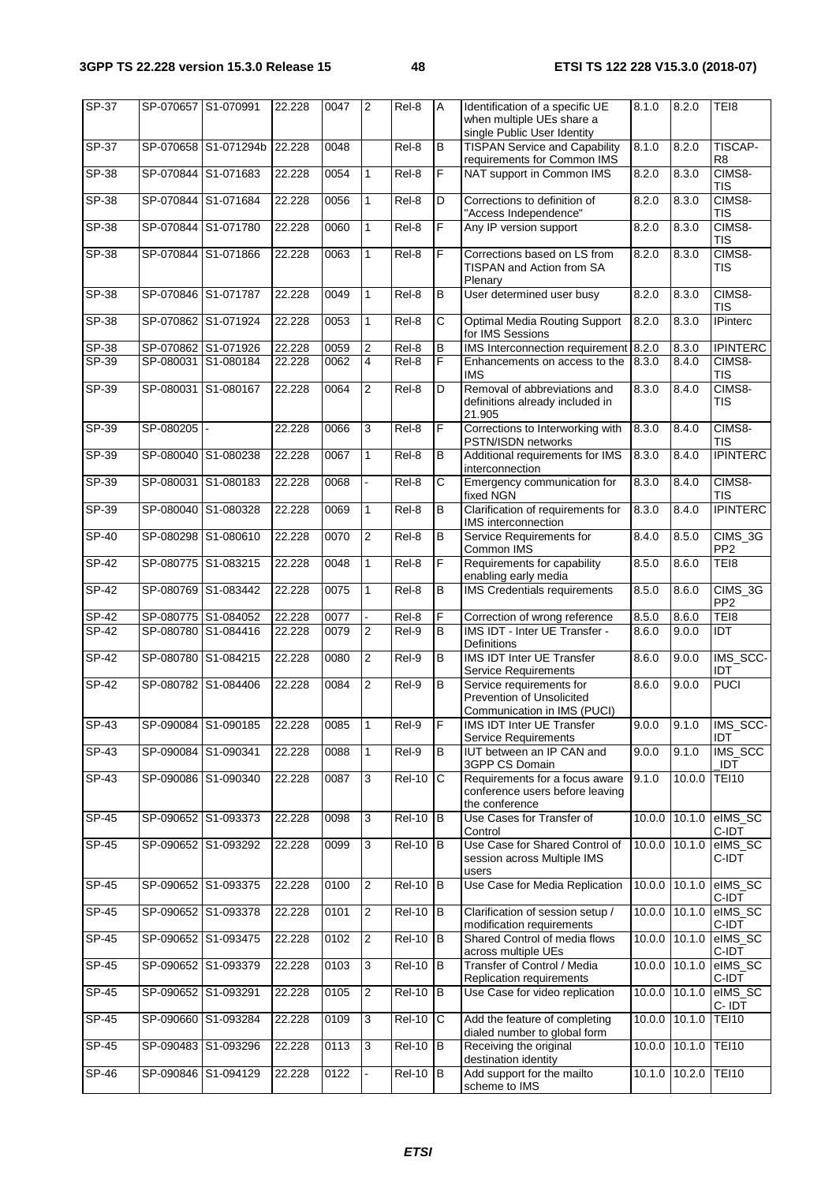| SP-37 | SP-070657 | S1-070991 | 22.228 | 0047 | 2 | Rel-8 | A | Identification of a specific UE when multiple UEs share a single Public User Identity | 8.1.0 | 8.2.0 | TEI8 |
|---|---|---|---|---|---|---|---|---|---|---|---|
| SP-37 | SP-070658 | S1-071294b | 22.228 | 0048 | | Rel-8 | B | TISPAN Service and Capability requirements for Common IMS | 8.1.0 | 8.2.0 | TISCAP-R8 |
| SP-38 | SP-070844 | S1-071683 | 22.228 | 0054 | 1 | Rel-8 | F | NAT support in Common IMS | 8.2.0 | 8.3.0 | CIMS8-TIS |
| SP-38 | SP-070844 | S1-071684 | 22.228 | 0056 | 1 | Rel-8 | D | Corrections to definition of "Access Independence" | 8.2.0 | 8.3.0 | CIMS8-TIS |
| SP-38 | SP-070844 | S1-071780 | 22.228 | 0060 | 1 | Rel-8 | F | Any IP version support | 8.2.0 | 8.3.0 | CIMS8-TIS |
| SP-38 | SP-070844 | S1-071866 | 22.228 | 0063 | 1 | Rel-8 | F | Corrections based on LS from TISPAN and Action from SA Plenary | 8.2.0 | 8.3.0 | CIMS8-TIS |
| SP-38 | SP-070846 | S1-071787 | 22.228 | 0049 | 1 | Rel-8 | B | User determined user busy | 8.2.0 | 8.3.0 | CIMS8-TIS |
| SP-38 | SP-070862 | S1-071924 | 22.228 | 0053 | 1 | Rel-8 | C | Optimal Media Routing Support for IMS Sessions | 8.2.0 | 8.3.0 | IPinterc |
| SP-38 | SP-070862 | S1-071926 | 22.228 | 0059 | 2 | Rel-8 | B | IMS Interconnection requirement | 8.2.0 | 8.3.0 | IPINTERC |
| SP-39 | SP-080031 | S1-080184 | 22.228 | 0062 | 4 | Rel-8 | F | Enhancements on access to the IMS | 8.3.0 | 8.4.0 | CIMS8-TIS |
| SP-39 | SP-080031 | S1-080167 | 22.228 | 0064 | 2 | Rel-8 | D | Removal of abbreviations and definitions already included in 21.905 | 8.3.0 | 8.4.0 | CIMS8-TIS |
| SP-39 | SP-080205 | - | 22.228 | 0066 | 3 | Rel-8 | F | Corrections to Interworking with PSTN/ISDN networks | 8.3.0 | 8.4.0 | CIMS8-TIS |
| SP-39 | SP-080040 | S1-080238 | 22.228 | 0067 | 1 | Rel-8 | B | Additional requirements for IMS interconnection | 8.3.0 | 8.4.0 | IPINTERC |
| SP-39 | SP-080031 | S1-080183 | 22.228 | 0068 | - | Rel-8 | C | Emergency communication for fixed NGN | 8.3.0 | 8.4.0 | CIMS8-TIS |
| SP-39 | SP-080040 | S1-080328 | 22.228 | 0069 | 1 | Rel-8 | B | Clarification of requirements for IMS interconnection | 8.3.0 | 8.4.0 | IPINTERC |
| SP-40 | SP-080298 | S1-080610 | 22.228 | 0070 | 2 | Rel-8 | B | Service Requirements for Common IMS | 8.4.0 | 8.5.0 | CIMS_3GPP2 |
| SP-42 | SP-080775 | S1-083215 | 22.228 | 0048 | 1 | Rel-8 | F | Requirements for capability enabling early media | 8.5.0 | 8.6.0 | TEI8 |
| SP-42 | SP-080769 | S1-083442 | 22.228 | 0075 | 1 | Rel-8 | B | IMS Credentials requirements | 8.5.0 | 8.6.0 | CIMS_3GPP2 |
| SP-42 | SP-080775 | S1-084052 | 22.228 | 0077 | - | Rel-8 | F | Correction of wrong reference | 8.5.0 | 8.6.0 | TEI8 |
| SP-42 | SP-080780 | S1-084416 | 22.228 | 0079 | 2 | Rel-9 | B | IMS IDT - Inter UE Transfer - Definitions | 8.6.0 | 9.0.0 | IDT |
| SP-42 | SP-080780 | S1-084215 | 22.228 | 0080 | 2 | Rel-9 | B | IMS IDT Inter UE Transfer Service Requirements | 8.6.0 | 9.0.0 | IMS_SCC-IDT |
| SP-42 | SP-080782 | S1-084406 | 22.228 | 0084 | 2 | Rel-9 | B | Service requirements for Prevention of Unsolicited Communication in IMS (PUCI) | 8.6.0 | 9.0.0 | PUCI |
| SP-43 | SP-090084 | S1-090185 | 22.228 | 0085 | 1 | Rel-9 | F | IMS IDT Inter UE Transfer Service Requirements | 9.0.0 | 9.1.0 | IMS_SCC-IDT |
| SP-43 | SP-090084 | S1-090341 | 22.228 | 0088 | 1 | Rel-9 | B | IUT between an IP CAN and 3GPP CS Domain | 9.0.0 | 9.1.0 | IMS_SCC_IDT |
| SP-43 | SP-090086 | S1-090340 | 22.228 | 0087 | 3 | Rel-10 | C | Requirements for a focus aware conference users before leaving the conference | 9.1.0 | 10.0.0 | TEI10 |
| SP-45 | SP-090652 | S1-093373 | 22.228 | 0098 | 3 | Rel-10 | B | Use Cases for Transfer of Control | 10.0.0 | 10.1.0 | eIMS_SC C-IDT |
| SP-45 | SP-090652 | S1-093292 | 22.228 | 0099 | 3 | Rel-10 | B | Use Case for Shared Control of session across Multiple IMS users | 10.0.0 | 10.1.0 | eIMS_SC C-IDT |
| SP-45 | SP-090652 | S1-093375 | 22.228 | 0100 | 2 | Rel-10 | B | Use Case for Media Replication | 10.0.0 | 10.1.0 | eIMS_SC C-IDT |
| SP-45 | SP-090652 | S1-093378 | 22.228 | 0101 | 2 | Rel-10 | B | Clarification of session setup / modification requirements | 10.0.0 | 10.1.0 | eIMS_SC C-IDT |
| SP-45 | SP-090652 | S1-093475 | 22.228 | 0102 | 2 | Rel-10 | B | Shared Control of media flows across multiple UEs | 10.0.0 | 10.1.0 | eIMS_SC C-IDT |
| SP-45 | SP-090652 | S1-093379 | 22.228 | 0103 | 3 | Rel-10 | B | Transfer of Control / Media Replication requirements | 10.0.0 | 10.1.0 | eIMS_SC C-IDT |
| SP-45 | SP-090652 | S1-093291 | 22.228 | 0105 | 2 | Rel-10 | B | Use Case for video replication | 10.0.0 | 10.1.0 | eIMS_SC C- IDT |
| SP-45 | SP-090660 | S1-093284 | 22.228 | 0109 | 3 | Rel-10 | C | Add the feature of completing dialed number to global form | 10.0.0 | 10.1.0 | TEI10 |
| SP-45 | SP-090483 | S1-093296 | 22.228 | 0113 | 3 | Rel-10 | B | Receiving the original destination identity | 10.0.0 | 10.1.0 | TEI10 |
| SP-46 | SP-090846 | S1-094129 | 22.228 | 0122 | - | Rel-10 | B | Add support for the mailto scheme to IMS | 10.1.0 | 10.2.0 | TEI10 |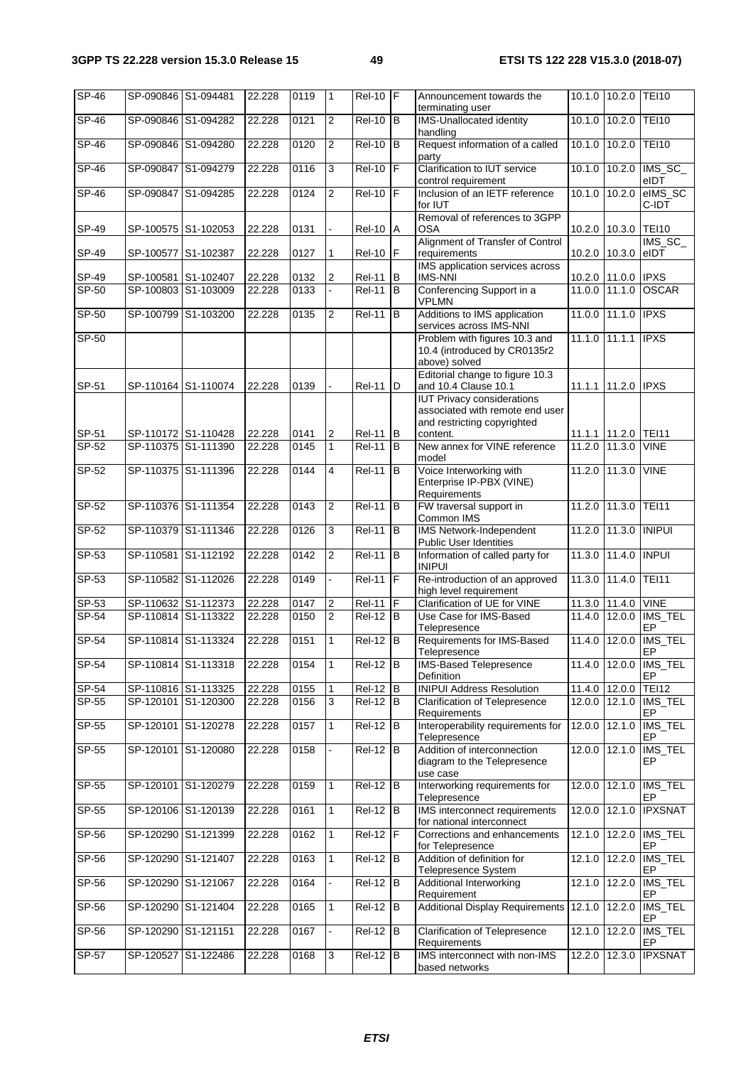| SP-46 | SP-090846 | S1-094481 | 22.228 | 0119 | 1 | Rel-10 | F | Announcement towards the terminating user | 10.1.0 | 10.2.0 | TEI10 |
|---|---|---|---|---|---|---|---|---|---|---|---|
| SP-46 | SP-090846 | S1-094282 | 22.228 | 0121 | 2 | Rel-10 | B | IMS-Unallocated identity handling | 10.1.0 | 10.2.0 | TEI10 |
| SP-46 | SP-090846 | S1-094280 | 22.228 | 0120 | 2 | Rel-10 | B | Request information of a called party | 10.1.0 | 10.2.0 | TEI10 |
| SP-46 | SP-090847 | S1-094279 | 22.228 | 0116 | 3 | Rel-10 | F | Clarification to IUT service control requirement | 10.1.0 | 10.2.0 | IMS_SC_eIDT |
| SP-46 | SP-090847 | S1-094285 | 22.228 | 0124 | 2 | Rel-10 | F | Inclusion of an IETF reference for IUT | 10.1.0 | 10.2.0 | eIMS_SC C-IDT |
| SP-49 | SP-100575 | S1-102053 | 22.228 | 0131 | - | Rel-10 | A | Removal of references to 3GPP OSA | 10.2.0 | 10.3.0 | TEI10 |
| SP-49 | SP-100577 | S1-102387 | 22.228 | 0127 | 1 | Rel-10 | F | Alignment of Transfer of Control requirements | 10.2.0 | 10.3.0 | IMS_SC_eIDT |
| SP-49 | SP-100581 | S1-102407 | 22.228 | 0132 | 2 | Rel-11 | B | IMS application services across IMS-NNI | 10.2.0 | 11.0.0 | IPXS |
| SP-50 | SP-100803 | S1-103009 | 22.228 | 0133 | - | Rel-11 | B | Conferencing Support in a VPLMN | 11.0.0 | 11.1.0 | OSCAR |
| SP-50 | SP-100799 | S1-103200 | 22.228 | 0135 | 2 | Rel-11 | B | Additions to IMS application services across IMS-NNI | 11.0.0 | 11.1.0 | IPXS |
| SP-50 | | | | | | | | Problem with figures 10.3 and 10.4 (introduced by CR0135r2 above) solved | 11.1.0 | 11.1.1 | IPXS |
| SP-51 | SP-110164 | S1-110074 | 22.228 | 0139 | - | Rel-11 | D | Editorial change to figure 10.3 and 10.4 Clause 10.1 | 11.1.1 | 11.2.0 | IPXS |
| SP-51 | SP-110172 | S1-110428 | 22.228 | 0141 | 2 | Rel-11 | B | IUT Privacy considerations associated with remote end user and restricting copyrighted content. | 11.1.1 | 11.2.0 | TEI11 |
| SP-52 | SP-110375 | S1-111390 | 22.228 | 0145 | 1 | Rel-11 | B | New annex for VINE reference model | 11.2.0 | 11.3.0 | VINE |
| SP-52 | SP-110375 | S1-111396 | 22.228 | 0144 | 4 | Rel-11 | B | Voice Interworking with Enterprise IP-PBX (VINE) Requirements | 11.2.0 | 11.3.0 | VINE |
| SP-52 | SP-110376 | S1-111354 | 22.228 | 0143 | 2 | Rel-11 | B | FW traversal support in Common IMS | 11.2.0 | 11.3.0 | TEI11 |
| SP-52 | SP-110379 | S1-111346 | 22.228 | 0126 | 3 | Rel-11 | B | IMS Network-Independent Public User Identities | 11.2.0 | 11.3.0 | INIPUI |
| SP-53 | SP-110581 | S1-112192 | 22.228 | 0142 | 2 | Rel-11 | B | Information of called party for INIPUI | 11.3.0 | 11.4.0 | INPUI |
| SP-53 | SP-110582 | S1-112026 | 22.228 | 0149 | - | Rel-11 | F | Re-introduction of an approved high level requirement | 11.3.0 | 11.4.0 | TEI11 |
| SP-53 | SP-110632 | S1-112373 | 22.228 | 0147 | 2 | Rel-11 | F | Clarification of UE for VINE | 11.3.0 | 11.4.0 | VINE |
| SP-54 | SP-110814 | S1-113322 | 22.228 | 0150 | 2 | Rel-12 | B | Use Case for IMS-Based Telepresence | 11.4.0 | 12.0.0 | IMS_TELEP |
| SP-54 | SP-110814 | S1-113324 | 22.228 | 0151 | 1 | Rel-12 | B | Requirements for IMS-Based Telepresence | 11.4.0 | 12.0.0 | IMS_TELEP |
| SP-54 | SP-110814 | S1-113318 | 22.228 | 0154 | 1 | Rel-12 | B | IMS-Based Telepresence Definition | 11.4.0 | 12.0.0 | IMS_TELEP |
| SP-54 | SP-110816 | S1-113325 | 22.228 | 0155 | 1 | Rel-12 | B | INIPUI Address Resolution | 11.4.0 | 12.0.0 | TEI12 |
| SP-55 | SP-120101 | S1-120300 | 22.228 | 0156 | 3 | Rel-12 | B | Clarification of Telepresence Requirements | 12.0.0 | 12.1.0 | IMS_TELEP |
| SP-55 | SP-120101 | S1-120278 | 22.228 | 0157 | 1 | Rel-12 | B | Interoperability requirements for Telepresence | 12.0.0 | 12.1.0 | IMS_TELEP |
| SP-55 | SP-120101 | S1-120080 | 22.228 | 0158 | - | Rel-12 | B | Addition of interconnection diagram to the Telepresence use case | 12.0.0 | 12.1.0 | IMS_TELEP |
| SP-55 | SP-120101 | S1-120279 | 22.228 | 0159 | 1 | Rel-12 | B | Interworking requirements for Telepresence | 12.0.0 | 12.1.0 | IMS_TELEP |
| SP-55 | SP-120106 | S1-120139 | 22.228 | 0161 | 1 | Rel-12 | B | IMS interconnect requirements for national interconnect | 12.0.0 | 12.1.0 | IPXSNAT |
| SP-56 | SP-120290 | S1-121399 | 22.228 | 0162 | 1 | Rel-12 | F | Corrections and enhancements for Telepresence | 12.1.0 | 12.2.0 | IMS_TELEP |
| SP-56 | SP-120290 | S1-121407 | 22.228 | 0163 | 1 | Rel-12 | B | Addition of definition for Telepresence System | 12.1.0 | 12.2.0 | IMS_TELEP |
| SP-56 | SP-120290 | S1-121067 | 22.228 | 0164 | - | Rel-12 | B | Additional Interworking Requirement | 12.1.0 | 12.2.0 | IMS_TELEP |
| SP-56 | SP-120290 | S1-121404 | 22.228 | 0165 | 1 | Rel-12 | B | Additional Display Requirements | 12.1.0 | 12.2.0 | IMS_TELEP |
| SP-56 | SP-120290 | S1-121151 | 22.228 | 0167 | - | Rel-12 | B | Clarification of Telepresence Requirements | 12.1.0 | 12.2.0 | IMS_TELEP |
| SP-57 | SP-120527 | S1-122486 | 22.228 | 0168 | 3 | Rel-12 | B | IMS interconnect with non-IMS based networks | 12.2.0 | 12.3.0 | IPXSNAT |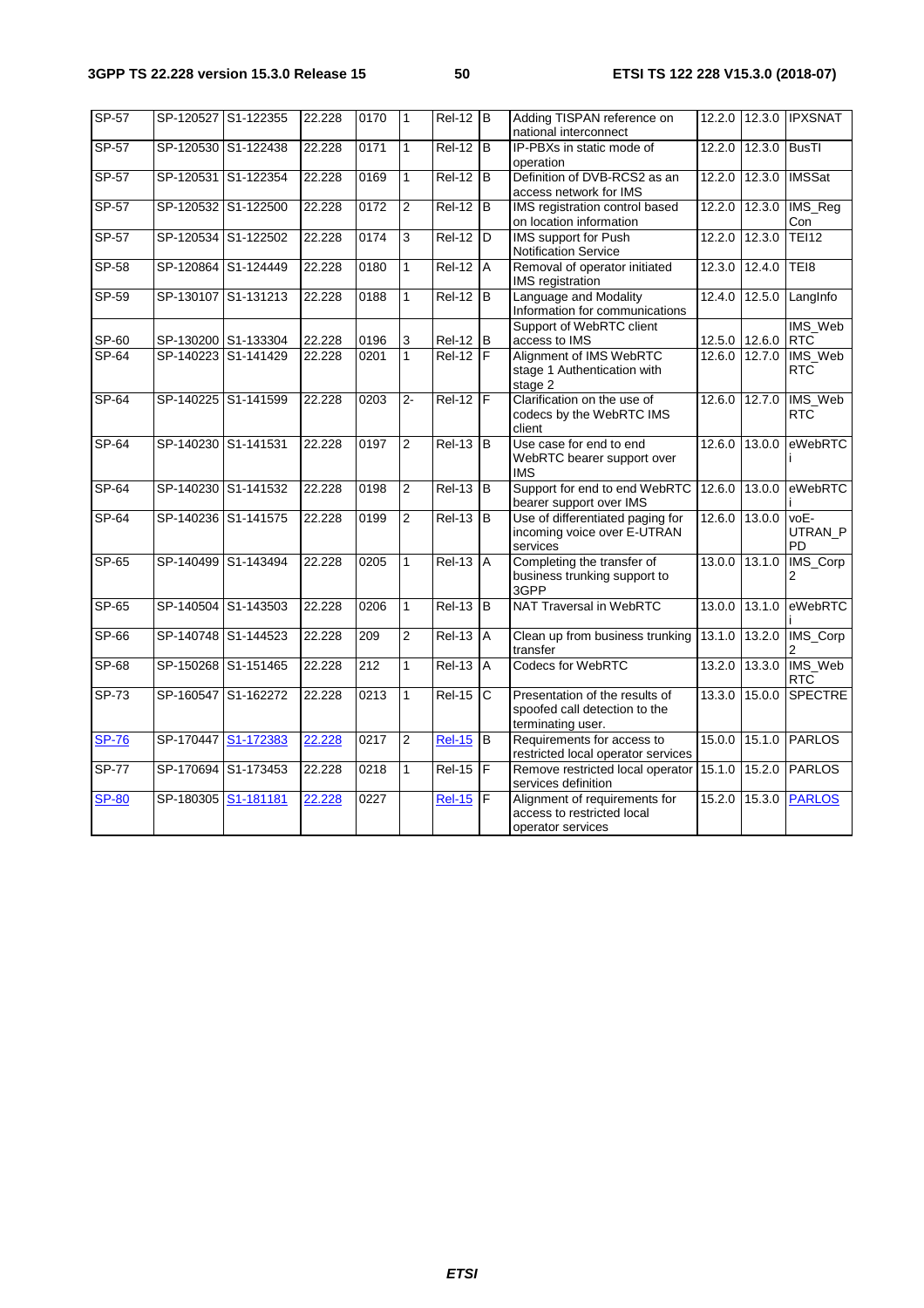| SP-57 | SP-120527 | S1-122355 | 22.228 | 0170 | 1 | Rel-12 | B | Adding TISPAN reference on national interconnect | 12.2.0 | 12.3.0 | IPXSNAT |
|---|---|---|---|---|---|---|---|---|---|---|---|
| SP-57 | SP-120530 | S1-122438 | 22.228 | 0171 | 1 | Rel-12 | B | IP-PBXs in static mode of operation | 12.2.0 | 12.3.0 | BusTI |
| SP-57 | SP-120531 | S1-122354 | 22.228 | 0169 | 1 | Rel-12 | B | Definition of DVB-RCS2 as an access network for IMS | 12.2.0 | 12.3.0 | IMSSat |
| SP-57 | SP-120532 | S1-122500 | 22.228 | 0172 | 2 | Rel-12 | B | IMS registration control based on location information | 12.2.0 | 12.3.0 | IMS_Reg Con |
| SP-57 | SP-120534 | S1-122502 | 22.228 | 0174 | 3 | Rel-12 | D | IMS support for Push Notification Service | 12.2.0 | 12.3.0 | TEI12 |
| SP-58 | SP-120864 | S1-124449 | 22.228 | 0180 | 1 | Rel-12 | A | Removal of operator initiated IMS registration | 12.3.0 | 12.4.0 | TEI8 |
| SP-59 | SP-130107 | S1-131213 | 22.228 | 0188 | 1 | Rel-12 | B | Language and Modality Information for communications | 12.4.0 | 12.5.0 | LangInfo |
| SP-60 | SP-130200 | S1-133304 | 22.228 | 0196 | 3 | Rel-12 | B | Support of WebRTC client access to IMS | 12.5.0 | 12.6.0 | IMS_Web RTC |
| SP-64 | SP-140223 | S1-141429 | 22.228 | 0201 | 1 | Rel-12 | F | Alignment of IMS WebRTC stage 1 Authentication with stage 2 | 12.6.0 | 12.7.0 | IMS_Web RTC |
| SP-64 | SP-140225 | S1-141599 | 22.228 | 0203 | 2- | Rel-12 | F | Clarification on the use of codecs by the WebRTC IMS client | 12.6.0 | 12.7.0 | IMS_Web RTC |
| SP-64 | SP-140230 | S1-141531 | 22.228 | 0197 | 2 | Rel-13 | B | Use case for end to end WebRTC bearer support over IMS | 12.6.0 | 13.0.0 | eWebRTC i |
| SP-64 | SP-140230 | S1-141532 | 22.228 | 0198 | 2 | Rel-13 | B | Support for end to end WebRTC bearer support over IMS | 12.6.0 | 13.0.0 | eWebRTC i |
| SP-64 | SP-140236 | S1-141575 | 22.228 | 0199 | 2 | Rel-13 | B | Use of differentiated paging for incoming voice over E-UTRAN services | 12.6.0 | 13.0.0 | voE-UTRAN_P PD |
| SP-65 | SP-140499 | S1-143494 | 22.228 | 0205 | 1 | Rel-13 | A | Completing the transfer of business trunking support to 3GPP | 13.0.0 | 13.1.0 | IMS_Corp 2 |
| SP-65 | SP-140504 | S1-143503 | 22.228 | 0206 | 1 | Rel-13 | B | NAT Traversal in WebRTC | 13.0.0 | 13.1.0 | eWebRTC i |
| SP-66 | SP-140748 | S1-144523 | 22.228 | 209 | 2 | Rel-13 | A | Clean up from business trunking transfer | 13.1.0 | 13.2.0 | IMS_Corp 2 |
| SP-68 | SP-150268 | S1-151465 | 22.228 | 212 | 1 | Rel-13 | A | Codecs for WebRTC | 13.2.0 | 13.3.0 | IMS_Web RTC |
| SP-73 | SP-160547 | S1-162272 | 22.228 | 0213 | 1 | Rel-15 | C | Presentation of the results of spoofed call detection to the terminating user. | 13.3.0 | 15.0.0 | SPECTRE |
| SP-76 | SP-170447 | S1-172383 | 22.228 | 0217 | 2 | Rel-15 | B | Requirements for access to restricted local operator services | 15.0.0 | 15.1.0 | PARLOS |
| SP-77 | SP-170694 | S1-173453 | 22.228 | 0218 | 1 | Rel-15 | F | Remove restricted local operator services definition | 15.1.0 | 15.2.0 | PARLOS |
| SP-80 | SP-180305 | S1-181181 | 22.228 | 0227 | | Rel-15 | F | Alignment of requirements for access to restricted local operator services | 15.2.0 | 15.3.0 | PARLOS |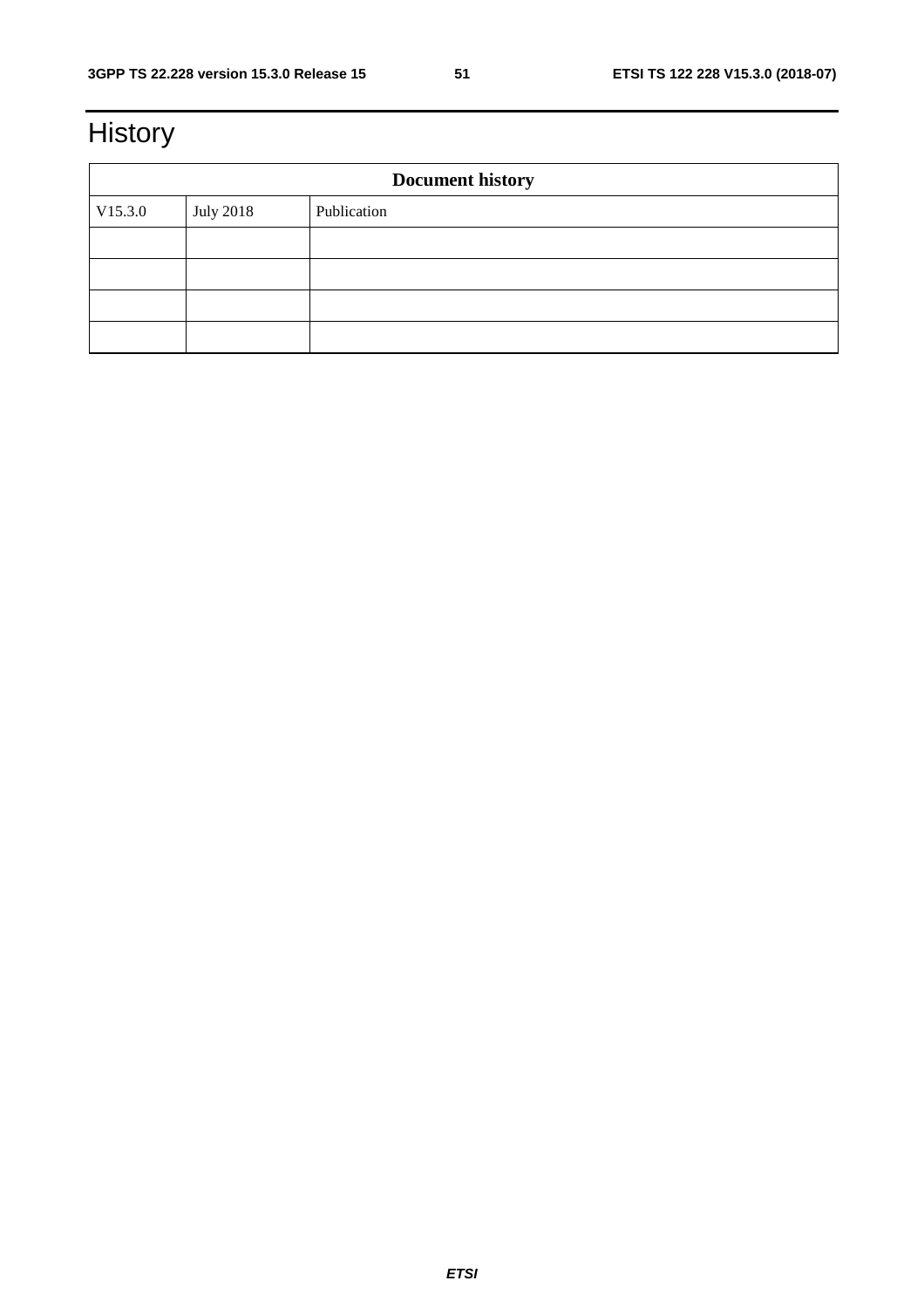# History

| Document history | | |
|---|---|---|
| V15.3.0 | July 2018 | Publication |
| | | |
| | | |
| | | |
| | | |